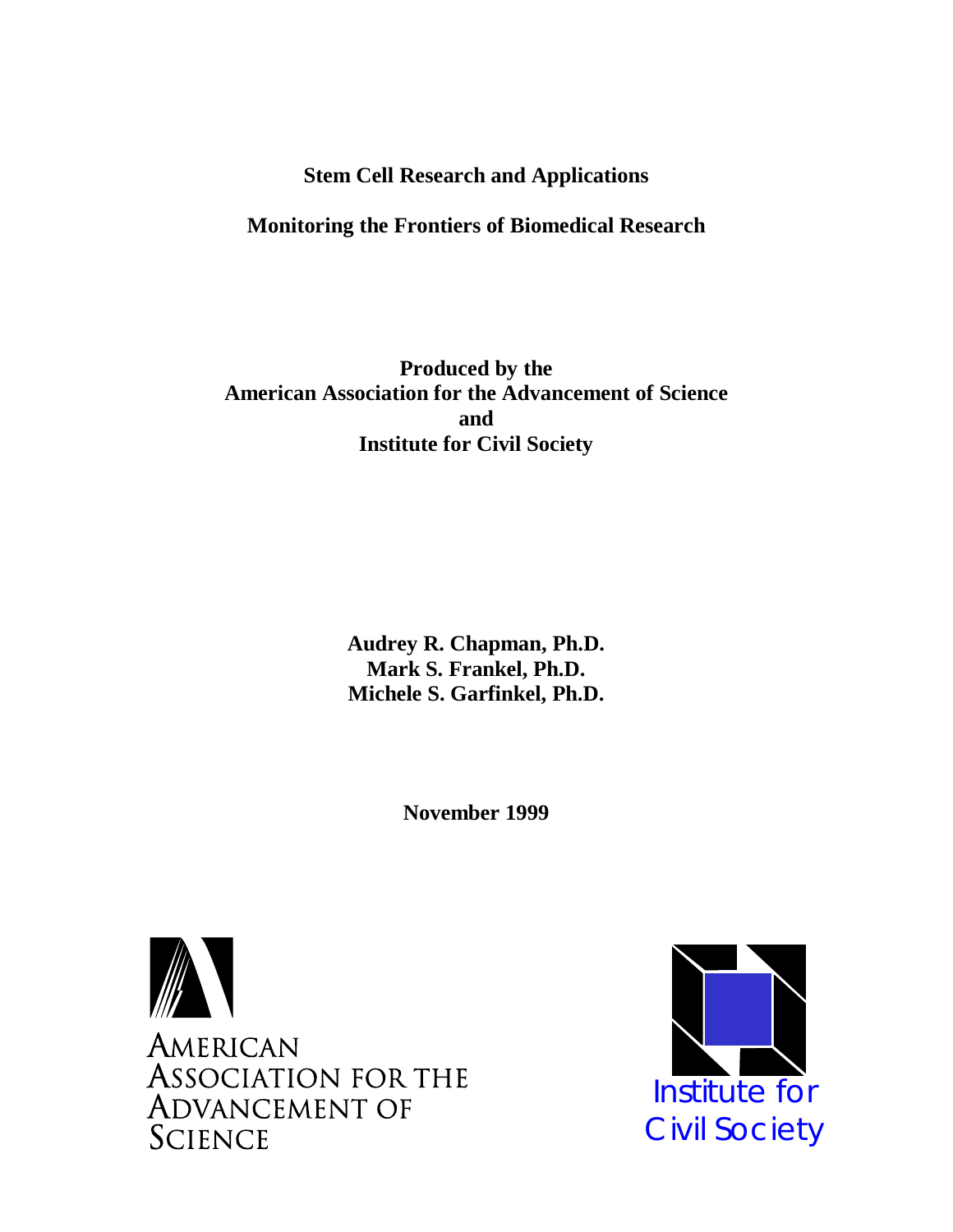# Stem Cell Research and Applications

## Monitoring the Frontiers of Biomedical Research

**Produced by the**
**American Association for the Advancement of Science**
**and**
**Institute for Civil Society**

**Audrey R. Chapman, Ph.D.**
**Mark S. Frankel, Ph.D.**
**Michele S. Garfinkel, Ph.D.**

**November 1999**

American Association for the Advancement of Science

Institute for Civil Society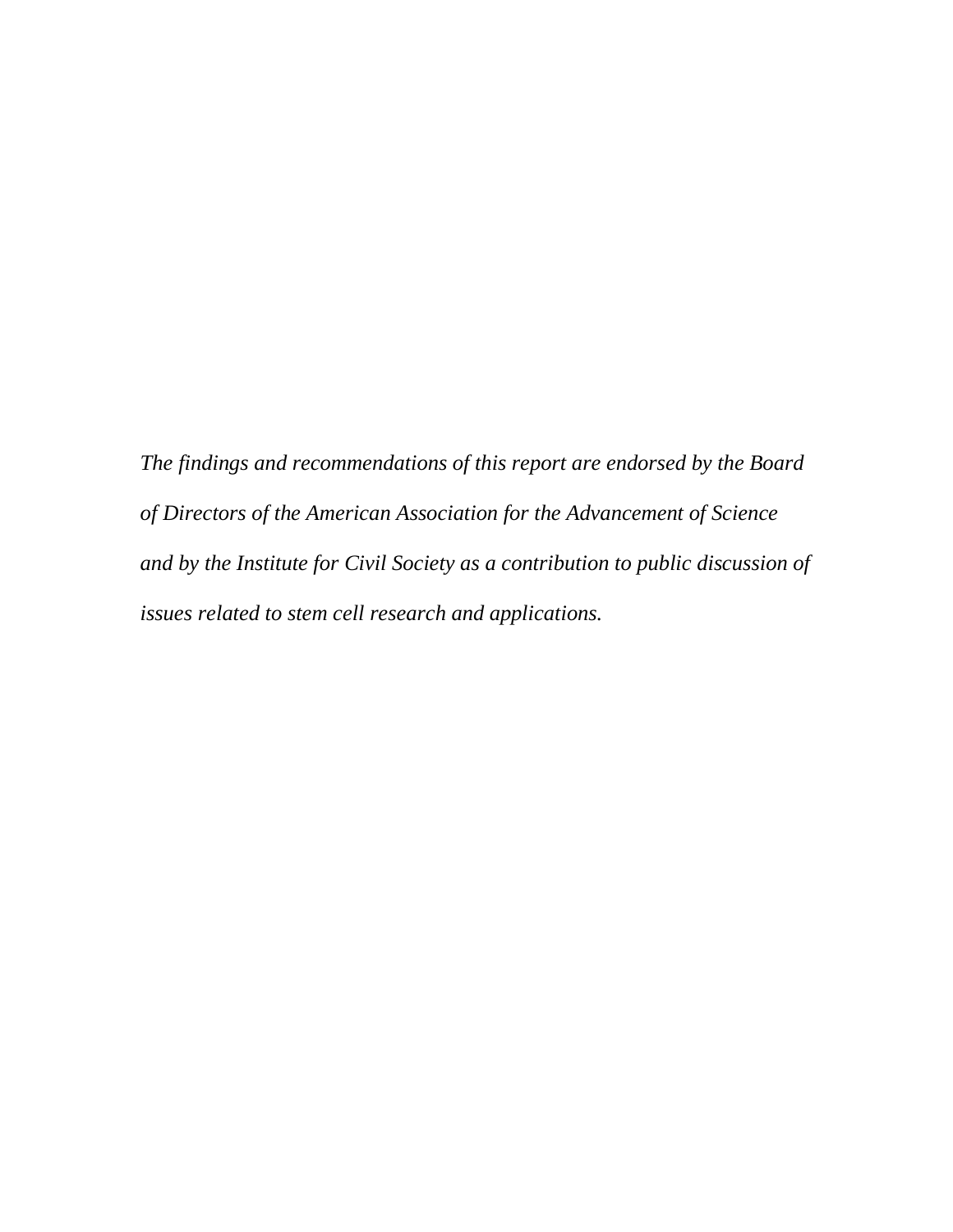*The findings and recommendations of this report are endorsed by the Board of Directors of the American Association for the Advancement of Science and by the Institute for Civil Society as a contribution to public discussion of issues related to stem cell research and applications.*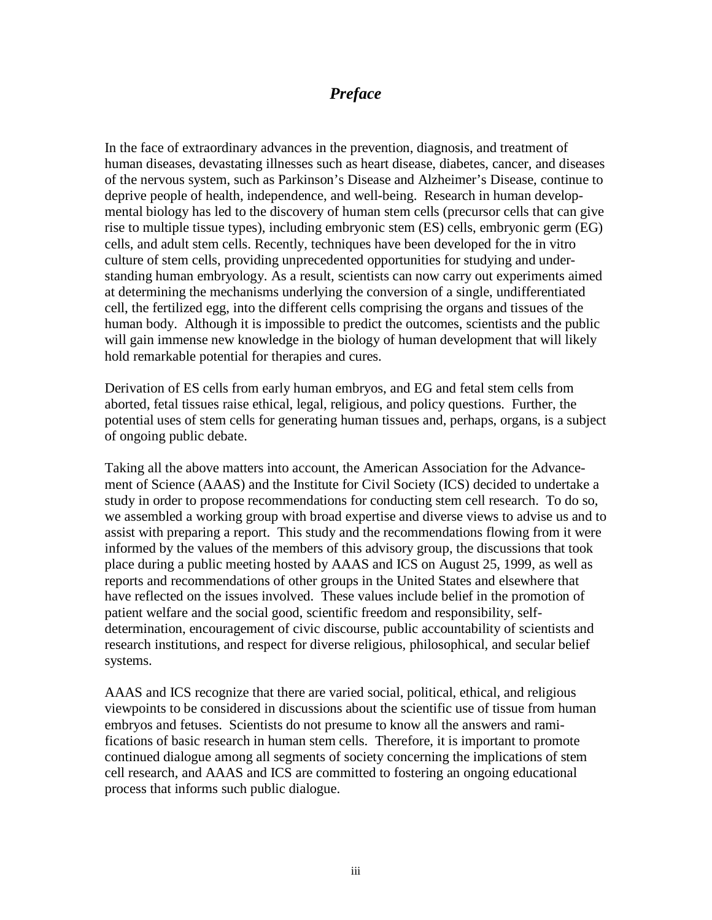## *Preface*

In the face of extraordinary advances in the prevention, diagnosis, and treatment of human diseases, devastating illnesses such as heart disease, diabetes, cancer, and diseases of the nervous system, such as Parkinson's Disease and Alzheimer's Disease, continue to deprive people of health, independence, and well-being. Research in human developmental biology has led to the discovery of human stem cells (precursor cells that can give rise to multiple tissue types), including embryonic stem (ES) cells, embryonic germ (EG) cells, and adult stem cells. Recently, techniques have been developed for the in vitro culture of stem cells, providing unprecedented opportunities for studying and understanding human embryology. As a result, scientists can now carry out experiments aimed at determining the mechanisms underlying the conversion of a single, undifferentiated cell, the fertilized egg, into the different cells comprising the organs and tissues of the human body. Although it is impossible to predict the outcomes, scientists and the public will gain immense new knowledge in the biology of human development that will likely hold remarkable potential for therapies and cures.

Derivation of ES cells from early human embryos, and EG and fetal stem cells from aborted, fetal tissues raise ethical, legal, religious, and policy questions. Further, the potential uses of stem cells for generating human tissues and, perhaps, organs, is a subject of ongoing public debate.

Taking all the above matters into account, the American Association for the Advancement of Science (AAAS) and the Institute for Civil Society (ICS) decided to undertake a study in order to propose recommendations for conducting stem cell research. To do so, we assembled a working group with broad expertise and diverse views to advise us and to assist with preparing a report. This study and the recommendations flowing from it were informed by the values of the members of this advisory group, the discussions that took place during a public meeting hosted by AAAS and ICS on August 25, 1999, as well as reports and recommendations of other groups in the United States and elsewhere that have reflected on the issues involved. These values include belief in the promotion of patient welfare and the social good, scientific freedom and responsibility, self-determination, encouragement of civic discourse, public accountability of scientists and research institutions, and respect for diverse religious, philosophical, and secular belief systems.

AAAS and ICS recognize that there are varied social, political, ethical, and religious viewpoints to be considered in discussions about the scientific use of tissue from human embryos and fetuses. Scientists do not presume to know all the answers and ramifications of basic research in human stem cells. Therefore, it is important to promote continued dialogue among all segments of society concerning the implications of stem cell research, and AAAS and ICS are committed to fostering an ongoing educational process that informs such public dialogue.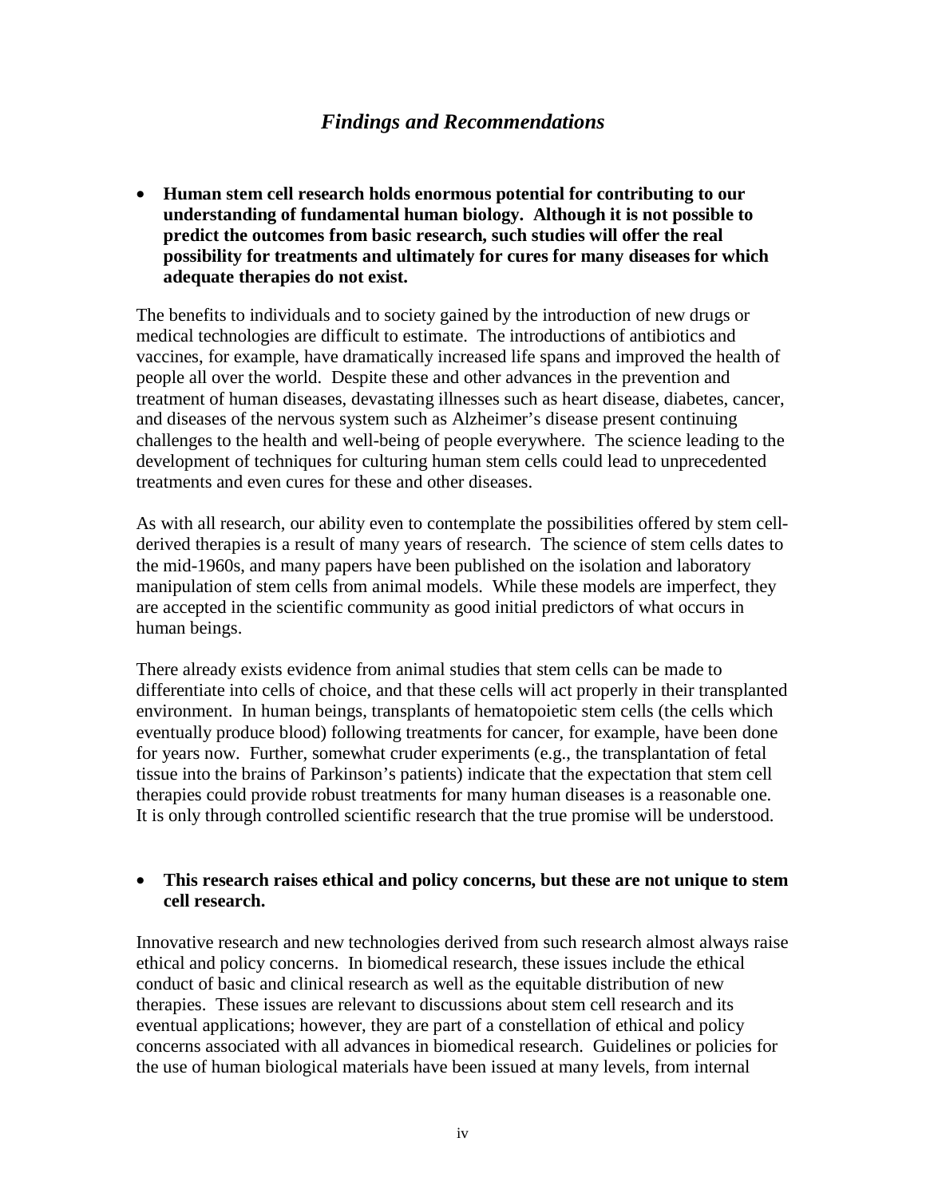## *Findings and Recommendations*

- **Human stem cell research holds enormous potential for contributing to our understanding of fundamental human biology. Although it is not possible to predict the outcomes from basic research, such studies will offer the real possibility for treatments and ultimately for cures for many diseases for which adequate therapies do not exist.**

The benefits to individuals and to society gained by the introduction of new drugs or medical technologies are difficult to estimate. The introductions of antibiotics and vaccines, for example, have dramatically increased life spans and improved the health of people all over the world. Despite these and other advances in the prevention and treatment of human diseases, devastating illnesses such as heart disease, diabetes, cancer, and diseases of the nervous system such as Alzheimer's disease present continuing challenges to the health and well-being of people everywhere. The science leading to the development of techniques for culturing human stem cells could lead to unprecedented treatments and even cures for these and other diseases.

As with all research, our ability even to contemplate the possibilities offered by stem cell-derived therapies is a result of many years of research. The science of stem cells dates to the mid-1960s, and many papers have been published on the isolation and laboratory manipulation of stem cells from animal models. While these models are imperfect, they are accepted in the scientific community as good initial predictors of what occurs in human beings.

There already exists evidence from animal studies that stem cells can be made to differentiate into cells of choice, and that these cells will act properly in their transplanted environment. In human beings, transplants of hematopoietic stem cells (the cells which eventually produce blood) following treatments for cancer, for example, have been done for years now. Further, somewhat cruder experiments (e.g., the transplantation of fetal tissue into the brains of Parkinson's patients) indicate that the expectation that stem cell therapies could provide robust treatments for many human diseases is a reasonable one. It is only through controlled scientific research that the true promise will be understood.

- **This research raises ethical and policy concerns, but these are not unique to stem cell research.**

Innovative research and new technologies derived from such research almost always raise ethical and policy concerns. In biomedical research, these issues include the ethical conduct of basic and clinical research as well as the equitable distribution of new therapies. These issues are relevant to discussions about stem cell research and its eventual applications; however, they are part of a constellation of ethical and policy concerns associated with all advances in biomedical research. Guidelines or policies for the use of human biological materials have been issued at many levels, from internal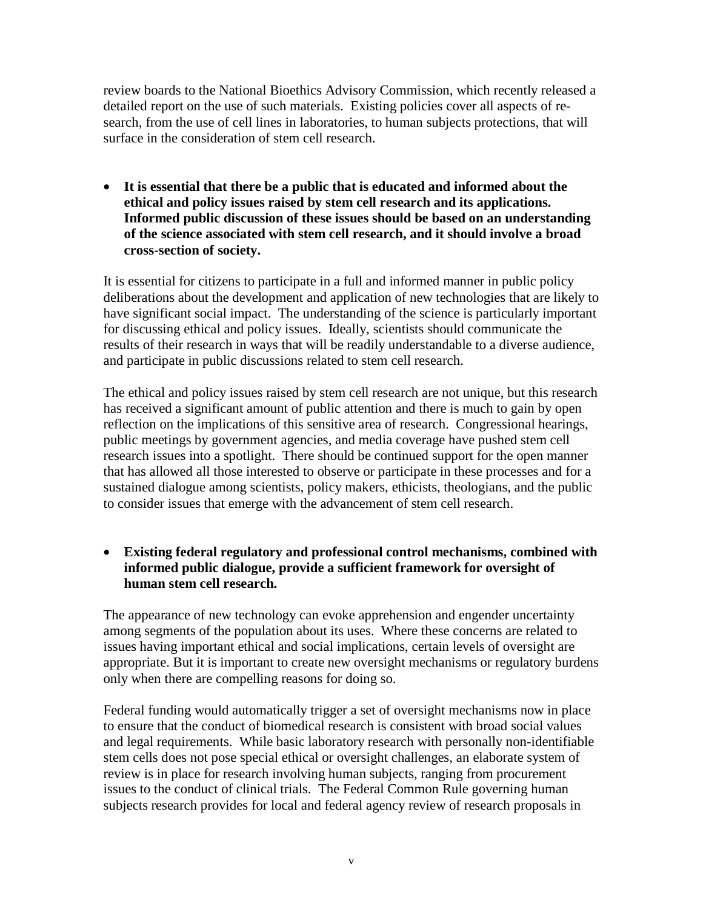review boards to the National Bioethics Advisory Commission, which recently released a detailed report on the use of such materials. Existing policies cover all aspects of research, from the use of cell lines in laboratories, to human subjects protections, that will surface in the consideration of stem cell research.

- **It is essential that there be a public that is educated and informed about the ethical and policy issues raised by stem cell research and its applications. Informed public discussion of these issues should be based on an understanding of the science associated with stem cell research, and it should involve a broad cross-section of society.**

It is essential for citizens to participate in a full and informed manner in public policy deliberations about the development and application of new technologies that are likely to have significant social impact. The understanding of the science is particularly important for discussing ethical and policy issues. Ideally, scientists should communicate the results of their research in ways that will be readily understandable to a diverse audience, and participate in public discussions related to stem cell research.

The ethical and policy issues raised by stem cell research are not unique, but this research has received a significant amount of public attention and there is much to gain by open reflection on the implications of this sensitive area of research. Congressional hearings, public meetings by government agencies, and media coverage have pushed stem cell research issues into a spotlight. There should be continued support for the open manner that has allowed all those interested to observe or participate in these processes and for a sustained dialogue among scientists, policy makers, ethicists, theologians, and the public to consider issues that emerge with the advancement of stem cell research.

- **Existing federal regulatory and professional control mechanisms, combined with informed public dialogue, provide a sufficient framework for oversight of human stem cell research.**

The appearance of new technology can evoke apprehension and engender uncertainty among segments of the population about its uses. Where these concerns are related to issues having important ethical and social implications, certain levels of oversight are appropriate. But it is important to create new oversight mechanisms or regulatory burdens only when there are compelling reasons for doing so.

Federal funding would automatically trigger a set of oversight mechanisms now in place to ensure that the conduct of biomedical research is consistent with broad social values and legal requirements. While basic laboratory research with personally non-identifiable stem cells does not pose special ethical or oversight challenges, an elaborate system of review is in place for research involving human subjects, ranging from procurement issues to the conduct of clinical trials. The Federal Common Rule governing human subjects research provides for local and federal agency review of research proposals in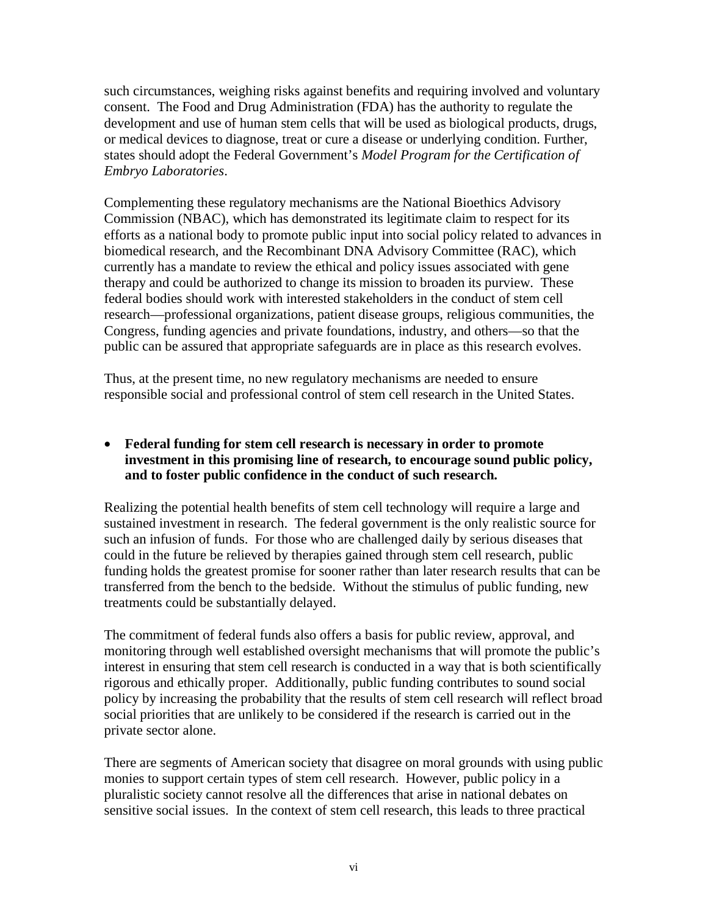such circumstances, weighing risks against benefits and requiring involved and voluntary consent. The Food and Drug Administration (FDA) has the authority to regulate the development and use of human stem cells that will be used as biological products, drugs, or medical devices to diagnose, treat or cure a disease or underlying condition. Further, states should adopt the Federal Government's *Model Program for the Certification of Embryo Laboratories*.

Complementing these regulatory mechanisms are the National Bioethics Advisory Commission (NBAC), which has demonstrated its legitimate claim to respect for its efforts as a national body to promote public input into social policy related to advances in biomedical research, and the Recombinant DNA Advisory Committee (RAC), which currently has a mandate to review the ethical and policy issues associated with gene therapy and could be authorized to change its mission to broaden its purview. These federal bodies should work with interested stakeholders in the conduct of stem cell research—professional organizations, patient disease groups, religious communities, the Congress, funding agencies and private foundations, industry, and others—so that the public can be assured that appropriate safeguards are in place as this research evolves.

Thus, at the present time, no new regulatory mechanisms are needed to ensure responsible social and professional control of stem cell research in the United States.

- **Federal funding for stem cell research is necessary in order to promote investment in this promising line of research, to encourage sound public policy, and to foster public confidence in the conduct of such research.**

Realizing the potential health benefits of stem cell technology will require a large and sustained investment in research. The federal government is the only realistic source for such an infusion of funds. For those who are challenged daily by serious diseases that could in the future be relieved by therapies gained through stem cell research, public funding holds the greatest promise for sooner rather than later research results that can be transferred from the bench to the bedside. Without the stimulus of public funding, new treatments could be substantially delayed.

The commitment of federal funds also offers a basis for public review, approval, and monitoring through well established oversight mechanisms that will promote the public's interest in ensuring that stem cell research is conducted in a way that is both scientifically rigorous and ethically proper. Additionally, public funding contributes to sound social policy by increasing the probability that the results of stem cell research will reflect broad social priorities that are unlikely to be considered if the research is carried out in the private sector alone.

There are segments of American society that disagree on moral grounds with using public monies to support certain types of stem cell research. However, public policy in a pluralistic society cannot resolve all the differences that arise in national debates on sensitive social issues. In the context of stem cell research, this leads to three practical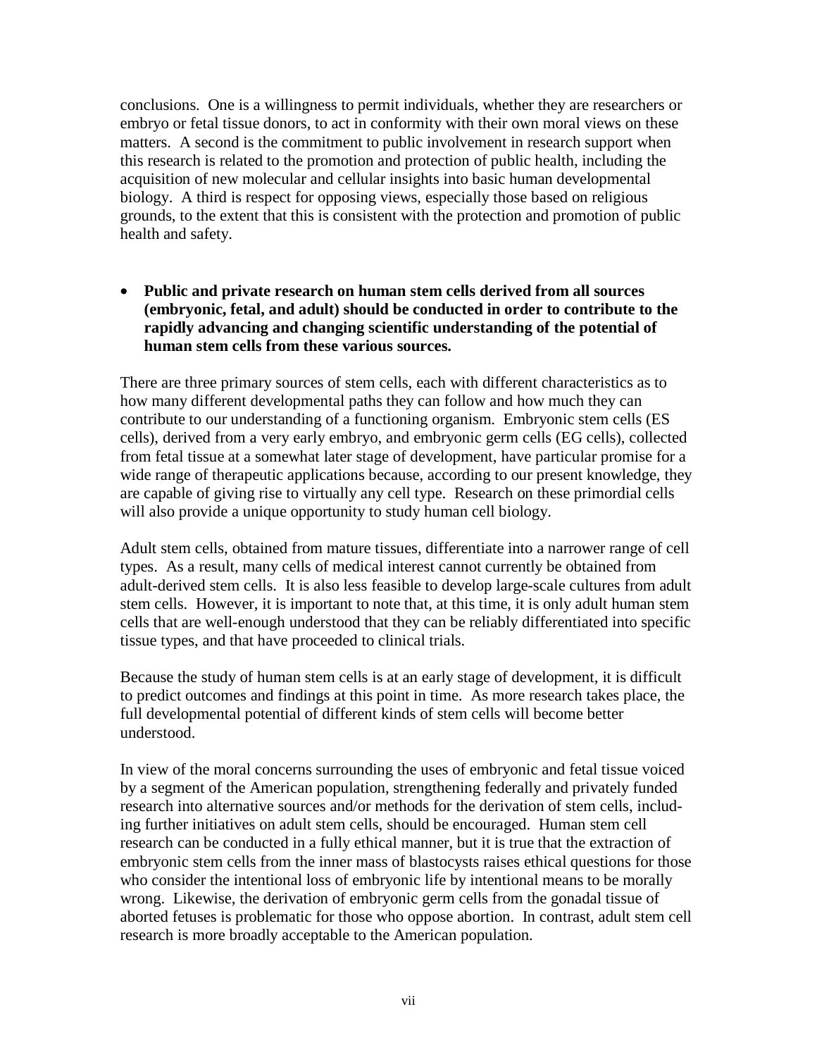conclusions. One is a willingness to permit individuals, whether they are researchers or embryo or fetal tissue donors, to act in conformity with their own moral views on these matters. A second is the commitment to public involvement in research support when this research is related to the promotion and protection of public health, including the acquisition of new molecular and cellular insights into basic human developmental biology. A third is respect for opposing views, especially those based on religious grounds, to the extent that this is consistent with the protection and promotion of public health and safety.

- **Public and private research on human stem cells derived from all sources (embryonic, fetal, and adult) should be conducted in order to contribute to the rapidly advancing and changing scientific understanding of the potential of human stem cells from these various sources.**

There are three primary sources of stem cells, each with different characteristics as to how many different developmental paths they can follow and how much they can contribute to our understanding of a functioning organism. Embryonic stem cells (ES cells), derived from a very early embryo, and embryonic germ cells (EG cells), collected from fetal tissue at a somewhat later stage of development, have particular promise for a wide range of therapeutic applications because, according to our present knowledge, they are capable of giving rise to virtually any cell type. Research on these primordial cells will also provide a unique opportunity to study human cell biology.

Adult stem cells, obtained from mature tissues, differentiate into a narrower range of cell types. As a result, many cells of medical interest cannot currently be obtained from adult-derived stem cells. It is also less feasible to develop large-scale cultures from adult stem cells. However, it is important to note that, at this time, it is only adult human stem cells that are well-enough understood that they can be reliably differentiated into specific tissue types, and that have proceeded to clinical trials.

Because the study of human stem cells is at an early stage of development, it is difficult to predict outcomes and findings at this point in time. As more research takes place, the full developmental potential of different kinds of stem cells will become better understood.

In view of the moral concerns surrounding the uses of embryonic and fetal tissue voiced by a segment of the American population, strengthening federally and privately funded research into alternative sources and/or methods for the derivation of stem cells, including further initiatives on adult stem cells, should be encouraged. Human stem cell research can be conducted in a fully ethical manner, but it is true that the extraction of embryonic stem cells from the inner mass of blastocysts raises ethical questions for those who consider the intentional loss of embryonic life by intentional means to be morally wrong. Likewise, the derivation of embryonic germ cells from the gonadal tissue of aborted fetuses is problematic for those who oppose abortion. In contrast, adult stem cell research is more broadly acceptable to the American population.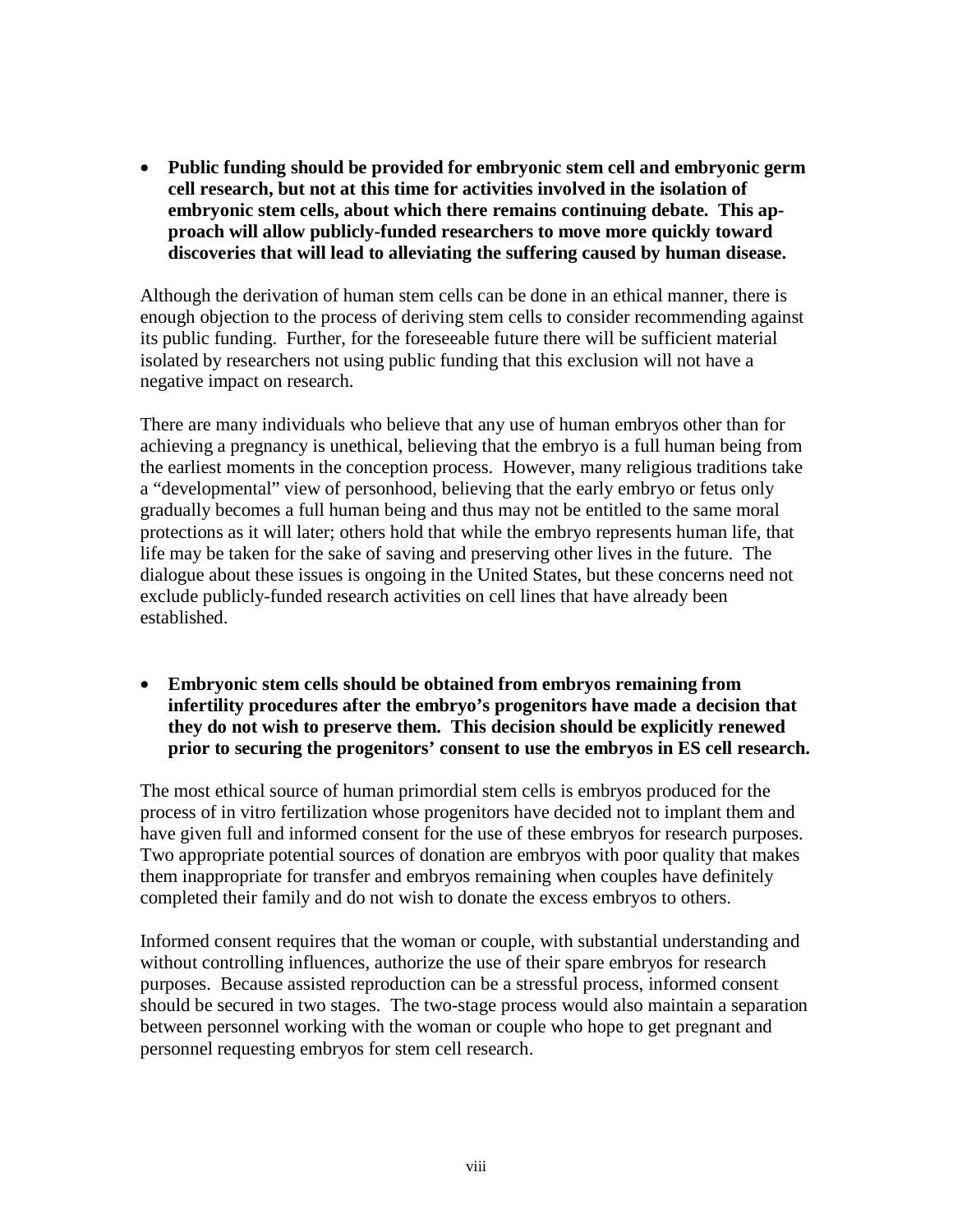- **Public funding should be provided for embryonic stem cell and embryonic germ cell research, but not at this time for activities involved in the isolation of embryonic stem cells, about which there remains continuing debate. This approach will allow publicly-funded researchers to move more quickly toward discoveries that will lead to alleviating the suffering caused by human disease.**

Although the derivation of human stem cells can be done in an ethical manner, there is enough objection to the process of deriving stem cells to consider recommending against its public funding. Further, for the foreseeable future there will be sufficient material isolated by researchers not using public funding that this exclusion will not have a negative impact on research.

There are many individuals who believe that any use of human embryos other than for achieving a pregnancy is unethical, believing that the embryo is a full human being from the earliest moments in the conception process. However, many religious traditions take a "developmental" view of personhood, believing that the early embryo or fetus only gradually becomes a full human being and thus may not be entitled to the same moral protections as it will later; others hold that while the embryo represents human life, that life may be taken for the sake of saving and preserving other lives in the future. The dialogue about these issues is ongoing in the United States, but these concerns need not exclude publicly-funded research activities on cell lines that have already been established.

- **Embryonic stem cells should be obtained from embryos remaining from infertility procedures after the embryo's progenitors have made a decision that they do not wish to preserve them. This decision should be explicitly renewed prior to securing the progenitors' consent to use the embryos in ES cell research.**

The most ethical source of human primordial stem cells is embryos produced for the process of in vitro fertilization whose progenitors have decided not to implant them and have given full and informed consent for the use of these embryos for research purposes. Two appropriate potential sources of donation are embryos with poor quality that makes them inappropriate for transfer and embryos remaining when couples have definitely completed their family and do not wish to donate the excess embryos to others.

Informed consent requires that the woman or couple, with substantial understanding and without controlling influences, authorize the use of their spare embryos for research purposes. Because assisted reproduction can be a stressful process, informed consent should be secured in two stages. The two-stage process would also maintain a separation between personnel working with the woman or couple who hope to get pregnant and personnel requesting embryos for stem cell research.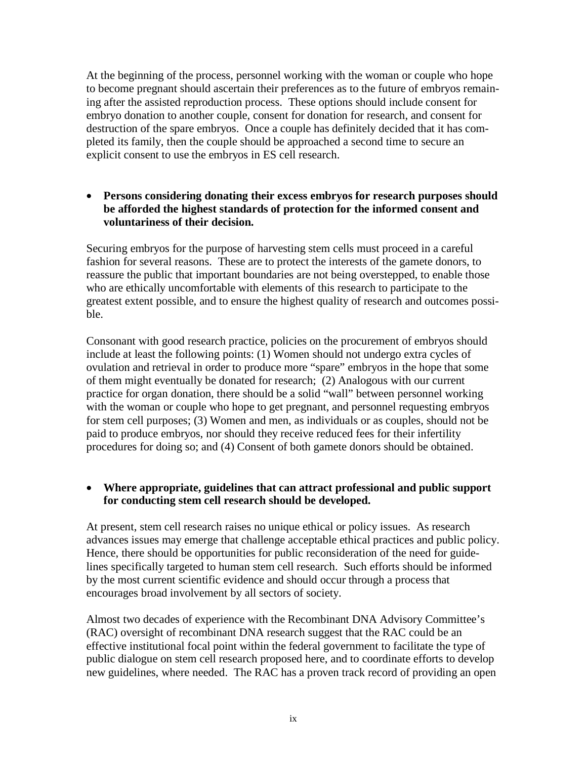At the beginning of the process, personnel working with the woman or couple who hope to become pregnant should ascertain their preferences as to the future of embryos remaining after the assisted reproduction process. These options should include consent for embryo donation to another couple, consent for donation for research, and consent for destruction of the spare embryos. Once a couple has definitely decided that it has completed its family, then the couple should be approached a second time to secure an explicit consent to use the embryos in ES cell research.

- **Persons considering donating their excess embryos for research purposes should be afforded the highest standards of protection for the informed consent and voluntariness of their decision.**

Securing embryos for the purpose of harvesting stem cells must proceed in a careful fashion for several reasons. These are to protect the interests of the gamete donors, to reassure the public that important boundaries are not being overstepped, to enable those who are ethically uncomfortable with elements of this research to participate to the greatest extent possible, and to ensure the highest quality of research and outcomes possible.

Consonant with good research practice, policies on the procurement of embryos should include at least the following points: (1) Women should not undergo extra cycles of ovulation and retrieval in order to produce more "spare" embryos in the hope that some of them might eventually be donated for research; (2) Analogous with our current practice for organ donation, there should be a solid "wall" between personnel working with the woman or couple who hope to get pregnant, and personnel requesting embryos for stem cell purposes; (3) Women and men, as individuals or as couples, should not be paid to produce embryos, nor should they receive reduced fees for their infertility procedures for doing so; and (4) Consent of both gamete donors should be obtained.

- **Where appropriate, guidelines that can attract professional and public support for conducting stem cell research should be developed.**

At present, stem cell research raises no unique ethical or policy issues. As research advances issues may emerge that challenge acceptable ethical practices and public policy. Hence, there should be opportunities for public reconsideration of the need for guidelines specifically targeted to human stem cell research. Such efforts should be informed by the most current scientific evidence and should occur through a process that encourages broad involvement by all sectors of society.

Almost two decades of experience with the Recombinant DNA Advisory Committee's (RAC) oversight of recombinant DNA research suggest that the RAC could be an effective institutional focal point within the federal government to facilitate the type of public dialogue on stem cell research proposed here, and to coordinate efforts to develop new guidelines, where needed. The RAC has a proven track record of providing an open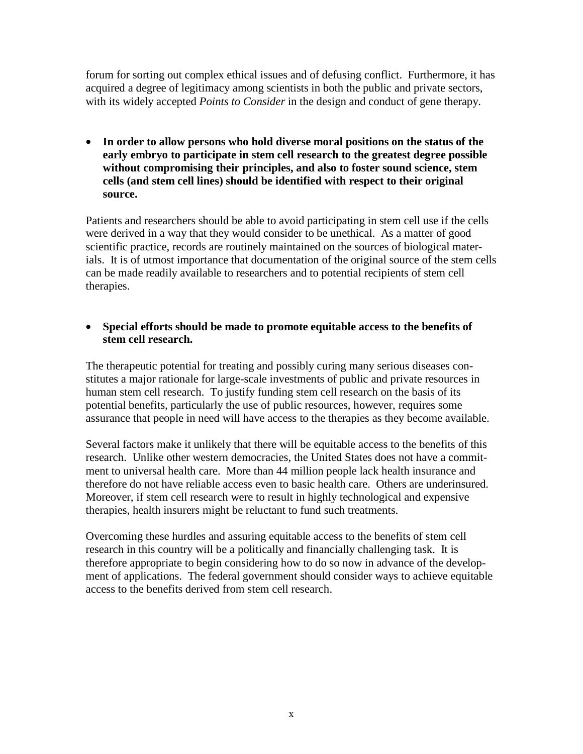forum for sorting out complex ethical issues and of defusing conflict. Furthermore, it has acquired a degree of legitimacy among scientists in both the public and private sectors, with its widely accepted *Points to Consider* in the design and conduct of gene therapy.

- **In order to allow persons who hold diverse moral positions on the status of the early embryo to participate in stem cell research to the greatest degree possible without compromising their principles, and also to foster sound science, stem cells (and stem cell lines) should be identified with respect to their original source.**

Patients and researchers should be able to avoid participating in stem cell use if the cells were derived in a way that they would consider to be unethical. As a matter of good scientific practice, records are routinely maintained on the sources of biological materials. It is of utmost importance that documentation of the original source of the stem cells can be made readily available to researchers and to potential recipients of stem cell therapies.

- **Special efforts should be made to promote equitable access to the benefits of stem cell research.**

The therapeutic potential for treating and possibly curing many serious diseases constitutes a major rationale for large-scale investments of public and private resources in human stem cell research. To justify funding stem cell research on the basis of its potential benefits, particularly the use of public resources, however, requires some assurance that people in need will have access to the therapies as they become available.

Several factors make it unlikely that there will be equitable access to the benefits of this research. Unlike other western democracies, the United States does not have a commitment to universal health care. More than 44 million people lack health insurance and therefore do not have reliable access even to basic health care. Others are underinsured. Moreover, if stem cell research were to result in highly technological and expensive therapies, health insurers might be reluctant to fund such treatments.

Overcoming these hurdles and assuring equitable access to the benefits of stem cell research in this country will be a politically and financially challenging task. It is therefore appropriate to begin considering how to do so now in advance of the development of applications. The federal government should consider ways to achieve equitable access to the benefits derived from stem cell research.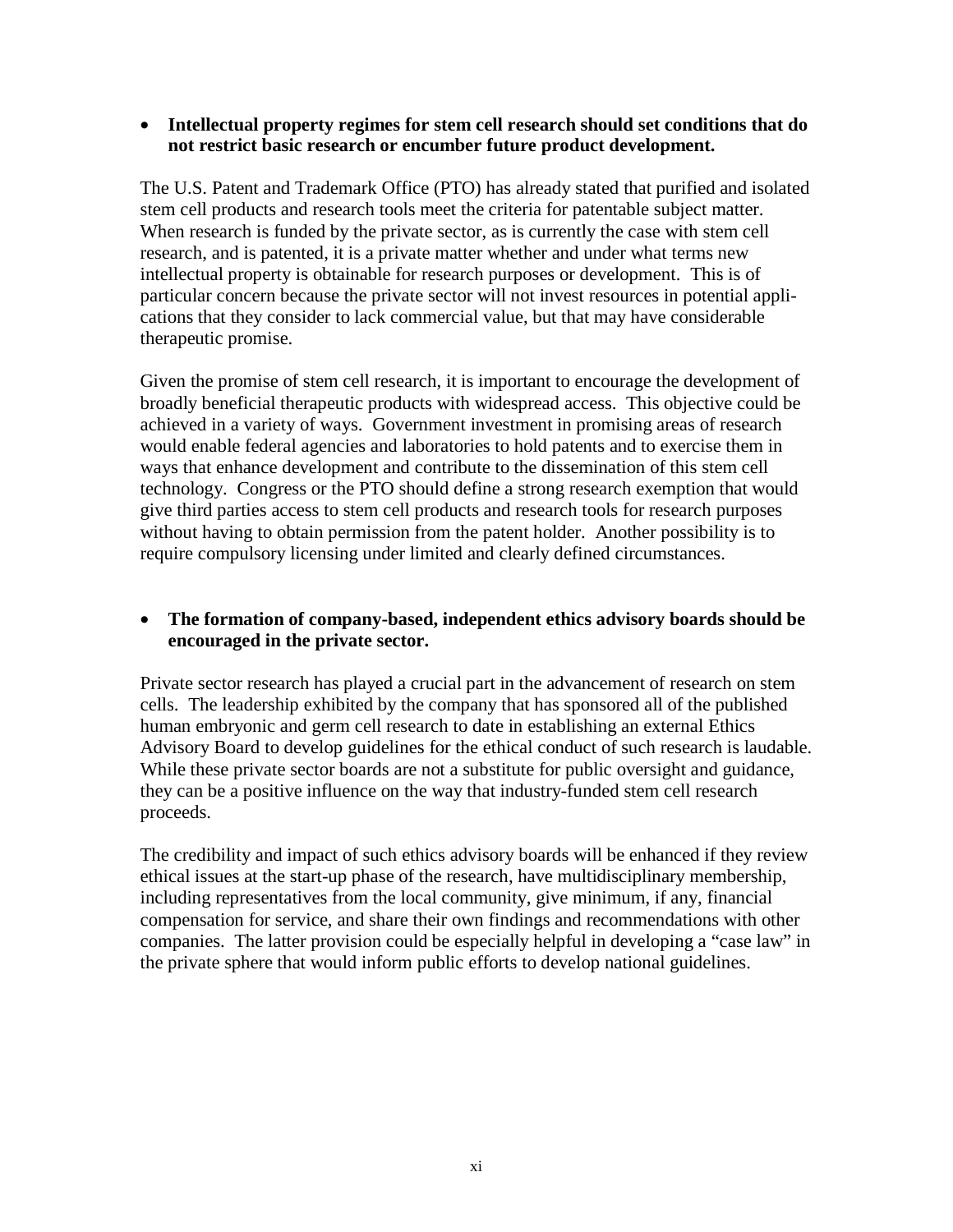- **Intellectual property regimes for stem cell research should set conditions that do not restrict basic research or encumber future product development.**

The U.S. Patent and Trademark Office (PTO) has already stated that purified and isolated stem cell products and research tools meet the criteria for patentable subject matter. When research is funded by the private sector, as is currently the case with stem cell research, and is patented, it is a private matter whether and under what terms new intellectual property is obtainable for research purposes or development. This is of particular concern because the private sector will not invest resources in potential applications that they consider to lack commercial value, but that may have considerable therapeutic promise.

Given the promise of stem cell research, it is important to encourage the development of broadly beneficial therapeutic products with widespread access. This objective could be achieved in a variety of ways. Government investment in promising areas of research would enable federal agencies and laboratories to hold patents and to exercise them in ways that enhance development and contribute to the dissemination of this stem cell technology. Congress or the PTO should define a strong research exemption that would give third parties access to stem cell products and research tools for research purposes without having to obtain permission from the patent holder. Another possibility is to require compulsory licensing under limited and clearly defined circumstances.

- **The formation of company-based, independent ethics advisory boards should be encouraged in the private sector.**

Private sector research has played a crucial part in the advancement of research on stem cells. The leadership exhibited by the company that has sponsored all of the published human embryonic and germ cell research to date in establishing an external Ethics Advisory Board to develop guidelines for the ethical conduct of such research is laudable. While these private sector boards are not a substitute for public oversight and guidance, they can be a positive influence on the way that industry-funded stem cell research proceeds.

The credibility and impact of such ethics advisory boards will be enhanced if they review ethical issues at the start-up phase of the research, have multidisciplinary membership, including representatives from the local community, give minimum, if any, financial compensation for service, and share their own findings and recommendations with other companies. The latter provision could be especially helpful in developing a "case law" in the private sphere that would inform public efforts to develop national guidelines.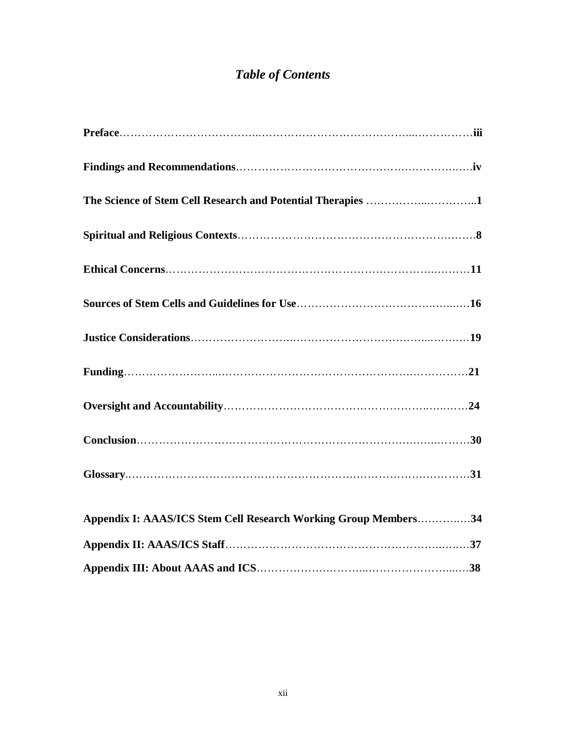# *Table of Contents*

**Preface**……………………………..……………………………………...……………**iii**

**Findings and Recommendations**………………….……………….…….………….……**iv**

**The Science of Stem Cell Research and Potential Therapies** ……………..…………..**1**

**Spiritual and Religious Contexts**……………………………………………….….……**8**

**Ethical Concerns**………………………………………………………………..………**11**

**Sources of Stem Cells and Guidelines for Use**…………………………….…..…..…**16**

**Justice Considerations**…………………….……………………………...………**19**

**Funding**……………………...…………………………………………….……………**21**

**Oversight and Accountability**……………………………………………….…….……**24**

**Conclusion**……………………………………………………………….……..………**30**

**Glossary**……………………………………………………….……………….…………**31**

**Appendix I: AAAS/ICS Stem Cell Research Working Group Members**………..…**34**

**Appendix II: AAAS/ICS Staff**……………………….…………………..…….…**37**

**Appendix III: About AAAS and ICS**……………….……..……………………...…**38**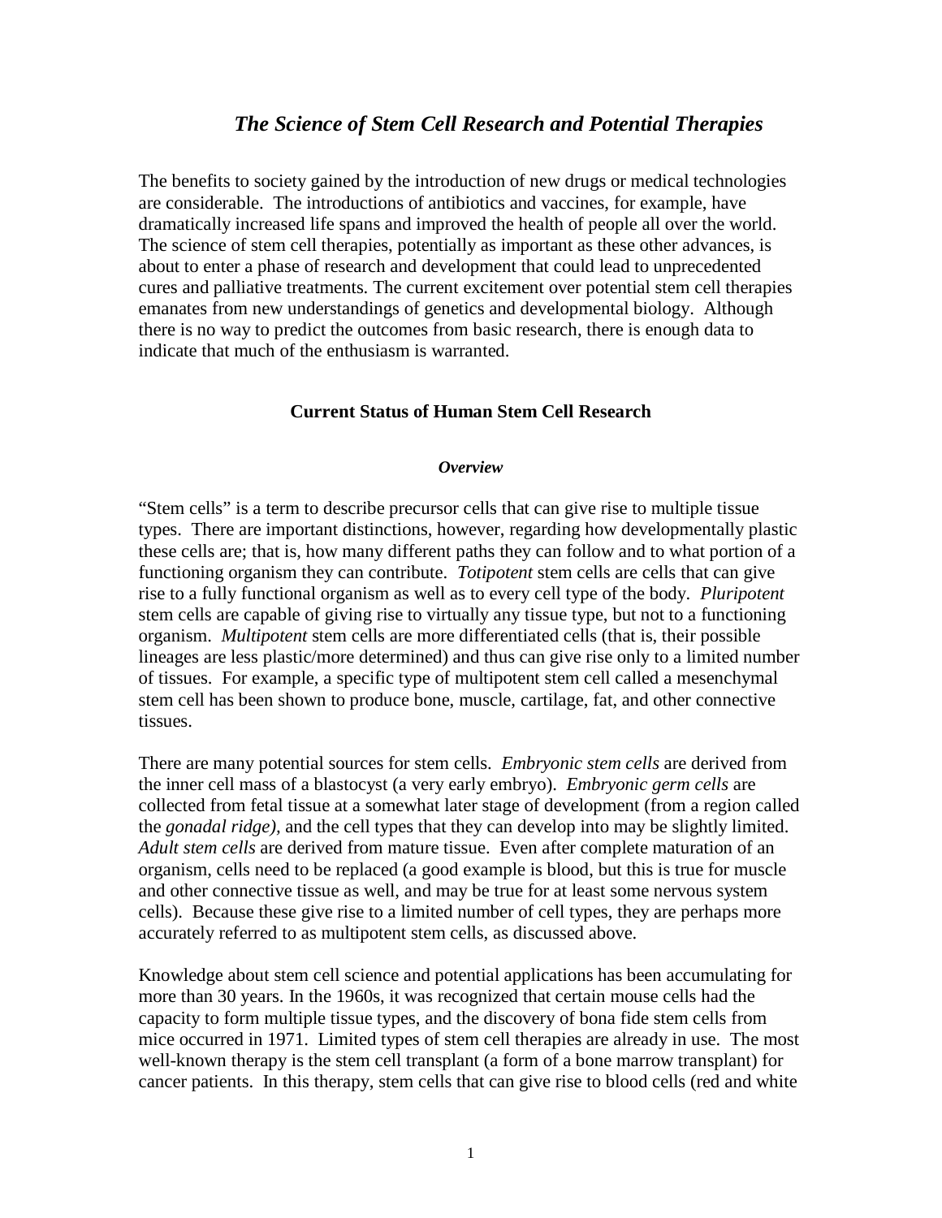# *The Science of Stem Cell Research and Potential Therapies*

The benefits to society gained by the introduction of new drugs or medical technologies are considerable. The introductions of antibiotics and vaccines, for example, have dramatically increased life spans and improved the health of people all over the world. The science of stem cell therapies, potentially as important as these other advances, is about to enter a phase of research and development that could lead to unprecedented cures and palliative treatments. The current excitement over potential stem cell therapies emanates from new understandings of genetics and developmental biology. Although there is no way to predict the outcomes from basic research, there is enough data to indicate that much of the enthusiasm is warranted.

## Current Status of Human Stem Cell Research

### *Overview*

"Stem cells" is a term to describe precursor cells that can give rise to multiple tissue types. There are important distinctions, however, regarding how developmentally plastic these cells are; that is, how many different paths they can follow and to what portion of a functioning organism they can contribute. *Totipotent* stem cells are cells that can give rise to a fully functional organism as well as to every cell type of the body. *Pluripotent* stem cells are capable of giving rise to virtually any tissue type, but not to a functioning organism. *Multipotent* stem cells are more differentiated cells (that is, their possible lineages are less plastic/more determined) and thus can give rise only to a limited number of tissues. For example, a specific type of multipotent stem cell called a mesenchymal stem cell has been shown to produce bone, muscle, cartilage, fat, and other connective tissues.

There are many potential sources for stem cells. *Embryonic stem cells* are derived from the inner cell mass of a blastocyst (a very early embryo). *Embryonic germ cells* are collected from fetal tissue at a somewhat later stage of development (from a region called the *gonadal ridge),* and the cell types that they can develop into may be slightly limited. *Adult stem cells* are derived from mature tissue. Even after complete maturation of an organism, cells need to be replaced (a good example is blood, but this is true for muscle and other connective tissue as well, and may be true for at least some nervous system cells). Because these give rise to a limited number of cell types, they are perhaps more accurately referred to as multipotent stem cells, as discussed above.

Knowledge about stem cell science and potential applications has been accumulating for more than 30 years. In the 1960s, it was recognized that certain mouse cells had the capacity to form multiple tissue types, and the discovery of bona fide stem cells from mice occurred in 1971. Limited types of stem cell therapies are already in use. The most well-known therapy is the stem cell transplant (a form of a bone marrow transplant) for cancer patients. In this therapy, stem cells that can give rise to blood cells (red and white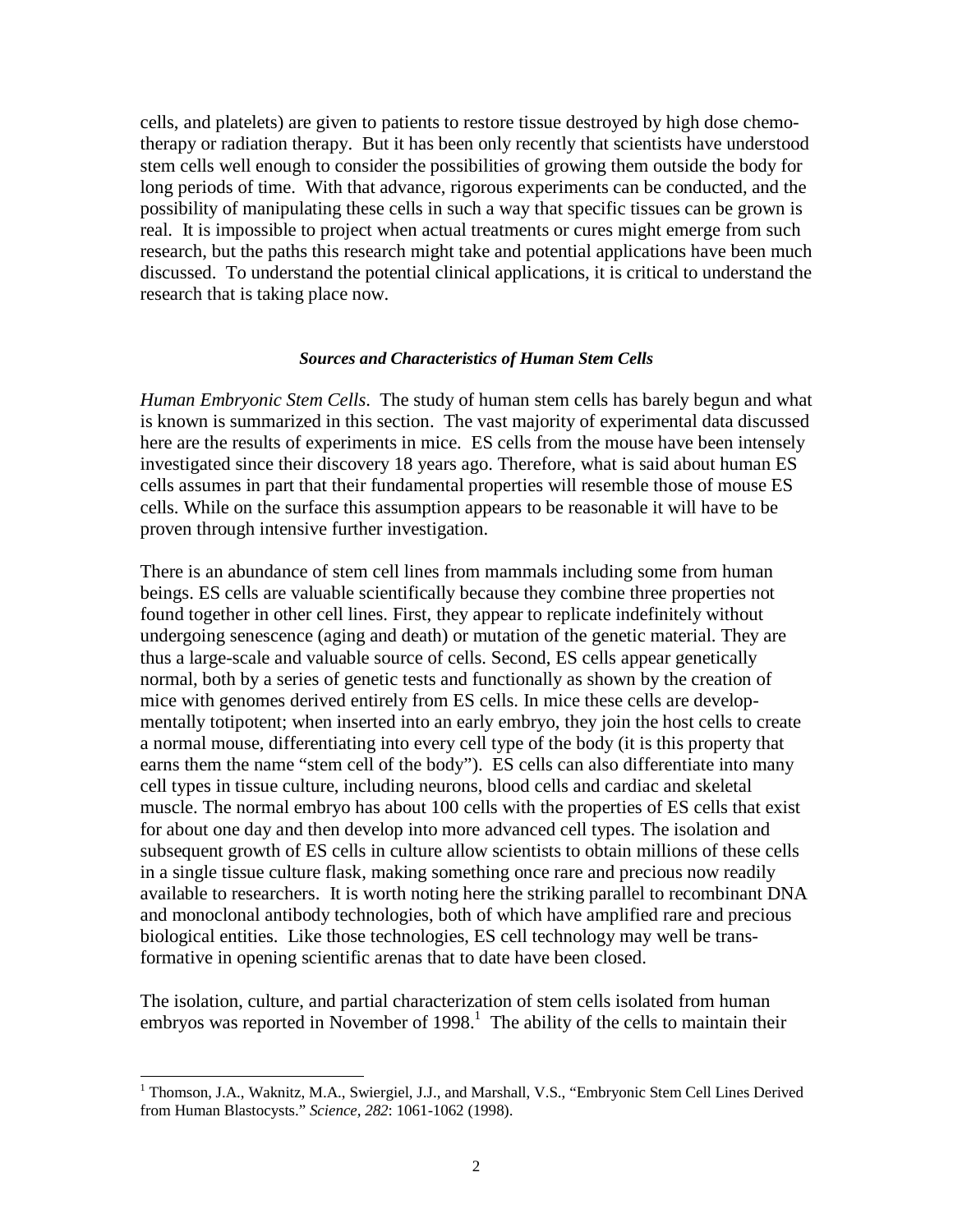cells, and platelets) are given to patients to restore tissue destroyed by high dose chemo-therapy or radiation therapy. But it has been only recently that scientists have understood stem cells well enough to consider the possibilities of growing them outside the body for long periods of time. With that advance, rigorous experiments can be conducted, and the possibility of manipulating these cells in such a way that specific tissues can be grown is real. It is impossible to project when actual treatments or cures might emerge from such research, but the paths this research might take and potential applications have been much discussed. To understand the potential clinical applications, it is critical to understand the research that is taking place now.

### *Sources and Characteristics of Human Stem Cells*

*Human Embryonic Stem Cells*. The study of human stem cells has barely begun and what is known is summarized in this section. The vast majority of experimental data discussed here are the results of experiments in mice. ES cells from the mouse have been intensely investigated since their discovery 18 years ago. Therefore, what is said about human ES cells assumes in part that their fundamental properties will resemble those of mouse ES cells. While on the surface this assumption appears to be reasonable it will have to be proven through intensive further investigation.

There is an abundance of stem cell lines from mammals including some from human beings. ES cells are valuable scientifically because they combine three properties not found together in other cell lines. First, they appear to replicate indefinitely without undergoing senescence (aging and death) or mutation of the genetic material. They are thus a large-scale and valuable source of cells. Second, ES cells appear genetically normal, both by a series of genetic tests and functionally as shown by the creation of mice with genomes derived entirely from ES cells. In mice these cells are developmentally totipotent; when inserted into an early embryo, they join the host cells to create a normal mouse, differentiating into every cell type of the body (it is this property that earns them the name "stem cell of the body"). ES cells can also differentiate into many cell types in tissue culture, including neurons, blood cells and cardiac and skeletal muscle. The normal embryo has about 100 cells with the properties of ES cells that exist for about one day and then develop into more advanced cell types. The isolation and subsequent growth of ES cells in culture allow scientists to obtain millions of these cells in a single tissue culture flask, making something once rare and precious now readily available to researchers. It is worth noting here the striking parallel to recombinant DNA and monoclonal antibody technologies, both of which have amplified rare and precious biological entities. Like those technologies, ES cell technology may well be transformative in opening scientific arenas that to date have been closed.

The isolation, culture, and partial characterization of stem cells isolated from human embryos was reported in November of 1998.[1] The ability of the cells to maintain their

---

[1] Thomson, J.A., Waknitz, M.A., Swiergiel, J.J., and Marshall, V.S., "Embryonic Stem Cell Lines Derived from Human Blastocysts." *Science, 282*: 1061-1062 (1998).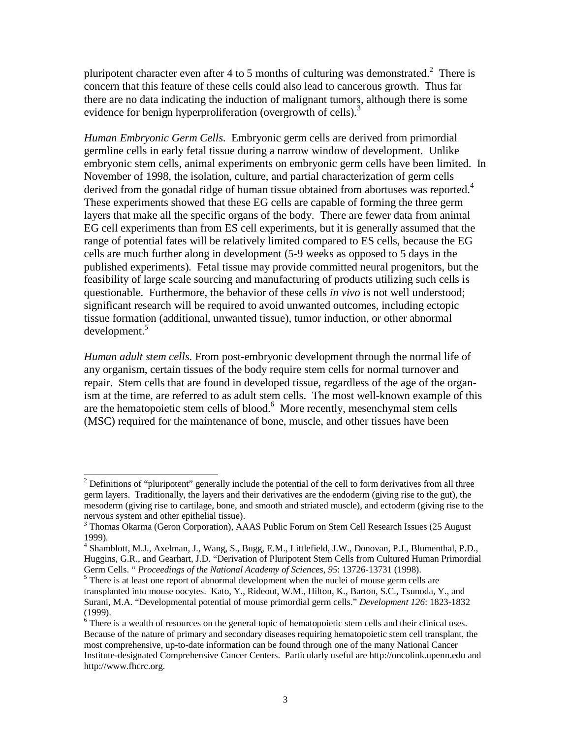pluripotent character even after 4 to 5 months of culturing was demonstrated.[2] There is concern that this feature of these cells could also lead to cancerous growth. Thus far there are no data indicating the induction of malignant tumors, although there is some evidence for benign hyperproliferation (overgrowth of cells).[3]

*Human Embryonic Germ Cells.* Embryonic germ cells are derived from primordial germline cells in early fetal tissue during a narrow window of development. Unlike embryonic stem cells, animal experiments on embryonic germ cells have been limited. In November of 1998, the isolation, culture, and partial characterization of germ cells derived from the gonadal ridge of human tissue obtained from abortuses was reported.[4] These experiments showed that these EG cells are capable of forming the three germ layers that make all the specific organs of the body. There are fewer data from animal EG cell experiments than from ES cell experiments, but it is generally assumed that the range of potential fates will be relatively limited compared to ES cells, because the EG cells are much further along in development (5-9 weeks as opposed to 5 days in the published experiments). Fetal tissue may provide committed neural progenitors, but the feasibility of large scale sourcing and manufacturing of products utilizing such cells is questionable. Furthermore, the behavior of these cells *in vivo* is not well understood; significant research will be required to avoid unwanted outcomes, including ectopic tissue formation (additional, unwanted tissue), tumor induction, or other abnormal development.[5]

*Human adult stem cells.* From post-embryonic development through the normal life of any organism, certain tissues of the body require stem cells for normal turnover and repair. Stem cells that are found in developed tissue, regardless of the age of the organism at the time, are referred to as adult stem cells. The most well-known example of this are the hematopoietic stem cells of blood.[6] More recently, mesenchymal stem cells (MSC) required for the maintenance of bone, muscle, and other tissues have been

---

[2] Definitions of "pluripotent" generally include the potential of the cell to form derivatives from all three germ layers. Traditionally, the layers and their derivatives are the endoderm (giving rise to the gut), the mesoderm (giving rise to cartilage, bone, and smooth and striated muscle), and ectoderm (giving rise to the nervous system and other epithelial tissue).

[3] Thomas Okarma (Geron Corporation), AAAS Public Forum on Stem Cell Research Issues (25 August 1999).

[4] Shamblott, M.J., Axelman, J., Wang, S., Bugg, E.M., Littlefield, J.W., Donovan, P.J., Blumenthal, P.D., Huggins, G.R., and Gearhart, J.D. "Derivation of Pluripotent Stem Cells from Cultured Human Primordial Germ Cells. " *Proceedings of the National Academy of Sciences, 95*: 13726-13731 (1998).

[5] There is at least one report of abnormal development when the nuclei of mouse germ cells are transplanted into mouse oocytes. Kato, Y., Rideout, W.M., Hilton, K., Barton, S.C., Tsunoda, Y., and Surani, M.A. "Developmental potential of mouse primordial germ cells." *Development 126*: 1823-1832 (1999).

[6] There is a wealth of resources on the general topic of hematopoietic stem cells and their clinical uses. Because of the nature of primary and secondary diseases requiring hematopoietic stem cell transplant, the most comprehensive, up-to-date information can be found through one of the many National Cancer Institute-designated Comprehensive Cancer Centers. Particularly useful are http://oncolink.upenn.edu and http://www.fhcrc.org.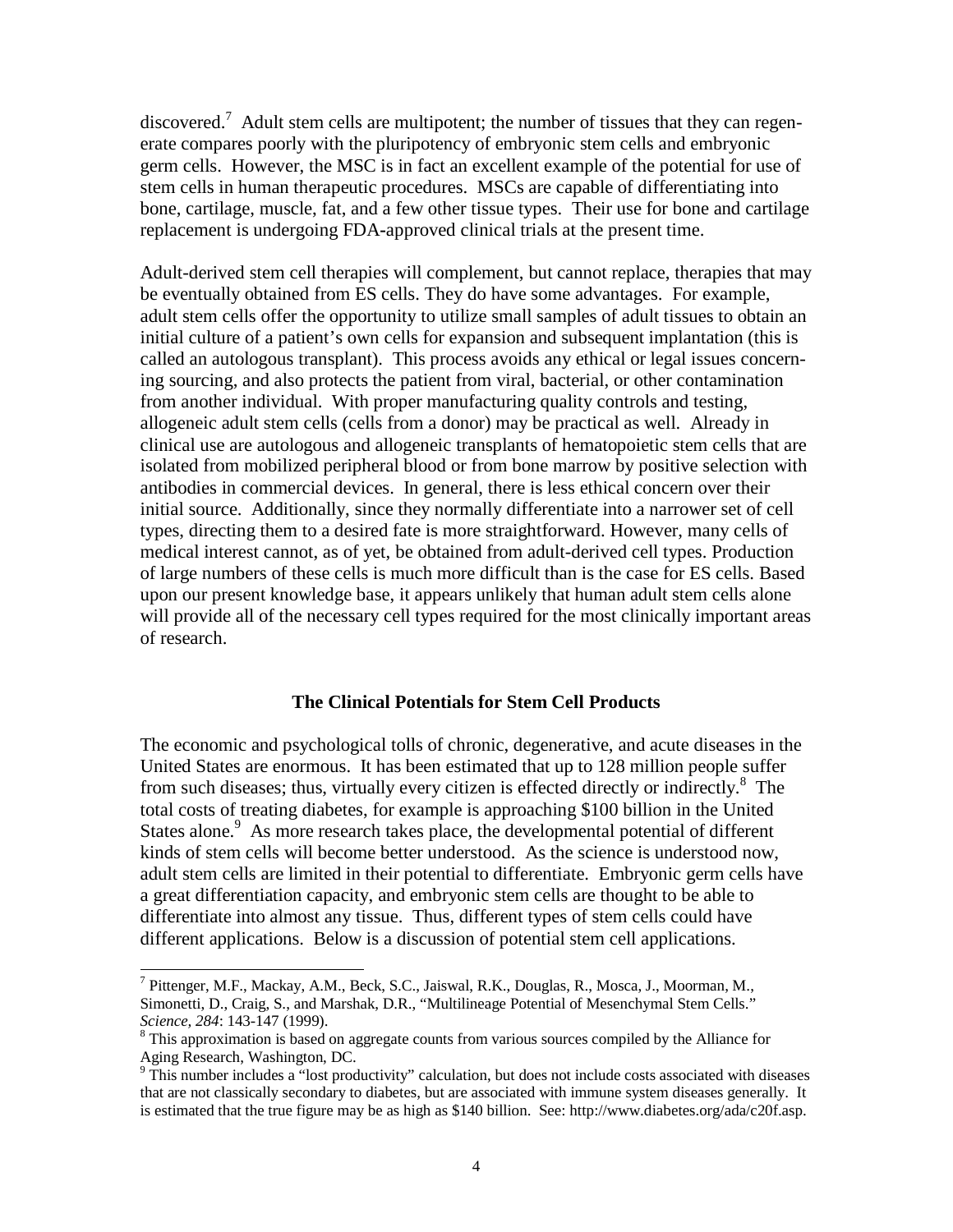discovered.[7] Adult stem cells are multipotent; the number of tissues that they can regenerate compares poorly with the pluripotency of embryonic stem cells and embryonic germ cells. However, the MSC is in fact an excellent example of the potential for use of stem cells in human therapeutic procedures. MSCs are capable of differentiating into bone, cartilage, muscle, fat, and a few other tissue types. Their use for bone and cartilage replacement is undergoing FDA-approved clinical trials at the present time.

Adult-derived stem cell therapies will complement, but cannot replace, therapies that may be eventually obtained from ES cells. They do have some advantages. For example, adult stem cells offer the opportunity to utilize small samples of adult tissues to obtain an initial culture of a patient's own cells for expansion and subsequent implantation (this is called an autologous transplant). This process avoids any ethical or legal issues concerning sourcing, and also protects the patient from viral, bacterial, or other contamination from another individual. With proper manufacturing quality controls and testing, allogeneic adult stem cells (cells from a donor) may be practical as well. Already in clinical use are autologous and allogeneic transplants of hematopoietic stem cells that are isolated from mobilized peripheral blood or from bone marrow by positive selection with antibodies in commercial devices. In general, there is less ethical concern over their initial source. Additionally, since they normally differentiate into a narrower set of cell types, directing them to a desired fate is more straightforward. However, many cells of medical interest cannot, as of yet, be obtained from adult-derived cell types. Production of large numbers of these cells is much more difficult than is the case for ES cells. Based upon our present knowledge base, it appears unlikely that human adult stem cells alone will provide all of the necessary cell types required for the most clinically important areas of research.

## The Clinical Potentials for Stem Cell Products

The economic and psychological tolls of chronic, degenerative, and acute diseases in the United States are enormous. It has been estimated that up to 128 million people suffer from such diseases; thus, virtually every citizen is effected directly or indirectly.[8] The total costs of treating diabetes, for example is approaching \$100 billion in the United States alone.[9] As more research takes place, the developmental potential of different kinds of stem cells will become better understood. As the science is understood now, adult stem cells are limited in their potential to differentiate. Embryonic germ cells have a great differentiation capacity, and embryonic stem cells are thought to be able to differentiate into almost any tissue. Thus, different types of stem cells could have different applications. Below is a discussion of potential stem cell applications.

---

[7] Pittenger, M.F., Mackay, A.M., Beck, S.C., Jaiswal, R.K., Douglas, R., Mosca, J., Moorman, M., Simonetti, D., Craig, S., and Marshak, D.R., "Multilineage Potential of Mesenchymal Stem Cells." *Science, 284*: 143-147 (1999).

[8] This approximation is based on aggregate counts from various sources compiled by the Alliance for Aging Research, Washington, DC.

[9] This number includes a "lost productivity" calculation, but does not include costs associated with diseases that are not classically secondary to diabetes, but are associated with immune system diseases generally. It is estimated that the true figure may be as high as \$140 billion. See: http://www.diabetes.org/ada/c20f.asp.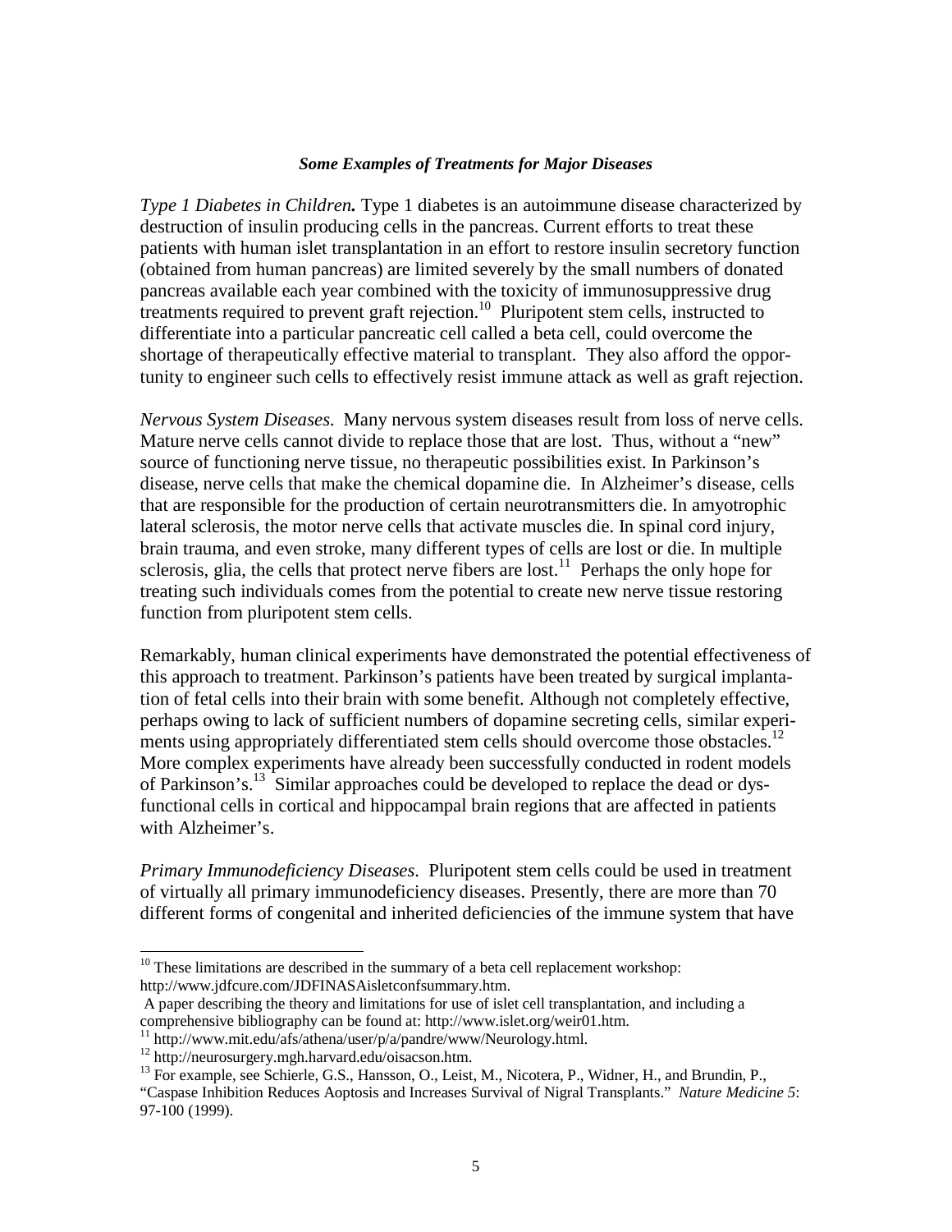### ***Some Examples of Treatments for Major Diseases***

*Type 1 Diabetes in Children.* Type 1 diabetes is an autoimmune disease characterized by destruction of insulin producing cells in the pancreas. Current efforts to treat these patients with human islet transplantation in an effort to restore insulin secretory function (obtained from human pancreas) are limited severely by the small numbers of donated pancreas available each year combined with the toxicity of immunosuppressive drug treatments required to prevent graft rejection.[10] Pluripotent stem cells, instructed to differentiate into a particular pancreatic cell called a beta cell, could overcome the shortage of therapeutically effective material to transplant. They also afford the opportunity to engineer such cells to effectively resist immune attack as well as graft rejection.

*Nervous System Diseases.* Many nervous system diseases result from loss of nerve cells. Mature nerve cells cannot divide to replace those that are lost. Thus, without a "new" source of functioning nerve tissue, no therapeutic possibilities exist. In Parkinson's disease, nerve cells that make the chemical dopamine die. In Alzheimer's disease, cells that are responsible for the production of certain neurotransmitters die. In amyotrophic lateral sclerosis, the motor nerve cells that activate muscles die. In spinal cord injury, brain trauma, and even stroke, many different types of cells are lost or die. In multiple sclerosis, glia, the cells that protect nerve fibers are lost.[11] Perhaps the only hope for treating such individuals comes from the potential to create new nerve tissue restoring function from pluripotent stem cells.

Remarkably, human clinical experiments have demonstrated the potential effectiveness of this approach to treatment. Parkinson's patients have been treated by surgical implantation of fetal cells into their brain with some benefit. Although not completely effective, perhaps owing to lack of sufficient numbers of dopamine secreting cells, similar experiments using appropriately differentiated stem cells should overcome those obstacles.[12] More complex experiments have already been successfully conducted in rodent models of Parkinson's.[13] Similar approaches could be developed to replace the dead or dysfunctional cells in cortical and hippocampal brain regions that are affected in patients with Alzheimer's.

*Primary Immunodeficiency Diseases*. Pluripotent stem cells could be used in treatment of virtually all primary immunodeficiency diseases. Presently, there are more than 70 different forms of congenital and inherited deficiencies of the immune system that have

---

[10] These limitations are described in the summary of a beta cell replacement workshop: http://www.jdfcure.com/JDFINASAisletconfsummary.htm.
A paper describing the theory and limitations for use of islet cell transplantation, and including a comprehensive bibliography can be found at: http://www.islet.org/weir01.htm.

[11] http://www.mit.edu/afs/athena/user/p/a/pandre/www/Neurology.html.

[12] http://neurosurgery.mgh.harvard.edu/oisacson.htm.

[13] For example, see Schierle, G.S., Hansson, O., Leist, M., Nicotera, P., Widner, H., and Brundin, P., "Caspase Inhibition Reduces Apoptosis and Increases Survival of Nigral Transplants." *Nature Medicine 5*: 97-100 (1999).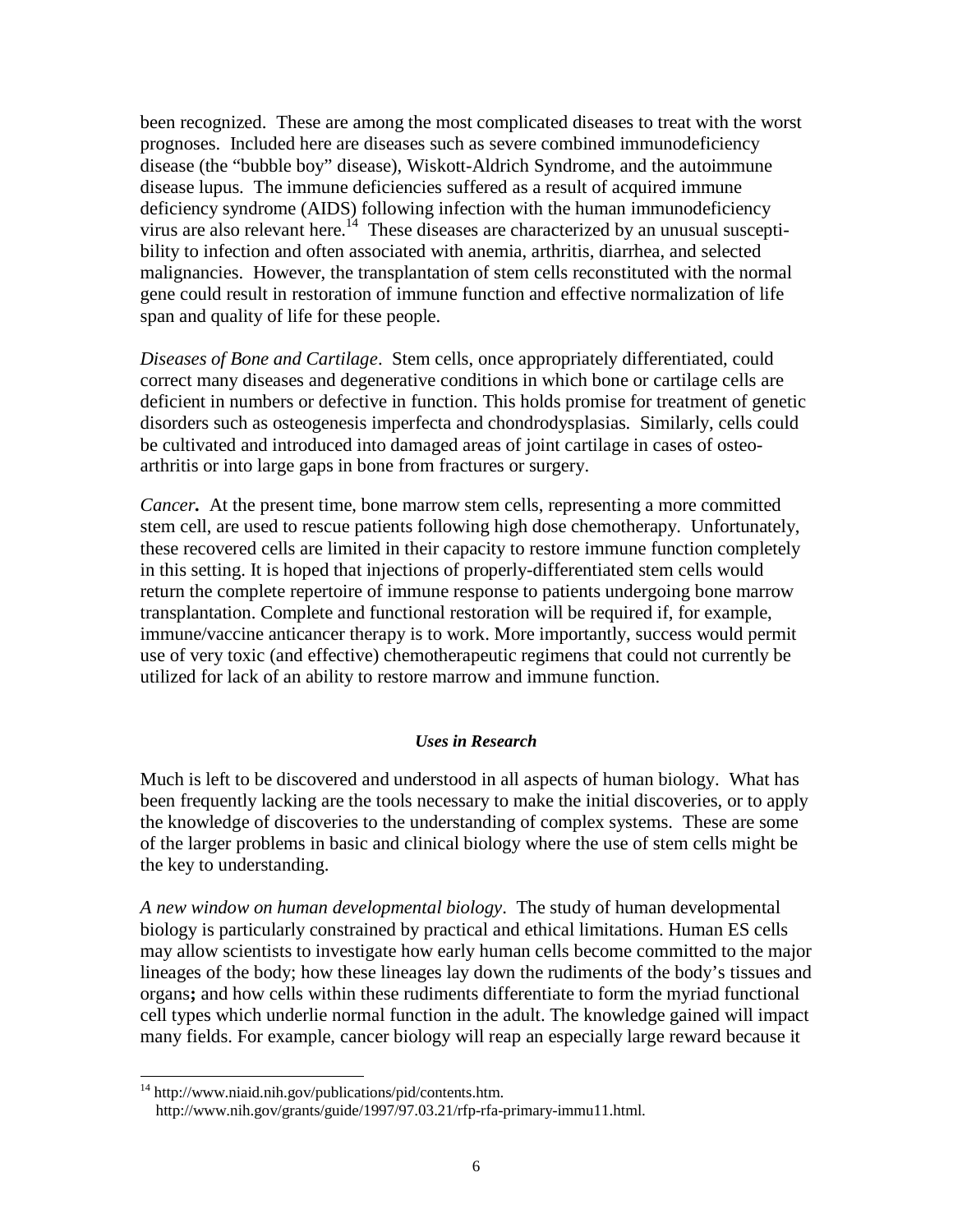been recognized. These are among the most complicated diseases to treat with the worst prognoses. Included here are diseases such as severe combined immunodeficiency disease (the "bubble boy" disease), Wiskott-Aldrich Syndrome, and the autoimmune disease lupus. The immune deficiencies suffered as a result of acquired immune deficiency syndrome (AIDS) following infection with the human immunodeficiency virus are also relevant here.[14] These diseases are characterized by an unusual susceptibility to infection and often associated with anemia, arthritis, diarrhea, and selected malignancies. However, the transplantation of stem cells reconstituted with the normal gene could result in restoration of immune function and effective normalization of life span and quality of life for these people.

*Diseases of Bone and Cartilage*. Stem cells, once appropriately differentiated, could correct many diseases and degenerative conditions in which bone or cartilage cells are deficient in numbers or defective in function. This holds promise for treatment of genetic disorders such as osteogenesis imperfecta and chondrodysplasias. Similarly, cells could be cultivated and introduced into damaged areas of joint cartilage in cases of osteoarthritis or into large gaps in bone from fractures or surgery.

*Cancer***.** At the present time, bone marrow stem cells, representing a more committed stem cell, are used to rescue patients following high dose chemotherapy. Unfortunately, these recovered cells are limited in their capacity to restore immune function completely in this setting. It is hoped that injections of properly-differentiated stem cells would return the complete repertoire of immune response to patients undergoing bone marrow transplantation. Complete and functional restoration will be required if, for example, immune/vaccine anticancer therapy is to work. More importantly, success would permit use of very toxic (and effective) chemotherapeutic regimens that could not currently be utilized for lack of an ability to restore marrow and immune function.

### *Uses in Research*

Much is left to be discovered and understood in all aspects of human biology. What has been frequently lacking are the tools necessary to make the initial discoveries, or to apply the knowledge of discoveries to the understanding of complex systems. These are some of the larger problems in basic and clinical biology where the use of stem cells might be the key to understanding.

*A new window on human developmental biology*. The study of human developmental biology is particularly constrained by practical and ethical limitations. Human ES cells may allow scientists to investigate how early human cells become committed to the major lineages of the body; how these lineages lay down the rudiments of the body's tissues and organs**;** and how cells within these rudiments differentiate to form the myriad functional cell types which underlie normal function in the adult. The knowledge gained will impact many fields. For example, cancer biology will reap an especially large reward because it

---

[14] http://www.niaid.nih.gov/publications/pid/contents.htm.
http://www.nih.gov/grants/guide/1997/97.03.21/rfp-rfa-primary-immu11.html.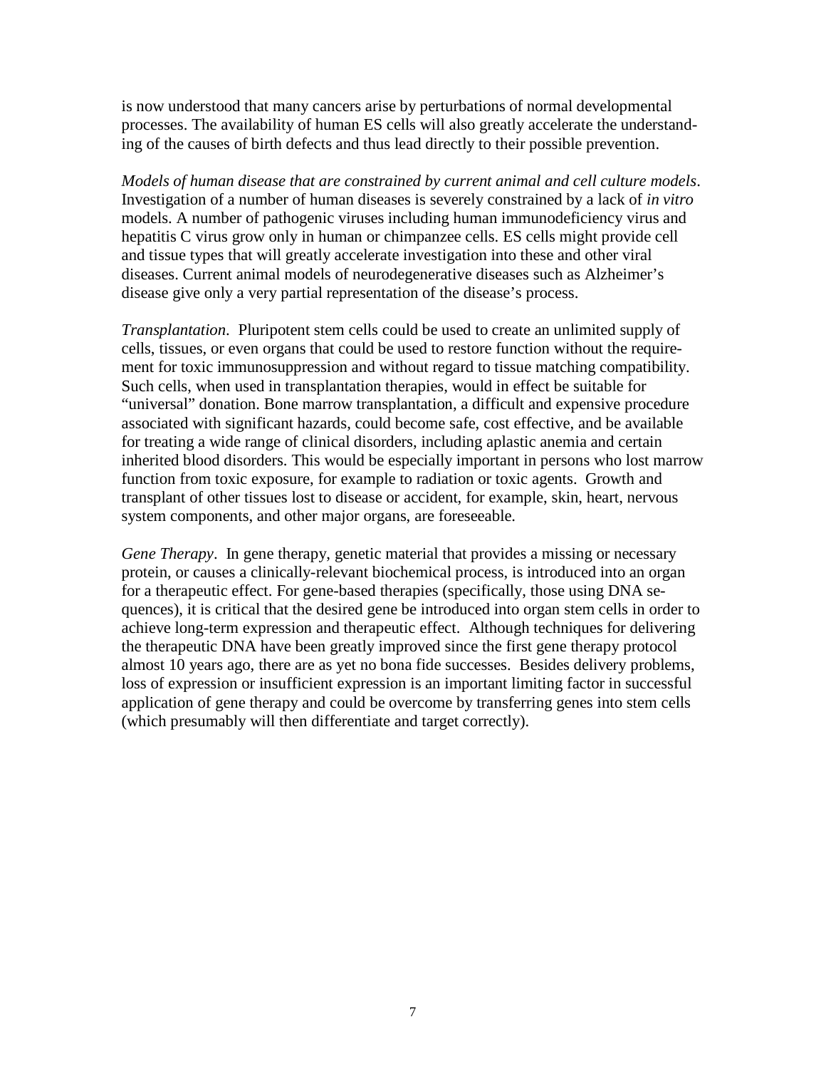is now understood that many cancers arise by perturbations of normal developmental processes. The availability of human ES cells will also greatly accelerate the understanding of the causes of birth defects and thus lead directly to their possible prevention.

*Models of human disease that are constrained by current animal and cell culture models*. Investigation of a number of human diseases is severely constrained by a lack of *in vitro* models. A number of pathogenic viruses including human immunodeficiency virus and hepatitis C virus grow only in human or chimpanzee cells. ES cells might provide cell and tissue types that will greatly accelerate investigation into these and other viral diseases. Current animal models of neurodegenerative diseases such as Alzheimer's disease give only a very partial representation of the disease's process.

*Transplantation*. Pluripotent stem cells could be used to create an unlimited supply of cells, tissues, or even organs that could be used to restore function without the requirement for toxic immunosuppression and without regard to tissue matching compatibility. Such cells, when used in transplantation therapies, would in effect be suitable for "universal" donation. Bone marrow transplantation, a difficult and expensive procedure associated with significant hazards, could become safe, cost effective, and be available for treating a wide range of clinical disorders, including aplastic anemia and certain inherited blood disorders. This would be especially important in persons who lost marrow function from toxic exposure, for example to radiation or toxic agents. Growth and transplant of other tissues lost to disease or accident, for example, skin, heart, nervous system components, and other major organs, are foreseeable.

*Gene Therapy*. In gene therapy, genetic material that provides a missing or necessary protein, or causes a clinically-relevant biochemical process, is introduced into an organ for a therapeutic effect. For gene-based therapies (specifically, those using DNA sequences), it is critical that the desired gene be introduced into organ stem cells in order to achieve long-term expression and therapeutic effect. Although techniques for delivering the therapeutic DNA have been greatly improved since the first gene therapy protocol almost 10 years ago, there are as yet no bona fide successes. Besides delivery problems, loss of expression or insufficient expression is an important limiting factor in successful application of gene therapy and could be overcome by transferring genes into stem cells (which presumably will then differentiate and target correctly).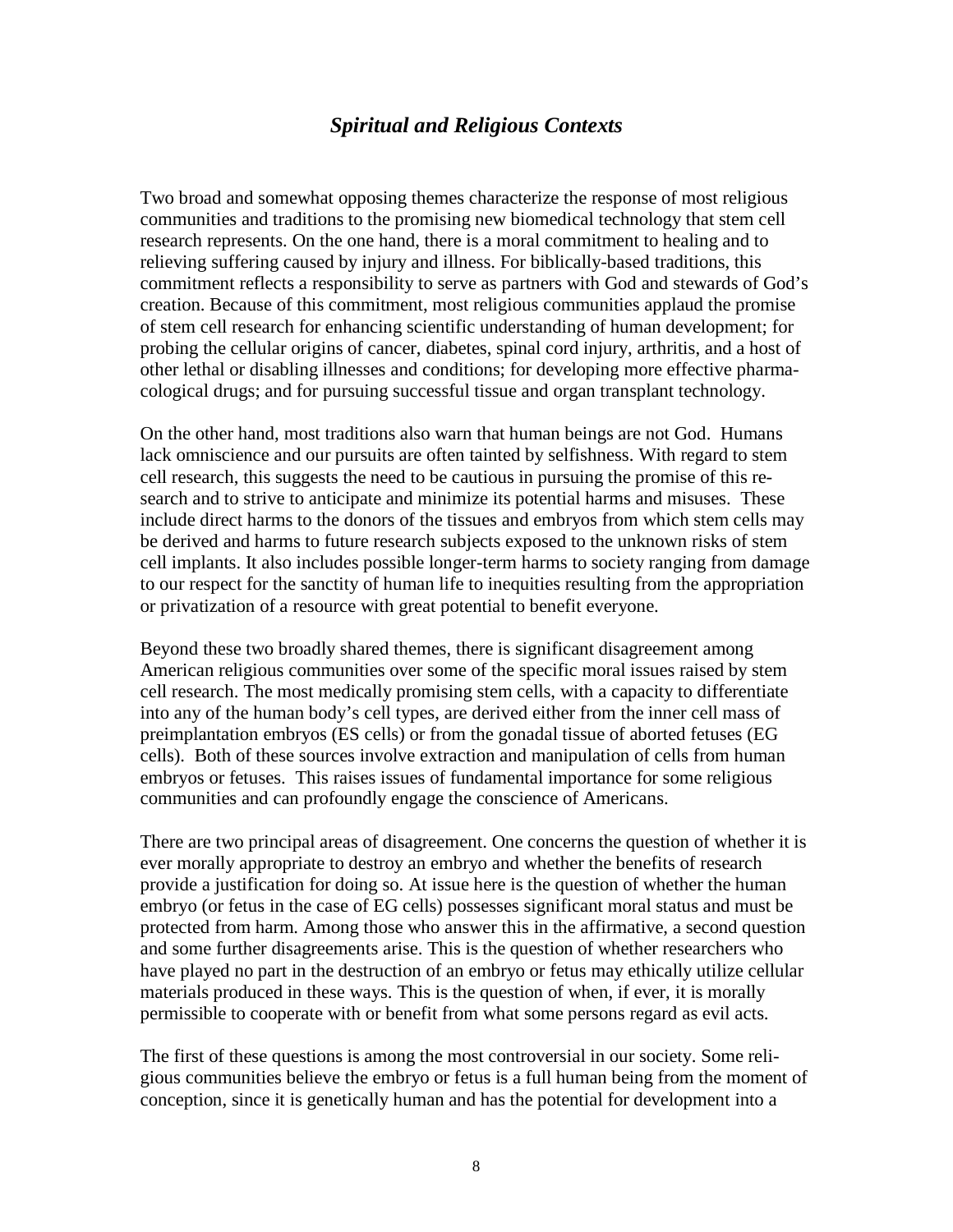## *Spiritual and Religious Contexts*

Two broad and somewhat opposing themes characterize the response of most religious communities and traditions to the promising new biomedical technology that stem cell research represents. On the one hand, there is a moral commitment to healing and to relieving suffering caused by injury and illness. For biblically-based traditions, this commitment reflects a responsibility to serve as partners with God and stewards of God's creation. Because of this commitment, most religious communities applaud the promise of stem cell research for enhancing scientific understanding of human development; for probing the cellular origins of cancer, diabetes, spinal cord injury, arthritis, and a host of other lethal or disabling illnesses and conditions; for developing more effective pharmacological drugs; and for pursuing successful tissue and organ transplant technology.

On the other hand, most traditions also warn that human beings are not God. Humans lack omniscience and our pursuits are often tainted by selfishness. With regard to stem cell research, this suggests the need to be cautious in pursuing the promise of this research and to strive to anticipate and minimize its potential harms and misuses. These include direct harms to the donors of the tissues and embryos from which stem cells may be derived and harms to future research subjects exposed to the unknown risks of stem cell implants. It also includes possible longer-term harms to society ranging from damage to our respect for the sanctity of human life to inequities resulting from the appropriation or privatization of a resource with great potential to benefit everyone.

Beyond these two broadly shared themes, there is significant disagreement among American religious communities over some of the specific moral issues raised by stem cell research. The most medically promising stem cells, with a capacity to differentiate into any of the human body's cell types, are derived either from the inner cell mass of preimplantation embryos (ES cells) or from the gonadal tissue of aborted fetuses (EG cells). Both of these sources involve extraction and manipulation of cells from human embryos or fetuses. This raises issues of fundamental importance for some religious communities and can profoundly engage the conscience of Americans.

There are two principal areas of disagreement. One concerns the question of whether it is ever morally appropriate to destroy an embryo and whether the benefits of research provide a justification for doing so. At issue here is the question of whether the human embryo (or fetus in the case of EG cells) possesses significant moral status and must be protected from harm. Among those who answer this in the affirmative, a second question and some further disagreements arise. This is the question of whether researchers who have played no part in the destruction of an embryo or fetus may ethically utilize cellular materials produced in these ways. This is the question of when, if ever, it is morally permissible to cooperate with or benefit from what some persons regard as evil acts.

The first of these questions is among the most controversial in our society. Some religious communities believe the embryo or fetus is a full human being from the moment of conception, since it is genetically human and has the potential for development into a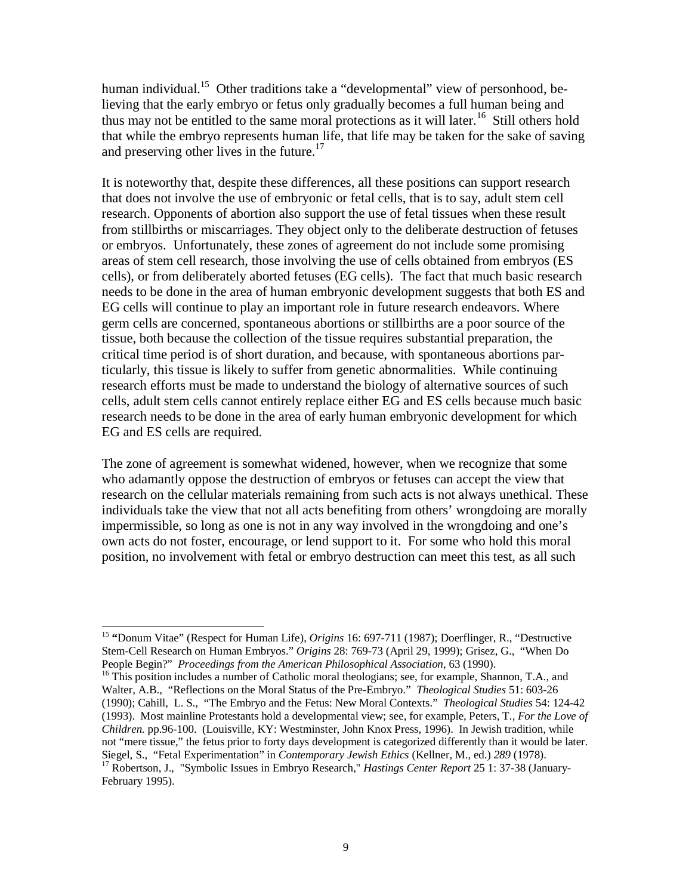human individual.[15] Other traditions take a "developmental" view of personhood, believing that the early embryo or fetus only gradually becomes a full human being and thus may not be entitled to the same moral protections as it will later.[16] Still others hold that while the embryo represents human life, that life may be taken for the sake of saving and preserving other lives in the future.[17]

It is noteworthy that, despite these differences, all these positions can support research that does not involve the use of embryonic or fetal cells, that is to say, adult stem cell research. Opponents of abortion also support the use of fetal tissues when these result from stillbirths or miscarriages. They object only to the deliberate destruction of fetuses or embryos. Unfortunately, these zones of agreement do not include some promising areas of stem cell research, those involving the use of cells obtained from embryos (ES cells), or from deliberately aborted fetuses (EG cells). The fact that much basic research needs to be done in the area of human embryonic development suggests that both ES and EG cells will continue to play an important role in future research endeavors. Where germ cells are concerned, spontaneous abortions or stillbirths are a poor source of the tissue, both because the collection of the tissue requires substantial preparation, the critical time period is of short duration, and because, with spontaneous abortions particularly, this tissue is likely to suffer from genetic abnormalities. While continuing research efforts must be made to understand the biology of alternative sources of such cells, adult stem cells cannot entirely replace either EG and ES cells because much basic research needs to be done in the area of early human embryonic development for which EG and ES cells are required.

The zone of agreement is somewhat widened, however, when we recognize that some who adamantly oppose the destruction of embryos or fetuses can accept the view that research on the cellular materials remaining from such acts is not always unethical. These individuals take the view that not all acts benefiting from others' wrongdoing are morally impermissible, so long as one is not in any way involved in the wrongdoing and one's own acts do not foster, encourage, or lend support to it. For some who hold this moral position, no involvement with fetal or embryo destruction can meet this test, as all such

---

[15] **"**Donum Vitae" (Respect for Human Life), *Origins* 16: 697-711 (1987); Doerflinger, R., "Destructive Stem-Cell Research on Human Embryos." *Origins* 28: 769-73 (April 29, 1999); Grisez, G., "When Do People Begin?" *Proceedings from the American Philosophical Association*, 63 (1990).

[16] This position includes a number of Catholic moral theologians; see, for example, Shannon, T.A., and Walter, A.B., "Reflections on the Moral Status of the Pre-Embryo." *Theological Studies* 51: 603-26 (1990); Cahill, L. S., "The Embryo and the Fetus: New Moral Contexts." *Theological Studies* 54: 124-42 (1993). Most mainline Protestants hold a developmental view; see, for example, Peters, T., *For the Love of Children.* pp.96-100. (Louisville, KY: Westminster, John Knox Press, 1996). In Jewish tradition, while not "mere tissue," the fetus prior to forty days development is categorized differently than it would be later. Siegel, S., "Fetal Experimentation" in *Contemporary Jewish Ethics* (Kellner, M., ed.) *289* (1978).

[17] Robertson, J., "Symbolic Issues in Embryo Research," *Hastings Center Report* 25 1: 37-38 (January-February 1995).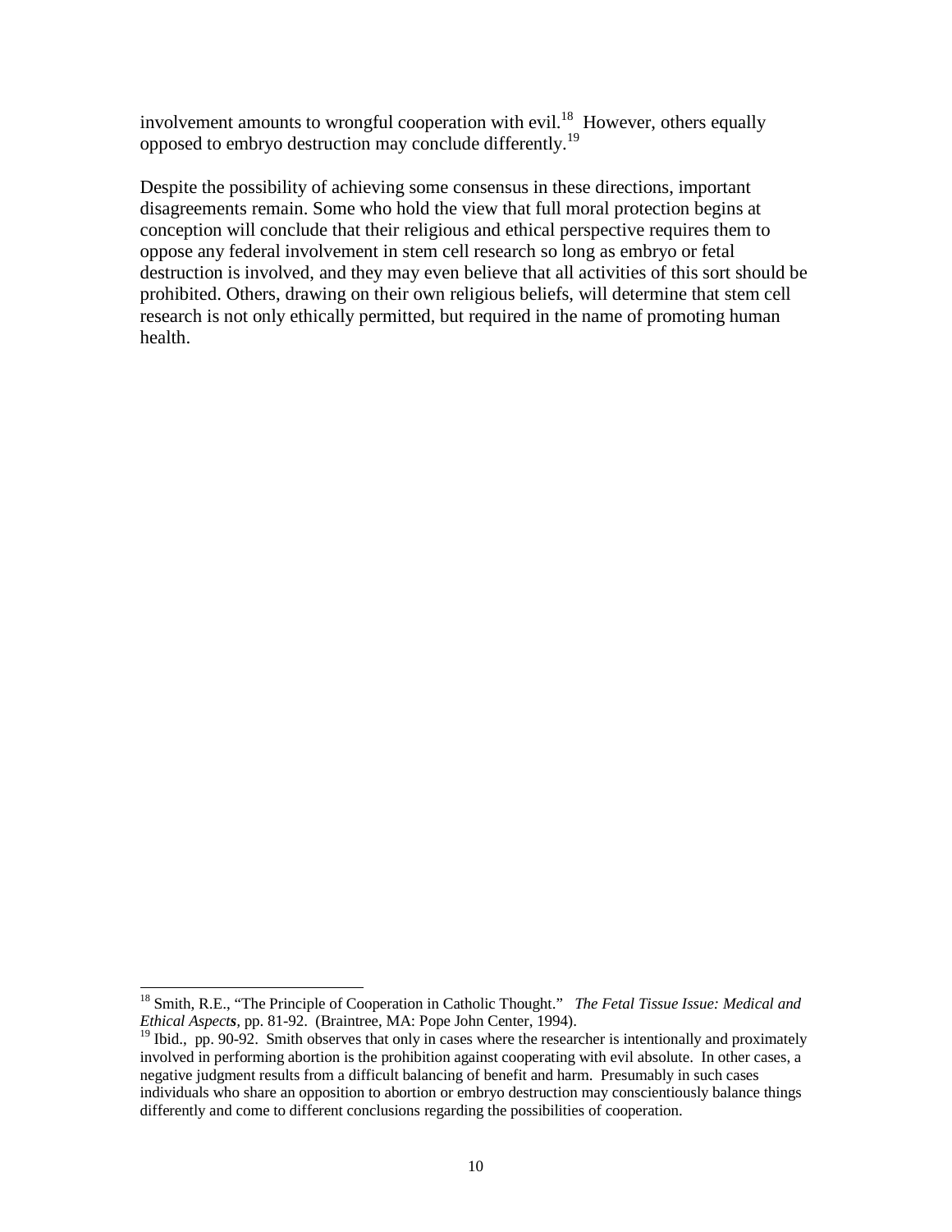involvement amounts to wrongful cooperation with evil.[18] However, others equally opposed to embryo destruction may conclude differently.[19]

Despite the possibility of achieving some consensus in these directions, important disagreements remain. Some who hold the view that full moral protection begins at conception will conclude that their religious and ethical perspective requires them to oppose any federal involvement in stem cell research so long as embryo or fetal destruction is involved, and they may even believe that all activities of this sort should be prohibited. Others, drawing on their own religious beliefs, will determine that stem cell research is not only ethically permitted, but required in the name of promoting human health.

---

[18] Smith, R.E., "The Principle of Cooperation in Catholic Thought." *The Fetal Tissue Issue: Medical and Ethical Aspects*, pp. 81-92. (Braintree, MA: Pope John Center, 1994).

[19] Ibid., pp. 90-92. Smith observes that only in cases where the researcher is intentionally and proximately involved in performing abortion is the prohibition against cooperating with evil absolute. In other cases, a negative judgment results from a difficult balancing of benefit and harm. Presumably in such cases individuals who share an opposition to abortion or embryo destruction may conscientiously balance things differently and come to different conclusions regarding the possibilities of cooperation.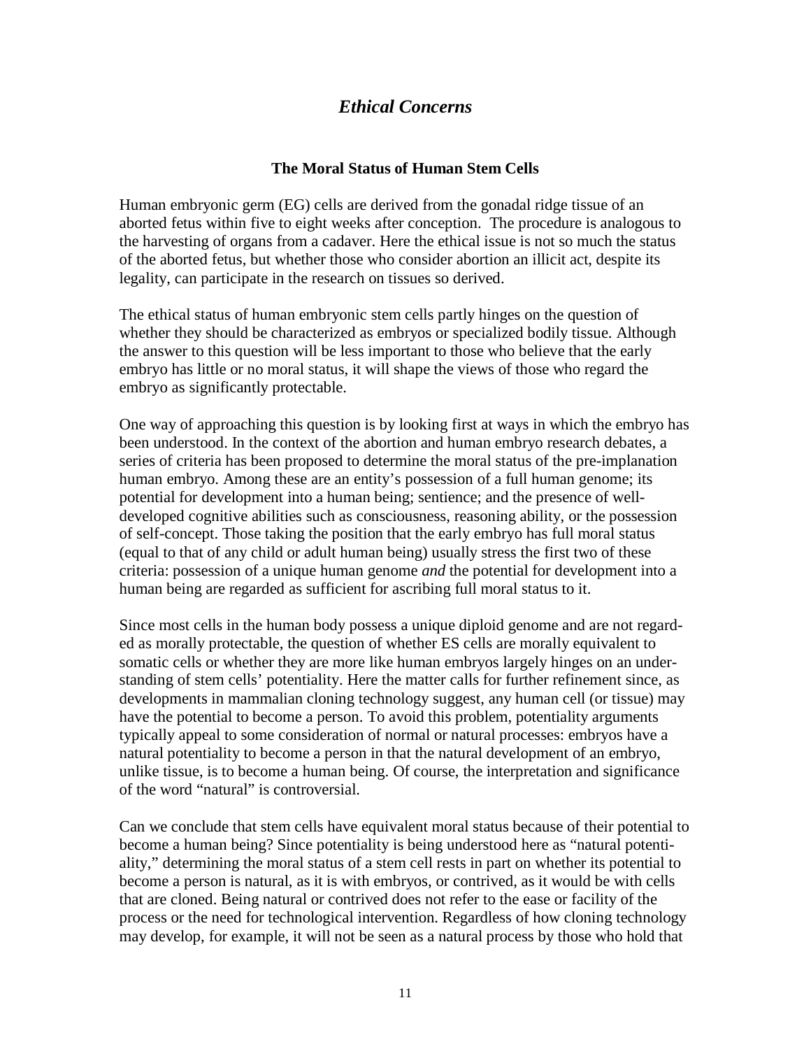# *Ethical Concerns*

### The Moral Status of Human Stem Cells

Human embryonic germ (EG) cells are derived from the gonadal ridge tissue of an aborted fetus within five to eight weeks after conception. The procedure is analogous to the harvesting of organs from a cadaver. Here the ethical issue is not so much the status of the aborted fetus, but whether those who consider abortion an illicit act, despite its legality, can participate in the research on tissues so derived.

The ethical status of human embryonic stem cells partly hinges on the question of whether they should be characterized as embryos or specialized bodily tissue. Although the answer to this question will be less important to those who believe that the early embryo has little or no moral status, it will shape the views of those who regard the embryo as significantly protectable.

One way of approaching this question is by looking first at ways in which the embryo has been understood. In the context of the abortion and human embryo research debates, a series of criteria has been proposed to determine the moral status of the pre-implanation human embryo. Among these are an entity's possession of a full human genome; its potential for development into a human being; sentience; and the presence of well-developed cognitive abilities such as consciousness, reasoning ability, or the possession of self-concept. Those taking the position that the early embryo has full moral status (equal to that of any child or adult human being) usually stress the first two of these criteria: possession of a unique human genome *and* the potential for development into a human being are regarded as sufficient for ascribing full moral status to it.

Since most cells in the human body possess a unique diploid genome and are not regarded as morally protectable, the question of whether ES cells are morally equivalent to somatic cells or whether they are more like human embryos largely hinges on an understanding of stem cells' potentiality. Here the matter calls for further refinement since, as developments in mammalian cloning technology suggest, any human cell (or tissue) may have the potential to become a person. To avoid this problem, potentiality arguments typically appeal to some consideration of normal or natural processes: embryos have a natural potentiality to become a person in that the natural development of an embryo, unlike tissue, is to become a human being. Of course, the interpretation and significance of the word "natural" is controversial.

Can we conclude that stem cells have equivalent moral status because of their potential to become a human being? Since potentiality is being understood here as "natural potentiality," determining the moral status of a stem cell rests in part on whether its potential to become a person is natural, as it is with embryos, or contrived, as it would be with cells that are cloned. Being natural or contrived does not refer to the ease or facility of the process or the need for technological intervention. Regardless of how cloning technology may develop, for example, it will not be seen as a natural process by those who hold that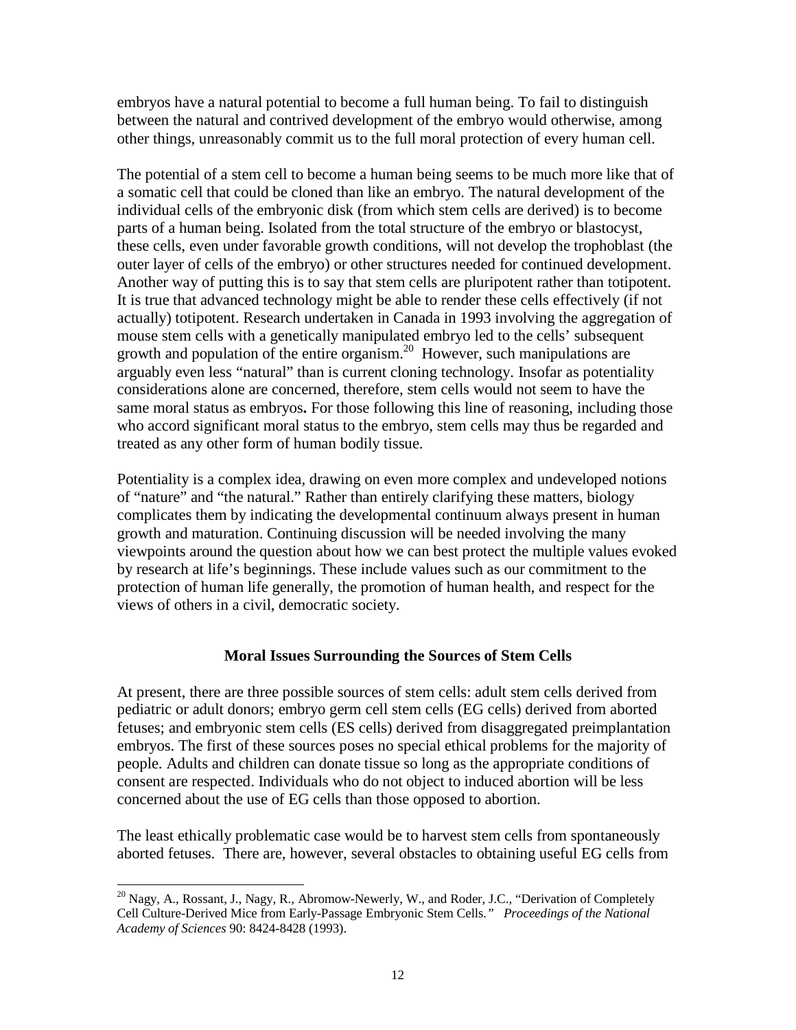embryos have a natural potential to become a full human being. To fail to distinguish between the natural and contrived development of the embryo would otherwise, among other things, unreasonably commit us to the full moral protection of every human cell.

The potential of a stem cell to become a human being seems to be much more like that of a somatic cell that could be cloned than like an embryo. The natural development of the individual cells of the embryonic disk (from which stem cells are derived) is to become parts of a human being. Isolated from the total structure of the embryo or blastocyst, these cells, even under favorable growth conditions, will not develop the trophoblast (the outer layer of cells of the embryo) or other structures needed for continued development. Another way of putting this is to say that stem cells are pluripotent rather than totipotent. It is true that advanced technology might be able to render these cells effectively (if not actually) totipotent. Research undertaken in Canada in 1993 involving the aggregation of mouse stem cells with a genetically manipulated embryo led to the cells' subsequent growth and population of the entire organism.[20] However, such manipulations are arguably even less "natural" than is current cloning technology. Insofar as potentiality considerations alone are concerned, therefore, stem cells would not seem to have the same moral status as embryos**.** For those following this line of reasoning, including those who accord significant moral status to the embryo, stem cells may thus be regarded and treated as any other form of human bodily tissue.

Potentiality is a complex idea, drawing on even more complex and undeveloped notions of "nature" and "the natural." Rather than entirely clarifying these matters, biology complicates them by indicating the developmental continuum always present in human growth and maturation. Continuing discussion will be needed involving the many viewpoints around the question about how we can best protect the multiple values evoked by research at life's beginnings. These include values such as our commitment to the protection of human life generally, the promotion of human health, and respect for the views of others in a civil, democratic society.

## Moral Issues Surrounding the Sources of Stem Cells

At present, there are three possible sources of stem cells: adult stem cells derived from pediatric or adult donors; embryo germ cell stem cells (EG cells) derived from aborted fetuses; and embryonic stem cells (ES cells) derived from disaggregated preimplantation embryos. The first of these sources poses no special ethical problems for the majority of people. Adults and children can donate tissue so long as the appropriate conditions of consent are respected. Individuals who do not object to induced abortion will be less concerned about the use of EG cells than those opposed to abortion.

The least ethically problematic case would be to harvest stem cells from spontaneously aborted fetuses. There are, however, several obstacles to obtaining useful EG cells from

---

[20] Nagy, A., Rossant, J., Nagy, R., Abromow-Newerly, W., and Roder, J.C., "Derivation of Completely Cell Culture-Derived Mice from Early-Passage Embryonic Stem Cells*." Proceedings of the National Academy of Sciences* 90: 8424-8428 (1993).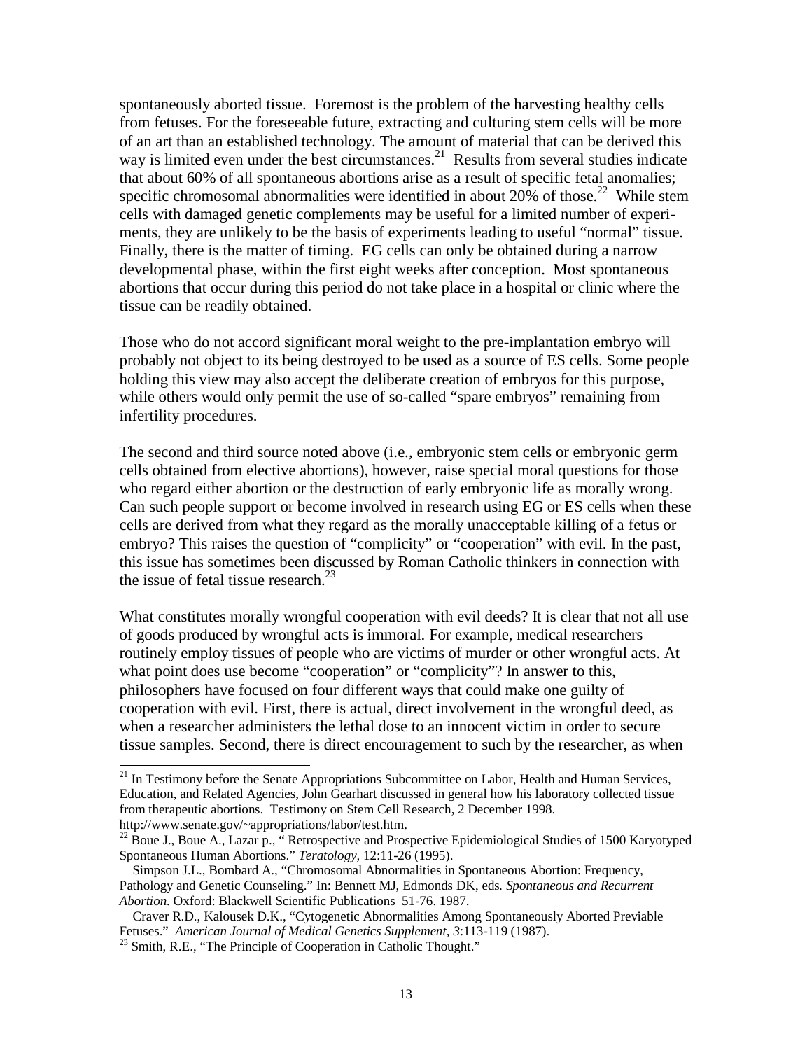spontaneously aborted tissue. Foremost is the problem of the harvesting healthy cells from fetuses. For the foreseeable future, extracting and culturing stem cells will be more of an art than an established technology. The amount of material that can be derived this way is limited even under the best circumstances.[21] Results from several studies indicate that about 60% of all spontaneous abortions arise as a result of specific fetal anomalies; specific chromosomal abnormalities were identified in about 20% of those.[22] While stem cells with damaged genetic complements may be useful for a limited number of experiments, they are unlikely to be the basis of experiments leading to useful "normal" tissue. Finally, there is the matter of timing. EG cells can only be obtained during a narrow developmental phase, within the first eight weeks after conception. Most spontaneous abortions that occur during this period do not take place in a hospital or clinic where the tissue can be readily obtained.

Those who do not accord significant moral weight to the pre-implantation embryo will probably not object to its being destroyed to be used as a source of ES cells. Some people holding this view may also accept the deliberate creation of embryos for this purpose, while others would only permit the use of so-called "spare embryos" remaining from infertility procedures.

The second and third source noted above (i.e., embryonic stem cells or embryonic germ cells obtained from elective abortions), however, raise special moral questions for those who regard either abortion or the destruction of early embryonic life as morally wrong. Can such people support or become involved in research using EG or ES cells when these cells are derived from what they regard as the morally unacceptable killing of a fetus or embryo? This raises the question of "complicity" or "cooperation" with evil. In the past, this issue has sometimes been discussed by Roman Catholic thinkers in connection with the issue of fetal tissue research.[23]

What constitutes morally wrongful cooperation with evil deeds? It is clear that not all use of goods produced by wrongful acts is immoral. For example, medical researchers routinely employ tissues of people who are victims of murder or other wrongful acts. At what point does use become "cooperation" or "complicity"? In answer to this, philosophers have focused on four different ways that could make one guilty of cooperation with evil. First, there is actual, direct involvement in the wrongful deed, as when a researcher administers the lethal dose to an innocent victim in order to secure tissue samples. Second, there is direct encouragement to such by the researcher, as when

---

[21] In Testimony before the Senate Appropriations Subcommittee on Labor, Health and Human Services, Education, and Related Agencies, John Gearhart discussed in general how his laboratory collected tissue from therapeutic abortions. Testimony on Stem Cell Research, 2 December 1998. http://www.senate.gov/~appropriations/labor/test.htm.

[22] Boue J., Boue A., Lazar p., " Retrospective and Prospective Epidemiological Studies of 1500 Karyotyped Spontaneous Human Abortions." *Teratology,* 12:11-26 (1995).

Simpson J.L., Bombard A., "Chromosomal Abnormalities in Spontaneous Abortion: Frequency, Pathology and Genetic Counseling." In: Bennett MJ, Edmonds DK, eds. *Spontaneous and Recurrent Abortion*. Oxford: Blackwell Scientific Publications 51-76. 1987.

Craver R.D., Kalousek D.K., "Cytogenetic Abnormalities Among Spontaneously Aborted Previable Fetuses." *American Journal of Medical Genetics Supplement, 3*:113-119 (1987).

[23] Smith, R.E., "The Principle of Cooperation in Catholic Thought."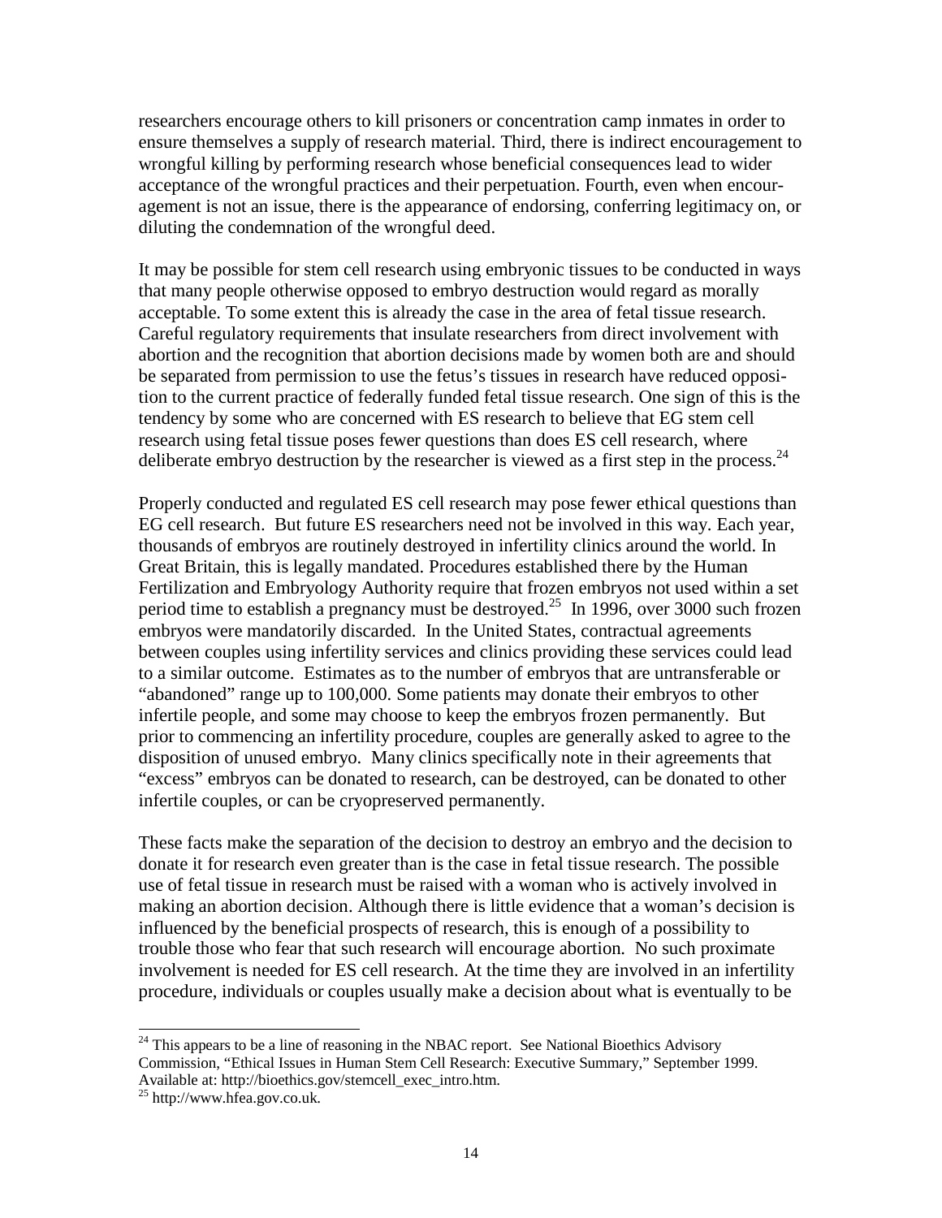researchers encourage others to kill prisoners or concentration camp inmates in order to ensure themselves a supply of research material. Third, there is indirect encouragement to wrongful killing by performing research whose beneficial consequences lead to wider acceptance of the wrongful practices and their perpetuation. Fourth, even when encouragement is not an issue, there is the appearance of endorsing, conferring legitimacy on, or diluting the condemnation of the wrongful deed.

It may be possible for stem cell research using embryonic tissues to be conducted in ways that many people otherwise opposed to embryo destruction would regard as morally acceptable. To some extent this is already the case in the area of fetal tissue research. Careful regulatory requirements that insulate researchers from direct involvement with abortion and the recognition that abortion decisions made by women both are and should be separated from permission to use the fetus's tissues in research have reduced opposition to the current practice of federally funded fetal tissue research. One sign of this is the tendency by some who are concerned with ES research to believe that EG stem cell research using fetal tissue poses fewer questions than does ES cell research, where deliberate embryo destruction by the researcher is viewed as a first step in the process.[24]

Properly conducted and regulated ES cell research may pose fewer ethical questions than EG cell research. But future ES researchers need not be involved in this way. Each year, thousands of embryos are routinely destroyed in infertility clinics around the world. In Great Britain, this is legally mandated. Procedures established there by the Human Fertilization and Embryology Authority require that frozen embryos not used within a set period time to establish a pregnancy must be destroyed.[25] In 1996, over 3000 such frozen embryos were mandatorily discarded. In the United States, contractual agreements between couples using infertility services and clinics providing these services could lead to a similar outcome. Estimates as to the number of embryos that are untransferable or "abandoned" range up to 100,000. Some patients may donate their embryos to other infertile people, and some may choose to keep the embryos frozen permanently. But prior to commencing an infertility procedure, couples are generally asked to agree to the disposition of unused embryo. Many clinics specifically note in their agreements that "excess" embryos can be donated to research, can be destroyed, can be donated to other infertile couples, or can be cryopreserved permanently.

These facts make the separation of the decision to destroy an embryo and the decision to donate it for research even greater than is the case in fetal tissue research. The possible use of fetal tissue in research must be raised with a woman who is actively involved in making an abortion decision. Although there is little evidence that a woman's decision is influenced by the beneficial prospects of research, this is enough of a possibility to trouble those who fear that such research will encourage abortion. No such proximate involvement is needed for ES cell research. At the time they are involved in an infertility procedure, individuals or couples usually make a decision about what is eventually to be

---

[24] This appears to be a line of reasoning in the NBAC report. See National Bioethics Advisory Commission, "Ethical Issues in Human Stem Cell Research: Executive Summary," September 1999. Available at: http://bioethics.gov/stemcell_exec_intro.htm.

[25] http://www.hfea.gov.co.uk.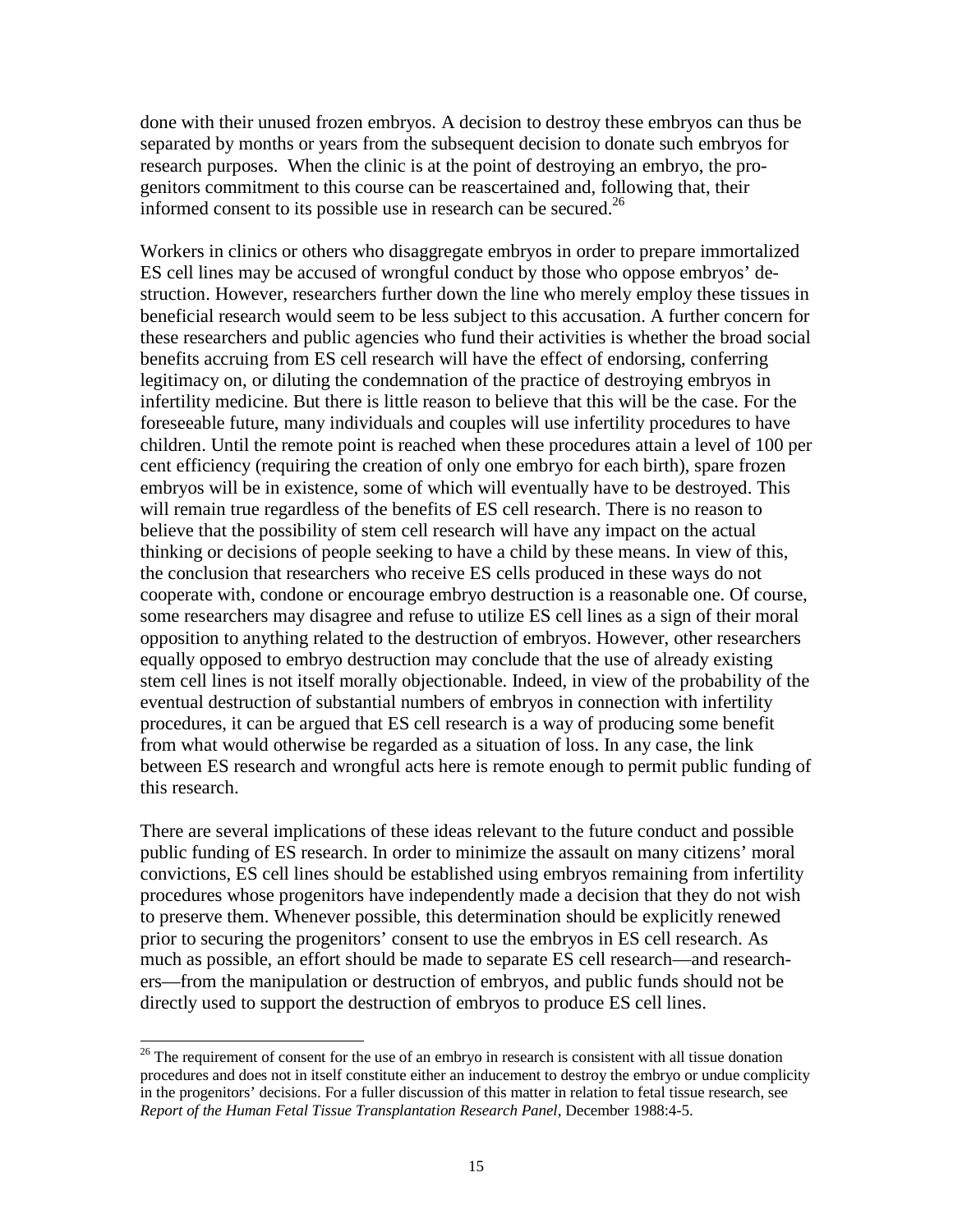done with their unused frozen embryos. A decision to destroy these embryos can thus be separated by months or years from the subsequent decision to donate such embryos for research purposes. When the clinic is at the point of destroying an embryo, the progenitors commitment to this course can be reascertained and, following that, their informed consent to its possible use in research can be secured.[26]

Workers in clinics or others who disaggregate embryos in order to prepare immortalized ES cell lines may be accused of wrongful conduct by those who oppose embryos' destruction. However, researchers further down the line who merely employ these tissues in beneficial research would seem to be less subject to this accusation. A further concern for these researchers and public agencies who fund their activities is whether the broad social benefits accruing from ES cell research will have the effect of endorsing, conferring legitimacy on, or diluting the condemnation of the practice of destroying embryos in infertility medicine. But there is little reason to believe that this will be the case. For the foreseeable future, many individuals and couples will use infertility procedures to have children. Until the remote point is reached when these procedures attain a level of 100 per cent efficiency (requiring the creation of only one embryo for each birth), spare frozen embryos will be in existence, some of which will eventually have to be destroyed. This will remain true regardless of the benefits of ES cell research. There is no reason to believe that the possibility of stem cell research will have any impact on the actual thinking or decisions of people seeking to have a child by these means. In view of this, the conclusion that researchers who receive ES cells produced in these ways do not cooperate with, condone or encourage embryo destruction is a reasonable one. Of course, some researchers may disagree and refuse to utilize ES cell lines as a sign of their moral opposition to anything related to the destruction of embryos. However, other researchers equally opposed to embryo destruction may conclude that the use of already existing stem cell lines is not itself morally objectionable. Indeed, in view of the probability of the eventual destruction of substantial numbers of embryos in connection with infertility procedures, it can be argued that ES cell research is a way of producing some benefit from what would otherwise be regarded as a situation of loss. In any case, the link between ES research and wrongful acts here is remote enough to permit public funding of this research.

There are several implications of these ideas relevant to the future conduct and possible public funding of ES research. In order to minimize the assault on many citizens' moral convictions, ES cell lines should be established using embryos remaining from infertility procedures whose progenitors have independently made a decision that they do not wish to preserve them. Whenever possible, this determination should be explicitly renewed prior to securing the progenitors' consent to use the embryos in ES cell research. As much as possible, an effort should be made to separate ES cell research—and researchers—from the manipulation or destruction of embryos, and public funds should not be directly used to support the destruction of embryos to produce ES cell lines.

---

[26] The requirement of consent for the use of an embryo in research is consistent with all tissue donation procedures and does not in itself constitute either an inducement to destroy the embryo or undue complicity in the progenitors' decisions. For a fuller discussion of this matter in relation to fetal tissue research, see *Report of the Human Fetal Tissue Transplantation Research Panel,* December 1988:4-5.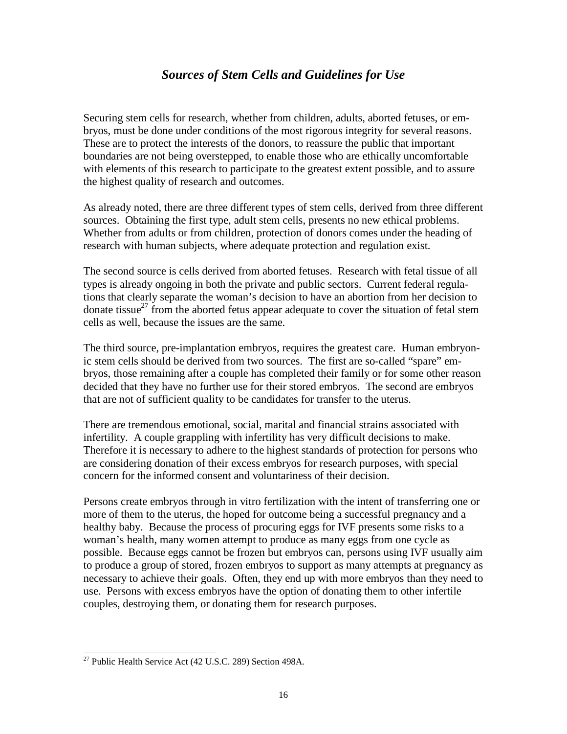## *Sources of Stem Cells and Guidelines for Use*

Securing stem cells for research, whether from children, adults, aborted fetuses, or embryos, must be done under conditions of the most rigorous integrity for several reasons. These are to protect the interests of the donors, to reassure the public that important boundaries are not being overstepped, to enable those who are ethically uncomfortable with elements of this research to participate to the greatest extent possible, and to assure the highest quality of research and outcomes.

As already noted, there are three different types of stem cells, derived from three different sources. Obtaining the first type, adult stem cells, presents no new ethical problems. Whether from adults or from children, protection of donors comes under the heading of research with human subjects, where adequate protection and regulation exist.

The second source is cells derived from aborted fetuses. Research with fetal tissue of all types is already ongoing in both the private and public sectors. Current federal regulations that clearly separate the woman's decision to have an abortion from her decision to donate tissue[27] from the aborted fetus appear adequate to cover the situation of fetal stem cells as well, because the issues are the same.

The third source, pre-implantation embryos, requires the greatest care. Human embryonic stem cells should be derived from two sources. The first are so-called "spare" embryos, those remaining after a couple has completed their family or for some other reason decided that they have no further use for their stored embryos. The second are embryos that are not of sufficient quality to be candidates for transfer to the uterus.

There are tremendous emotional, social, marital and financial strains associated with infertility. A couple grappling with infertility has very difficult decisions to make. Therefore it is necessary to adhere to the highest standards of protection for persons who are considering donation of their excess embryos for research purposes, with special concern for the informed consent and voluntariness of their decision.

Persons create embryos through in vitro fertilization with the intent of transferring one or more of them to the uterus, the hoped for outcome being a successful pregnancy and a healthy baby. Because the process of procuring eggs for IVF presents some risks to a woman's health, many women attempt to produce as many eggs from one cycle as possible. Because eggs cannot be frozen but embryos can, persons using IVF usually aim to produce a group of stored, frozen embryos to support as many attempts at pregnancy as necessary to achieve their goals. Often, they end up with more embryos than they need to use. Persons with excess embryos have the option of donating them to other infertile couples, destroying them, or donating them for research purposes.

---

[27] Public Health Service Act (42 U.S.C. 289) Section 498A.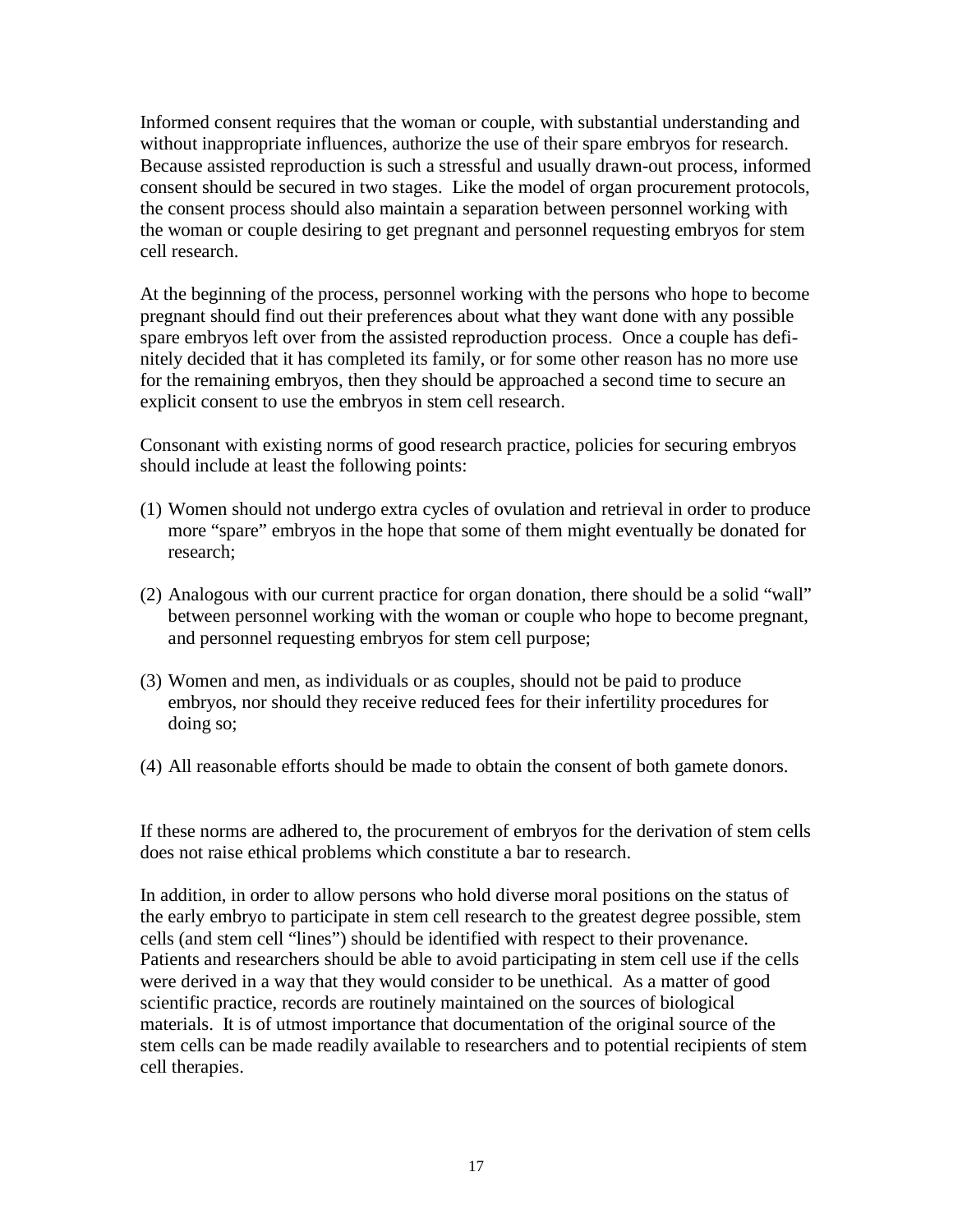Informed consent requires that the woman or couple, with substantial understanding and without inappropriate influences, authorize the use of their spare embryos for research. Because assisted reproduction is such a stressful and usually drawn-out process, informed consent should be secured in two stages. Like the model of organ procurement protocols, the consent process should also maintain a separation between personnel working with the woman or couple desiring to get pregnant and personnel requesting embryos for stem cell research.

At the beginning of the process, personnel working with the persons who hope to become pregnant should find out their preferences about what they want done with any possible spare embryos left over from the assisted reproduction process. Once a couple has definitely decided that it has completed its family, or for some other reason has no more use for the remaining embryos, then they should be approached a second time to secure an explicit consent to use the embryos in stem cell research.

Consonant with existing norms of good research practice, policies for securing embryos should include at least the following points:

(1) Women should not undergo extra cycles of ovulation and retrieval in order to produce more "spare" embryos in the hope that some of them might eventually be donated for research;

(2) Analogous with our current practice for organ donation, there should be a solid "wall" between personnel working with the woman or couple who hope to become pregnant, and personnel requesting embryos for stem cell purpose;

(3) Women and men, as individuals or as couples, should not be paid to produce embryos, nor should they receive reduced fees for their infertility procedures for doing so;

(4) All reasonable efforts should be made to obtain the consent of both gamete donors.

If these norms are adhered to, the procurement of embryos for the derivation of stem cells does not raise ethical problems which constitute a bar to research.

In addition, in order to allow persons who hold diverse moral positions on the status of the early embryo to participate in stem cell research to the greatest degree possible, stem cells (and stem cell "lines") should be identified with respect to their provenance. Patients and researchers should be able to avoid participating in stem cell use if the cells were derived in a way that they would consider to be unethical. As a matter of good scientific practice, records are routinely maintained on the sources of biological materials. It is of utmost importance that documentation of the original source of the stem cells can be made readily available to researchers and to potential recipients of stem cell therapies.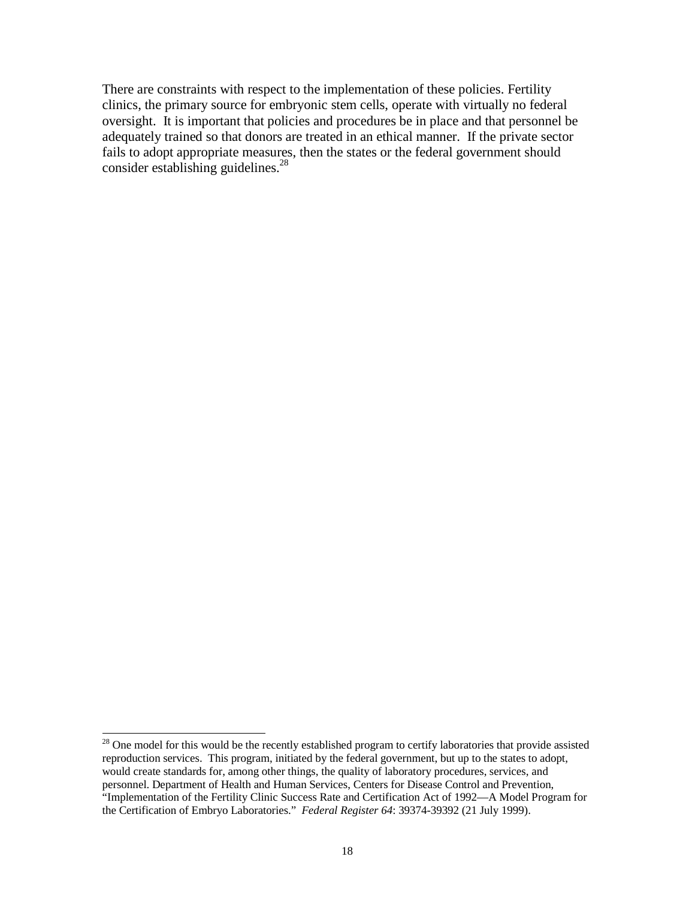There are constraints with respect to the implementation of these policies. Fertility clinics, the primary source for embryonic stem cells, operate with virtually no federal oversight. It is important that policies and procedures be in place and that personnel be adequately trained so that donors are treated in an ethical manner. If the private sector fails to adopt appropriate measures, then the states or the federal government should consider establishing guidelines.[28]

---

[28] One model for this would be the recently established program to certify laboratories that provide assisted reproduction services. This program, initiated by the federal government, but up to the states to adopt, would create standards for, among other things, the quality of laboratory procedures, services, and personnel. Department of Health and Human Services, Centers for Disease Control and Prevention, "Implementation of the Fertility Clinic Success Rate and Certification Act of 1992—A Model Program for the Certification of Embryo Laboratories." *Federal Register 64*: 39374-39392 (21 July 1999).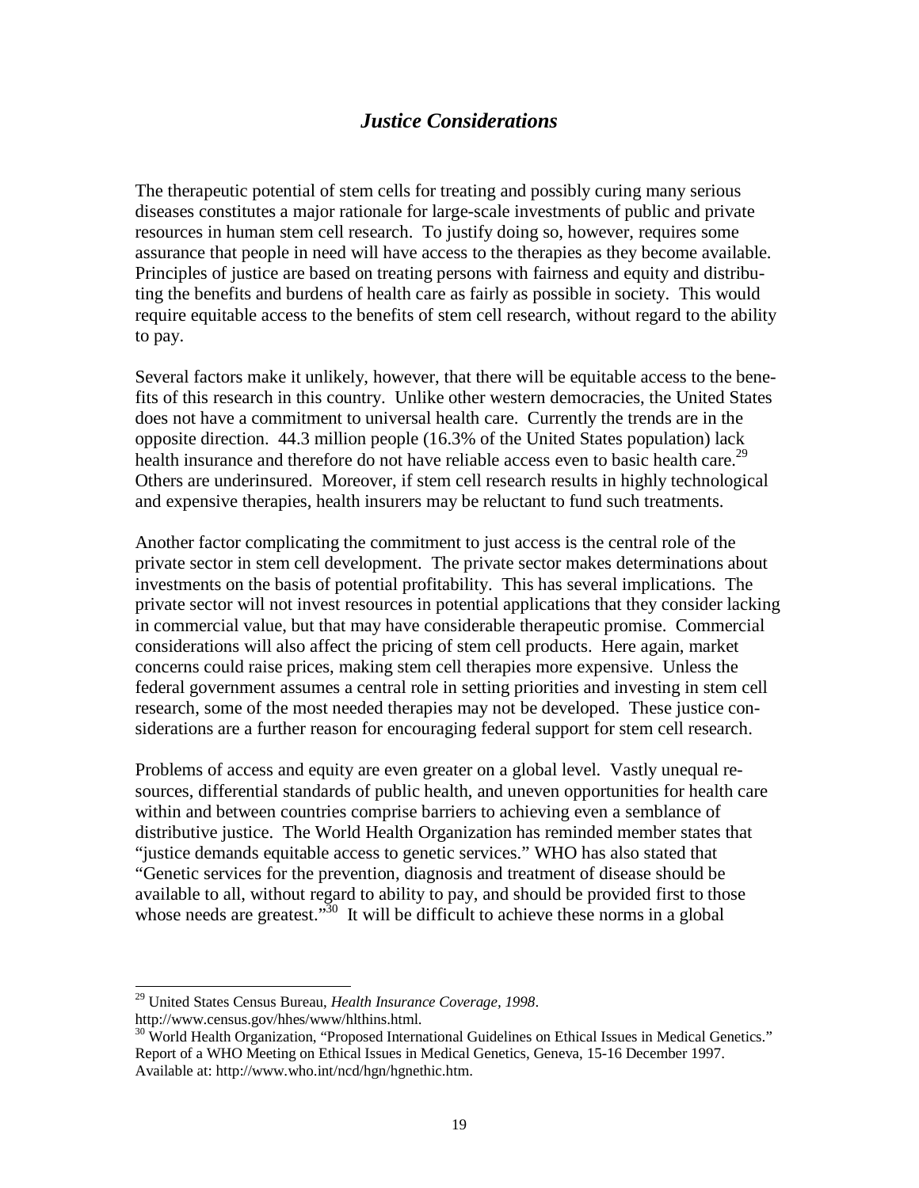## *Justice Considerations*

The therapeutic potential of stem cells for treating and possibly curing many serious diseases constitutes a major rationale for large-scale investments of public and private resources in human stem cell research. To justify doing so, however, requires some assurance that people in need will have access to the therapies as they become available. Principles of justice are based on treating persons with fairness and equity and distributing the benefits and burdens of health care as fairly as possible in society. This would require equitable access to the benefits of stem cell research, without regard to the ability to pay.

Several factors make it unlikely, however, that there will be equitable access to the benefits of this research in this country. Unlike other western democracies, the United States does not have a commitment to universal health care. Currently the trends are in the opposite direction. 44.3 million people (16.3% of the United States population) lack health insurance and therefore do not have reliable access even to basic health care.[29] Others are underinsured. Moreover, if stem cell research results in highly technological and expensive therapies, health insurers may be reluctant to fund such treatments.

Another factor complicating the commitment to just access is the central role of the private sector in stem cell development. The private sector makes determinations about investments on the basis of potential profitability. This has several implications. The private sector will not invest resources in potential applications that they consider lacking in commercial value, but that may have considerable therapeutic promise. Commercial considerations will also affect the pricing of stem cell products. Here again, market concerns could raise prices, making stem cell therapies more expensive. Unless the federal government assumes a central role in setting priorities and investing in stem cell research, some of the most needed therapies may not be developed. These justice considerations are a further reason for encouraging federal support for stem cell research.

Problems of access and equity are even greater on a global level. Vastly unequal resources, differential standards of public health, and uneven opportunities for health care within and between countries comprise barriers to achieving even a semblance of distributive justice. The World Health Organization has reminded member states that "justice demands equitable access to genetic services." WHO has also stated that "Genetic services for the prevention, diagnosis and treatment of disease should be available to all, without regard to ability to pay, and should be provided first to those whose needs are greatest."[30] It will be difficult to achieve these norms in a global

---

[29] United States Census Bureau, *Health Insurance Coverage, 1998*. http://www.census.gov/hhes/www/hlthins.html.

[30] World Health Organization, "Proposed International Guidelines on Ethical Issues in Medical Genetics." Report of a WHO Meeting on Ethical Issues in Medical Genetics, Geneva, 15-16 December 1997. Available at: http://www.who.int/ncd/hgn/hgnethic.htm.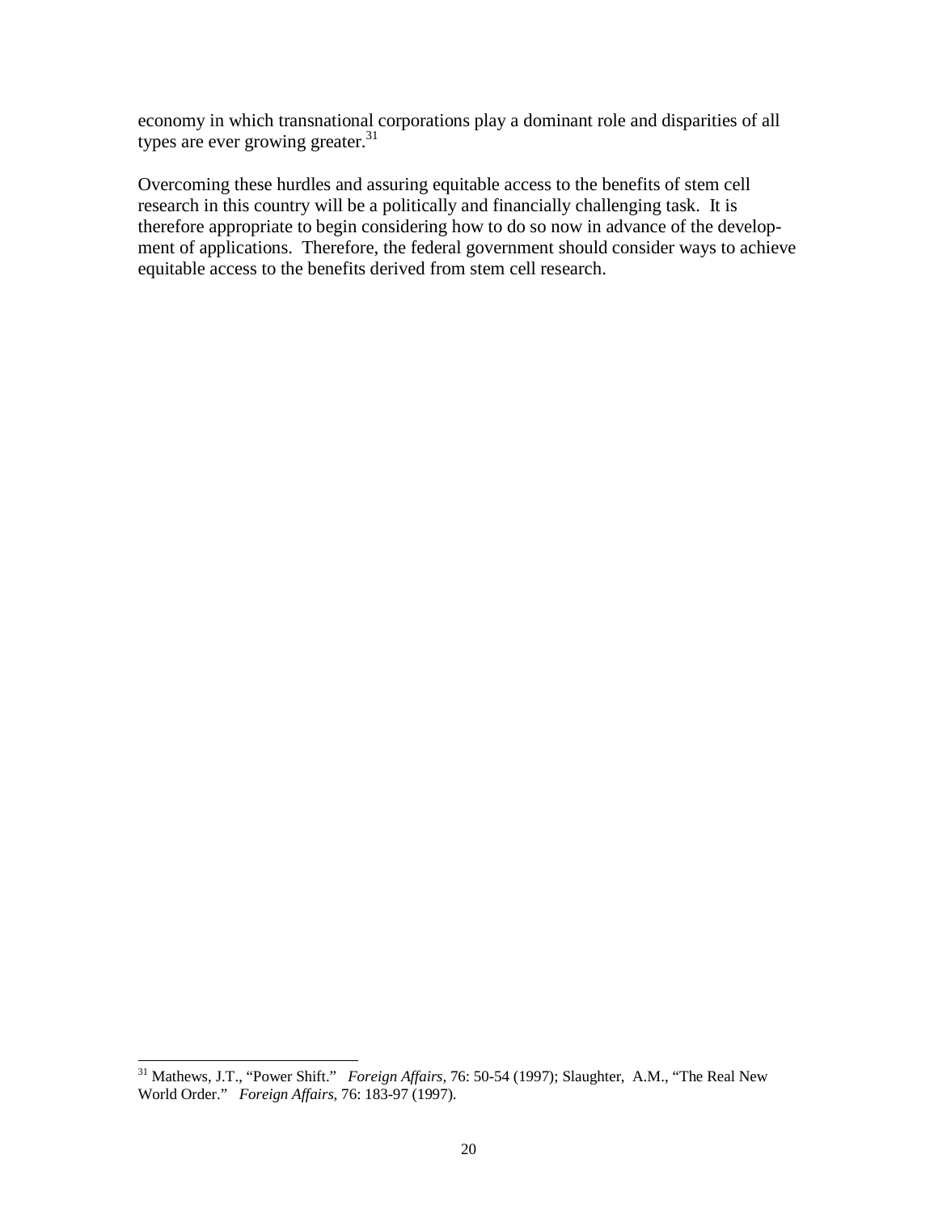economy in which transnational corporations play a dominant role and disparities of all types are ever growing greater.[31]

Overcoming these hurdles and assuring equitable access to the benefits of stem cell research in this country will be a politically and financially challenging task. It is therefore appropriate to begin considering how to do so now in advance of the development of applications. Therefore, the federal government should consider ways to achieve equitable access to the benefits derived from stem cell research.

---

[31] Mathews, J.T., "Power Shift." *Foreign Affairs,* 76: 50-54 (1997); Slaughter, A.M., "The Real New World Order." *Foreign Affairs,* 76: 183-97 (1997).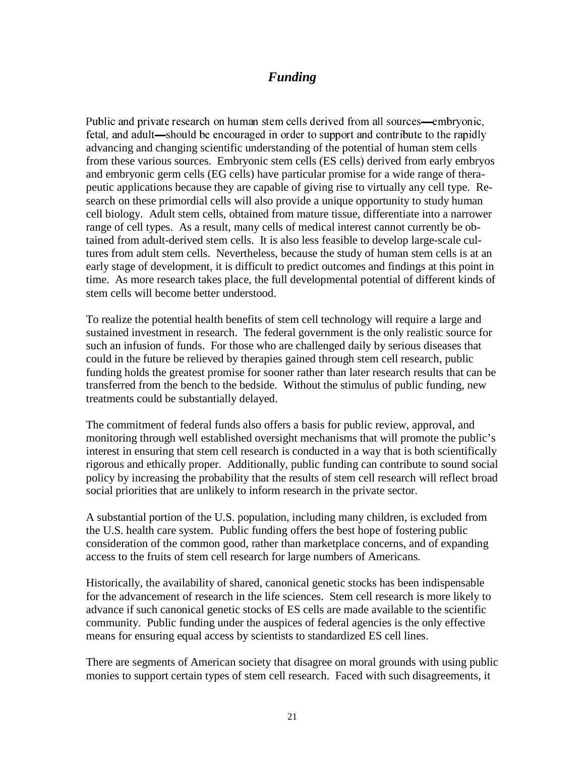## *Funding*

Public and private research on human stem cells derived from all sources—embryonic, fetal, and adult—should be encouraged in order to support and contribute to the rapidly advancing and changing scientific understanding of the potential of human stem cells from these various sources. Embryonic stem cells (ES cells) derived from early embryos and embryonic germ cells (EG cells) have particular promise for a wide range of therapeutic applications because they are capable of giving rise to virtually any cell type. Research on these primordial cells will also provide a unique opportunity to study human cell biology. Adult stem cells, obtained from mature tissue, differentiate into a narrower range of cell types. As a result, many cells of medical interest cannot currently be obtained from adult-derived stem cells. It is also less feasible to develop large-scale cultures from adult stem cells. Nevertheless, because the study of human stem cells is at an early stage of development, it is difficult to predict outcomes and findings at this point in time. As more research takes place, the full developmental potential of different kinds of stem cells will become better understood.

To realize the potential health benefits of stem cell technology will require a large and sustained investment in research. The federal government is the only realistic source for such an infusion of funds. For those who are challenged daily by serious diseases that could in the future be relieved by therapies gained through stem cell research, public funding holds the greatest promise for sooner rather than later research results that can be transferred from the bench to the bedside. Without the stimulus of public funding, new treatments could be substantially delayed.

The commitment of federal funds also offers a basis for public review, approval, and monitoring through well established oversight mechanisms that will promote the public's interest in ensuring that stem cell research is conducted in a way that is both scientifically rigorous and ethically proper. Additionally, public funding can contribute to sound social policy by increasing the probability that the results of stem cell research will reflect broad social priorities that are unlikely to inform research in the private sector.

A substantial portion of the U.S. population, including many children, is excluded from the U.S. health care system. Public funding offers the best hope of fostering public consideration of the common good, rather than marketplace concerns, and of expanding access to the fruits of stem cell research for large numbers of Americans.

Historically, the availability of shared, canonical genetic stocks has been indispensable for the advancement of research in the life sciences. Stem cell research is more likely to advance if such canonical genetic stocks of ES cells are made available to the scientific community. Public funding under the auspices of federal agencies is the only effective means for ensuring equal access by scientists to standardized ES cell lines.

There are segments of American society that disagree on moral grounds with using public monies to support certain types of stem cell research. Faced with such disagreements, it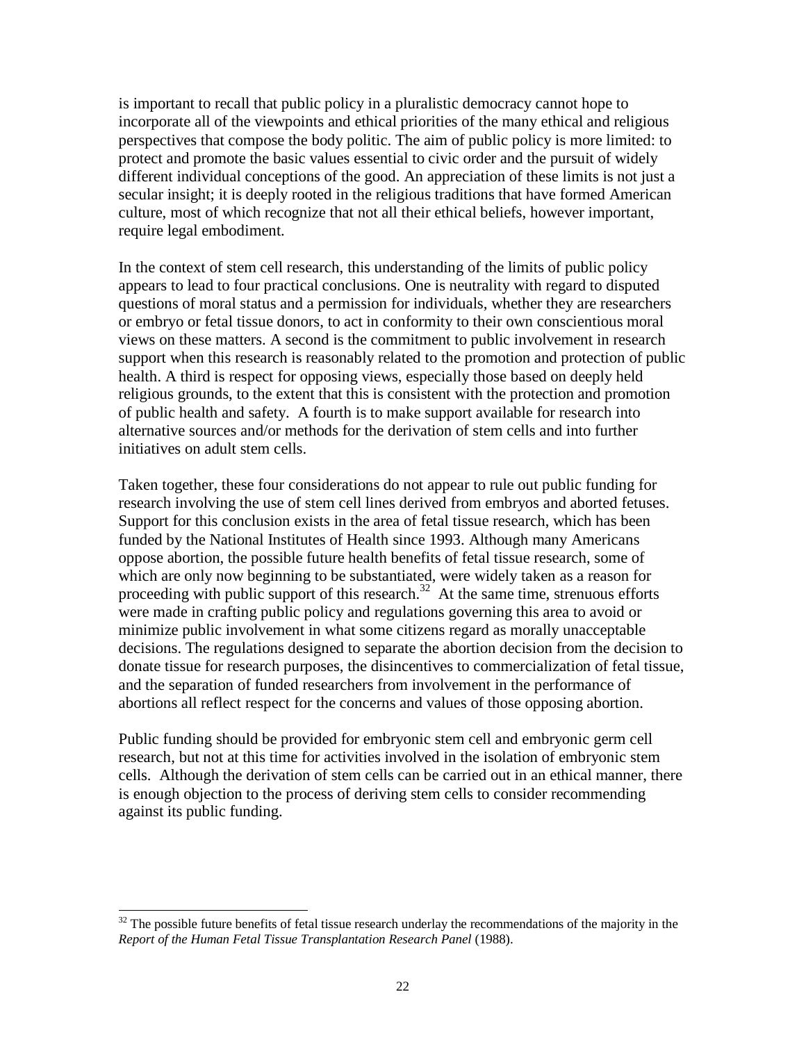is important to recall that public policy in a pluralistic democracy cannot hope to incorporate all of the viewpoints and ethical priorities of the many ethical and religious perspectives that compose the body politic. The aim of public policy is more limited: to protect and promote the basic values essential to civic order and the pursuit of widely different individual conceptions of the good. An appreciation of these limits is not just a secular insight; it is deeply rooted in the religious traditions that have formed American culture, most of which recognize that not all their ethical beliefs, however important, require legal embodiment.

In the context of stem cell research, this understanding of the limits of public policy appears to lead to four practical conclusions. One is neutrality with regard to disputed questions of moral status and a permission for individuals, whether they are researchers or embryo or fetal tissue donors, to act in conformity to their own conscientious moral views on these matters. A second is the commitment to public involvement in research support when this research is reasonably related to the promotion and protection of public health. A third is respect for opposing views, especially those based on deeply held religious grounds, to the extent that this is consistent with the protection and promotion of public health and safety. A fourth is to make support available for research into alternative sources and/or methods for the derivation of stem cells and into further initiatives on adult stem cells.

Taken together, these four considerations do not appear to rule out public funding for research involving the use of stem cell lines derived from embryos and aborted fetuses. Support for this conclusion exists in the area of fetal tissue research, which has been funded by the National Institutes of Health since 1993. Although many Americans oppose abortion, the possible future health benefits of fetal tissue research, some of which are only now beginning to be substantiated, were widely taken as a reason for proceeding with public support of this research.[32] At the same time, strenuous efforts were made in crafting public policy and regulations governing this area to avoid or minimize public involvement in what some citizens regard as morally unacceptable decisions. The regulations designed to separate the abortion decision from the decision to donate tissue for research purposes, the disincentives to commercialization of fetal tissue, and the separation of funded researchers from involvement in the performance of abortions all reflect respect for the concerns and values of those opposing abortion.

Public funding should be provided for embryonic stem cell and embryonic germ cell research, but not at this time for activities involved in the isolation of embryonic stem cells. Although the derivation of stem cells can be carried out in an ethical manner, there is enough objection to the process of deriving stem cells to consider recommending against its public funding.

---

[32] The possible future benefits of fetal tissue research underlay the recommendations of the majority in the *Report of the Human Fetal Tissue Transplantation Research Panel* (1988).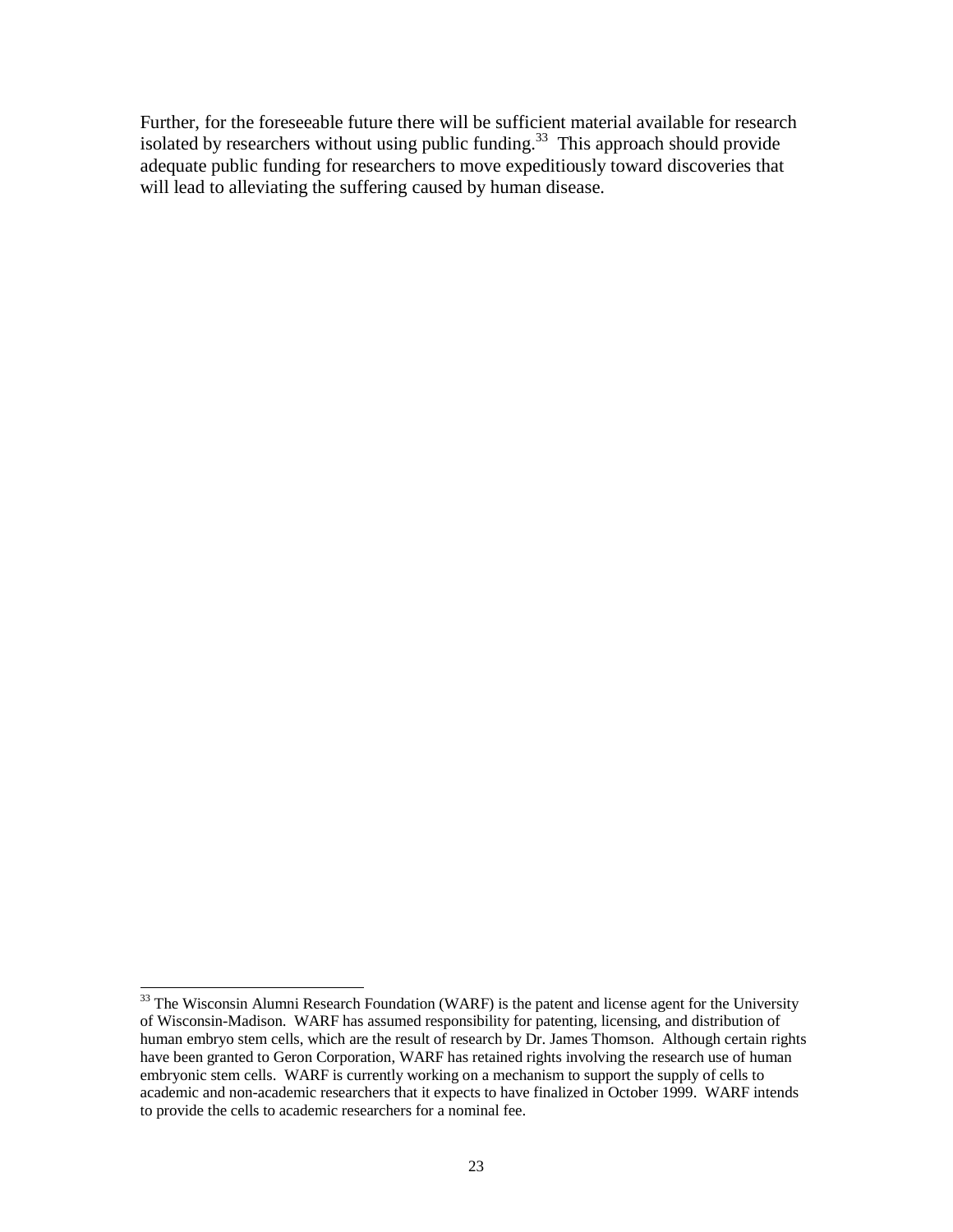Further, for the foreseeable future there will be sufficient material available for research isolated by researchers without using public funding.[33] This approach should provide adequate public funding for researchers to move expeditiously toward discoveries that will lead to alleviating the suffering caused by human disease.

---

[33] The Wisconsin Alumni Research Foundation (WARF) is the patent and license agent for the University of Wisconsin-Madison. WARF has assumed responsibility for patenting, licensing, and distribution of human embryo stem cells, which are the result of research by Dr. James Thomson. Although certain rights have been granted to Geron Corporation, WARF has retained rights involving the research use of human embryonic stem cells. WARF is currently working on a mechanism to support the supply of cells to academic and non-academic researchers that it expects to have finalized in October 1999. WARF intends to provide the cells to academic researchers for a nominal fee.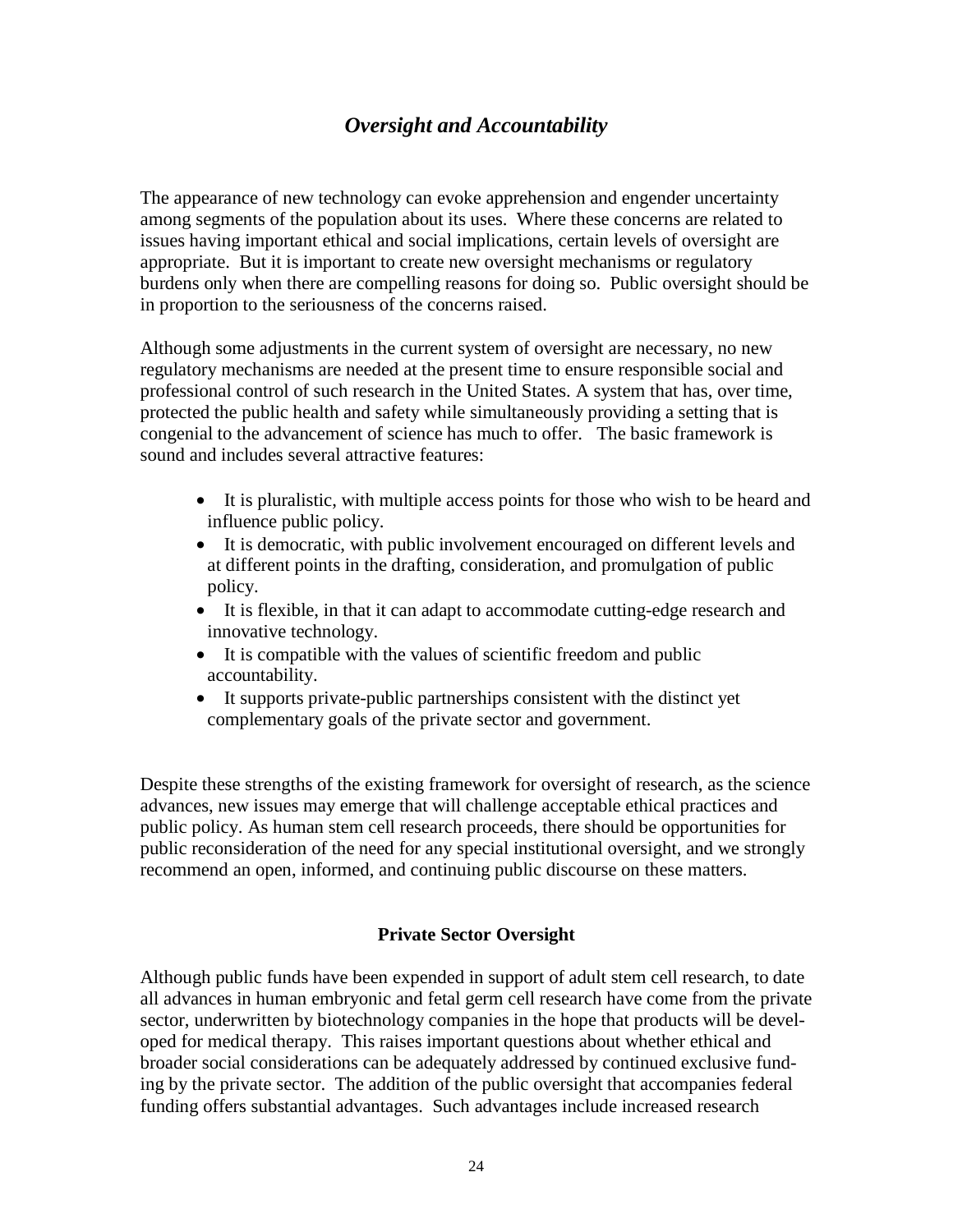## *Oversight and Accountability*

The appearance of new technology can evoke apprehension and engender uncertainty among segments of the population about its uses. Where these concerns are related to issues having important ethical and social implications, certain levels of oversight are appropriate. But it is important to create new oversight mechanisms or regulatory burdens only when there are compelling reasons for doing so. Public oversight should be in proportion to the seriousness of the concerns raised.

Although some adjustments in the current system of oversight are necessary, no new regulatory mechanisms are needed at the present time to ensure responsible social and professional control of such research in the United States. A system that has, over time, protected the public health and safety while simultaneously providing a setting that is congenial to the advancement of science has much to offer. The basic framework is sound and includes several attractive features:

- It is pluralistic, with multiple access points for those who wish to be heard and influence public policy.
- It is democratic, with public involvement encouraged on different levels and at different points in the drafting, consideration, and promulgation of public policy.
- It is flexible, in that it can adapt to accommodate cutting-edge research and innovative technology.
- It is compatible with the values of scientific freedom and public accountability.
- It supports private-public partnerships consistent with the distinct yet complementary goals of the private sector and government.

Despite these strengths of the existing framework for oversight of research, as the science advances, new issues may emerge that will challenge acceptable ethical practices and public policy. As human stem cell research proceeds, there should be opportunities for public reconsideration of the need for any special institutional oversight, and we strongly recommend an open, informed, and continuing public discourse on these matters.

### Private Sector Oversight

Although public funds have been expended in support of adult stem cell research, to date all advances in human embryonic and fetal germ cell research have come from the private sector, underwritten by biotechnology companies in the hope that products will be developed for medical therapy. This raises important questions about whether ethical and broader social considerations can be adequately addressed by continued exclusive funding by the private sector. The addition of the public oversight that accompanies federal funding offers substantial advantages. Such advantages include increased research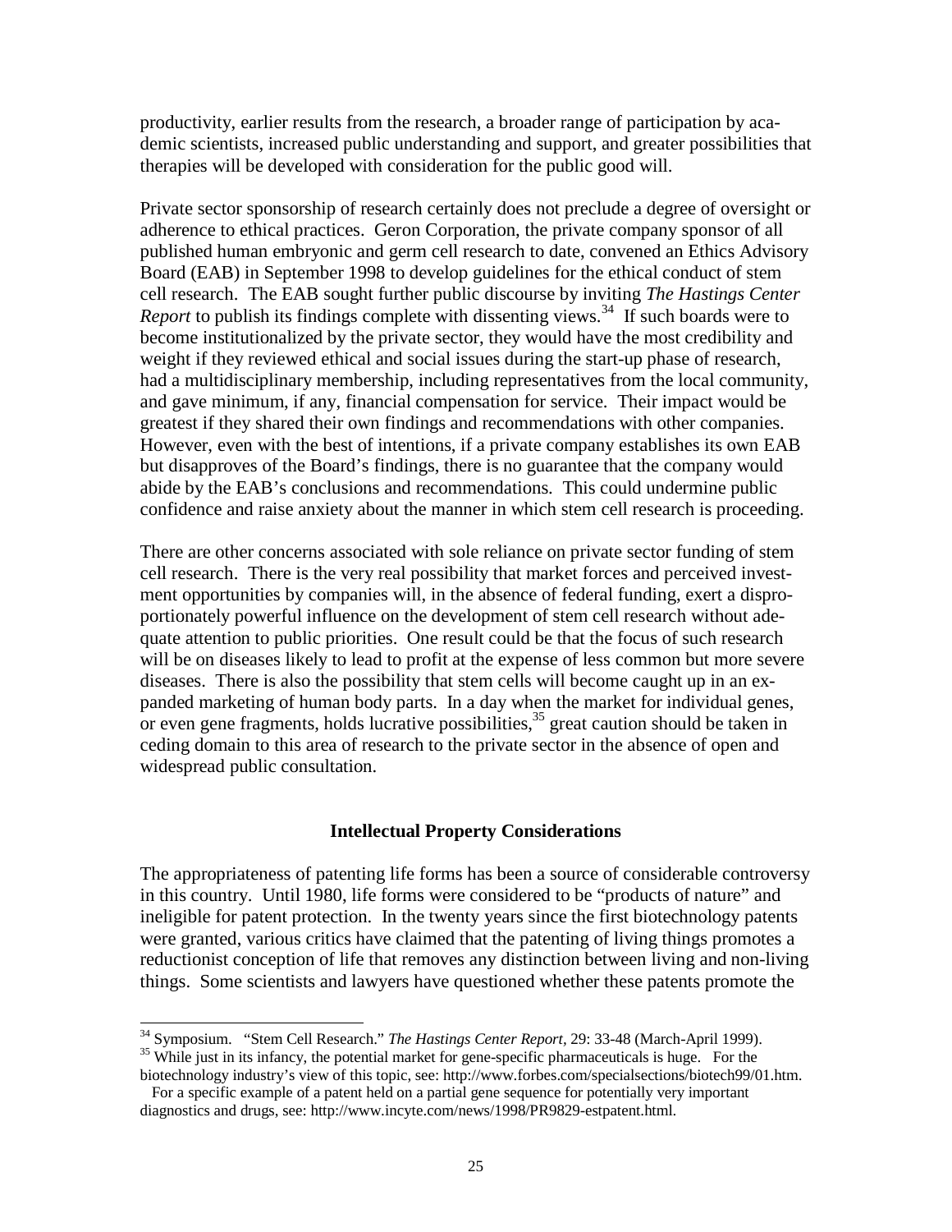productivity, earlier results from the research, a broader range of participation by academic scientists, increased public understanding and support, and greater possibilities that therapies will be developed with consideration for the public good will.

Private sector sponsorship of research certainly does not preclude a degree of oversight or adherence to ethical practices. Geron Corporation, the private company sponsor of all published human embryonic and germ cell research to date, convened an Ethics Advisory Board (EAB) in September 1998 to develop guidelines for the ethical conduct of stem cell research. The EAB sought further public discourse by inviting *The Hastings Center Report* to publish its findings complete with dissenting views.[34] If such boards were to become institutionalized by the private sector, they would have the most credibility and weight if they reviewed ethical and social issues during the start-up phase of research, had a multidisciplinary membership, including representatives from the local community, and gave minimum, if any, financial compensation for service. Their impact would be greatest if they shared their own findings and recommendations with other companies. However, even with the best of intentions, if a private company establishes its own EAB but disapproves of the Board's findings, there is no guarantee that the company would abide by the EAB's conclusions and recommendations. This could undermine public confidence and raise anxiety about the manner in which stem cell research is proceeding.

There are other concerns associated with sole reliance on private sector funding of stem cell research. There is the very real possibility that market forces and perceived investment opportunities by companies will, in the absence of federal funding, exert a disproportionately powerful influence on the development of stem cell research without adequate attention to public priorities. One result could be that the focus of such research will be on diseases likely to lead to profit at the expense of less common but more severe diseases. There is also the possibility that stem cells will become caught up in an expanded marketing of human body parts. In a day when the market for individual genes, or even gene fragments, holds lucrative possibilities,[35] great caution should be taken in ceding domain to this area of research to the private sector in the absence of open and widespread public consultation.

## Intellectual Property Considerations

The appropriateness of patenting life forms has been a source of considerable controversy in this country. Until 1980, life forms were considered to be "products of nature" and ineligible for patent protection. In the twenty years since the first biotechnology patents were granted, various critics have claimed that the patenting of living things promotes a reductionist conception of life that removes any distinction between living and non-living things. Some scientists and lawyers have questioned whether these patents promote the

---

[34] Symposium. "Stem Cell Research." *The Hastings Center Report*, 29: 33-48 (March-April 1999).

[35] While just in its infancy, the potential market for gene-specific pharmaceuticals is huge. For the biotechnology industry's view of this topic, see: http://www.forbes.com/specialsections/biotech99/01.htm. For a specific example of a patent held on a partial gene sequence for potentially very important diagnostics and drugs, see: http://www.incyte.com/news/1998/PR9829-estpatent.html.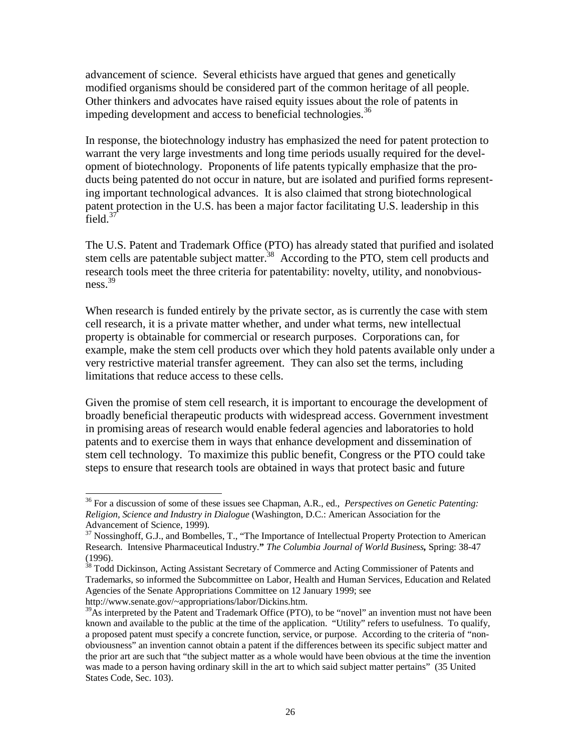advancement of science. Several ethicists have argued that genes and genetically modified organisms should be considered part of the common heritage of all people. Other thinkers and advocates have raised equity issues about the role of patents in impeding development and access to beneficial technologies.[36]

In response, the biotechnology industry has emphasized the need for patent protection to warrant the very large investments and long time periods usually required for the development of biotechnology. Proponents of life patents typically emphasize that the products being patented do not occur in nature, but are isolated and purified forms representing important technological advances. It is also claimed that strong biotechnological patent protection in the U.S. has been a major factor facilitating U.S. leadership in this field.[37]

The U.S. Patent and Trademark Office (PTO) has already stated that purified and isolated stem cells are patentable subject matter.[38] According to the PTO, stem cell products and research tools meet the three criteria for patentability: novelty, utility, and nonobviousness.[39]

When research is funded entirely by the private sector, as is currently the case with stem cell research, it is a private matter whether, and under what terms, new intellectual property is obtainable for commercial or research purposes. Corporations can, for example, make the stem cell products over which they hold patents available only under a very restrictive material transfer agreement. They can also set the terms, including limitations that reduce access to these cells.

Given the promise of stem cell research, it is important to encourage the development of broadly beneficial therapeutic products with widespread access. Government investment in promising areas of research would enable federal agencies and laboratories to hold patents and to exercise them in ways that enhance development and dissemination of stem cell technology. To maximize this public benefit, Congress or the PTO could take steps to ensure that research tools are obtained in ways that protect basic and future

---

[36] For a discussion of some of these issues see Chapman, A.R., ed., *Perspectives on Genetic Patenting: Religion, Science and Industry in Dialogue* (Washington, D.C.: American Association for the Advancement of Science, 1999).

[37] Nossinghoff, G.J., and Bombelles, T., "The Importance of Intellectual Property Protection to American Research. Intensive Pharmaceutical Industry." *The Columbia Journal of World Business***,** Spring: 38-47 (1996).

[38] Todd Dickinson, Acting Assistant Secretary of Commerce and Acting Commissioner of Patents and Trademarks, so informed the Subcommittee on Labor, Health and Human Services, Education and Related Agencies of the Senate Appropriations Committee on 12 January 1999; see http://www.senate.gov/~appropriations/labor/Dickins.htm.

[39] As interpreted by the Patent and Trademark Office (PTO), to be "novel" an invention must not have been known and available to the public at the time of the application. "Utility" refers to usefulness. To qualify, a proposed patent must specify a concrete function, service, or purpose. According to the criteria of "non-obviousness" an invention cannot obtain a patent if the differences between its specific subject matter and the prior art are such that "the subject matter as a whole would have been obvious at the time the invention was made to a person having ordinary skill in the art to which said subject matter pertains" (35 United States Code, Sec. 103).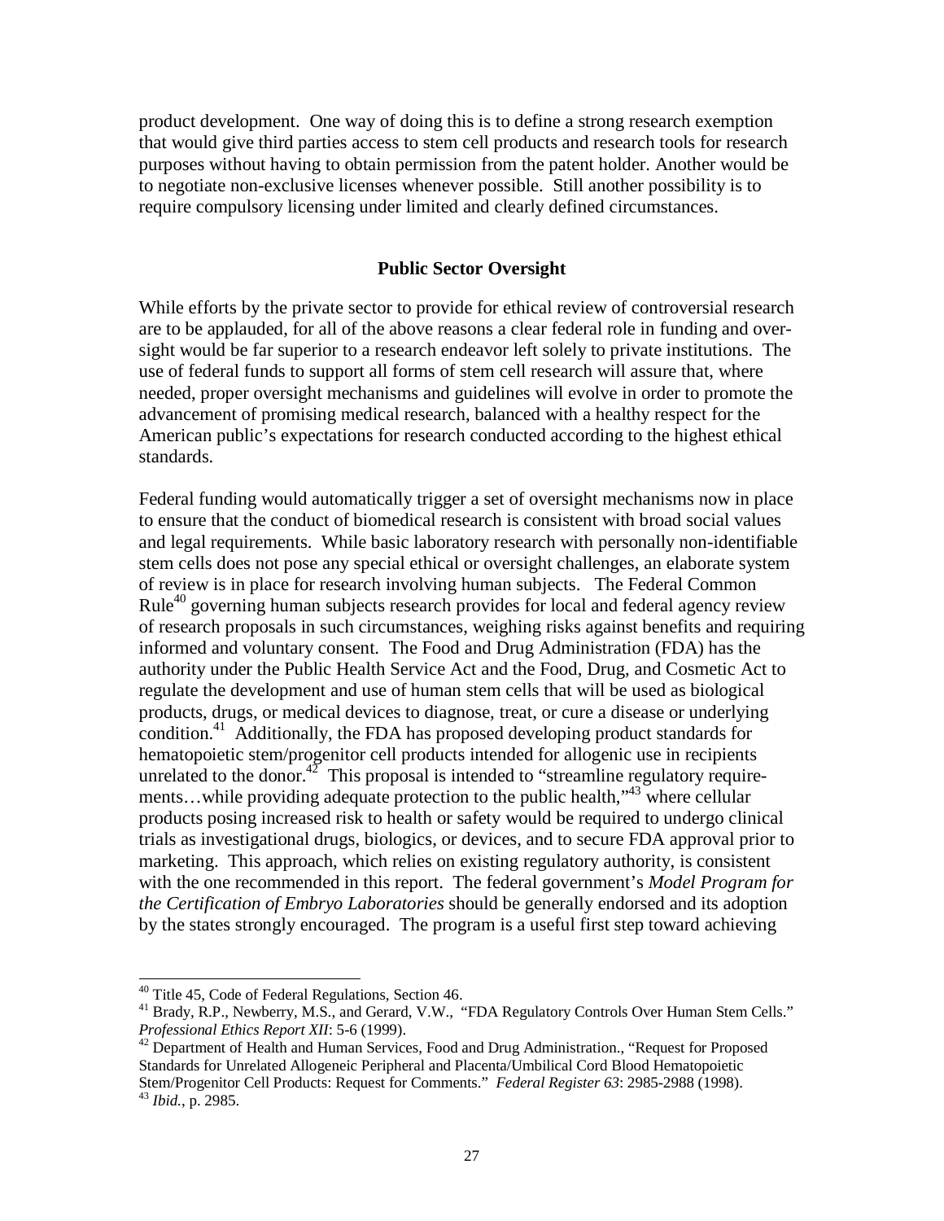product development. One way of doing this is to define a strong research exemption that would give third parties access to stem cell products and research tools for research purposes without having to obtain permission from the patent holder. Another would be to negotiate non-exclusive licenses whenever possible. Still another possibility is to require compulsory licensing under limited and clearly defined circumstances.

### Public Sector Oversight

While efforts by the private sector to provide for ethical review of controversial research are to be applauded, for all of the above reasons a clear federal role in funding and oversight would be far superior to a research endeavor left solely to private institutions. The use of federal funds to support all forms of stem cell research will assure that, where needed, proper oversight mechanisms and guidelines will evolve in order to promote the advancement of promising medical research, balanced with a healthy respect for the American public's expectations for research conducted according to the highest ethical standards.

Federal funding would automatically trigger a set of oversight mechanisms now in place to ensure that the conduct of biomedical research is consistent with broad social values and legal requirements. While basic laboratory research with personally non-identifiable stem cells does not pose any special ethical or oversight challenges, an elaborate system of review is in place for research involving human subjects. The Federal Common Rule[40] governing human subjects research provides for local and federal agency review of research proposals in such circumstances, weighing risks against benefits and requiring informed and voluntary consent. The Food and Drug Administration (FDA) has the authority under the Public Health Service Act and the Food, Drug, and Cosmetic Act to regulate the development and use of human stem cells that will be used as biological products, drugs, or medical devices to diagnose, treat, or cure a disease or underlying condition.[41] Additionally, the FDA has proposed developing product standards for hematopoietic stem/progenitor cell products intended for allogenic use in recipients unrelated to the donor.[42] This proposal is intended to "streamline regulatory requirements…while providing adequate protection to the public health,"[43] where cellular products posing increased risk to health or safety would be required to undergo clinical trials as investigational drugs, biologics, or devices, and to secure FDA approval prior to marketing. This approach, which relies on existing regulatory authority, is consistent with the one recommended in this report. The federal government's *Model Program for the Certification of Embryo Laboratories* should be generally endorsed and its adoption by the states strongly encouraged. The program is a useful first step toward achieving

---

[40] Title 45, Code of Federal Regulations, Section 46.

[41] Brady, R.P., Newberry, M.S., and Gerard, V.W., "FDA Regulatory Controls Over Human Stem Cells." *Professional Ethics Report XII*: 5-6 (1999).

[42] Department of Health and Human Services, Food and Drug Administration., "Request for Proposed Standards for Unrelated Allogeneic Peripheral and Placenta/Umbilical Cord Blood Hematopoietic Stem/Progenitor Cell Products: Request for Comments." *Federal Register 63*: 2985-2988 (1998).

[43] *Ibid.*, p. 2985.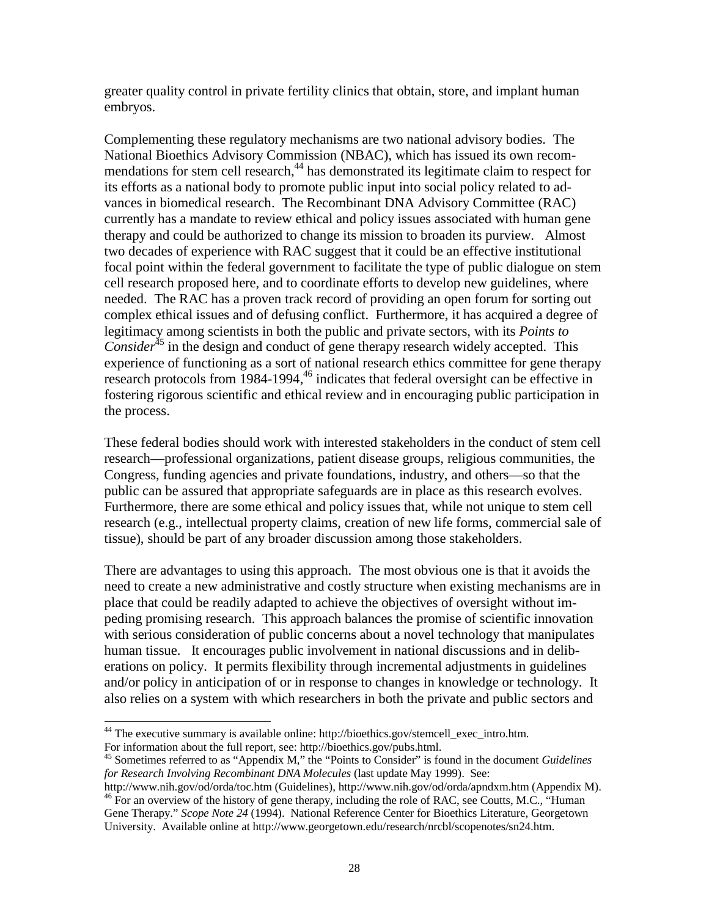greater quality control in private fertility clinics that obtain, store, and implant human embryos.

Complementing these regulatory mechanisms are two national advisory bodies. The National Bioethics Advisory Commission (NBAC), which has issued its own recommendations for stem cell research,[44] has demonstrated its legitimate claim to respect for its efforts as a national body to promote public input into social policy related to advances in biomedical research. The Recombinant DNA Advisory Committee (RAC) currently has a mandate to review ethical and policy issues associated with human gene therapy and could be authorized to change its mission to broaden its purview. Almost two decades of experience with RAC suggest that it could be an effective institutional focal point within the federal government to facilitate the type of public dialogue on stem cell research proposed here, and to coordinate efforts to develop new guidelines, where needed. The RAC has a proven track record of providing an open forum for sorting out complex ethical issues and of defusing conflict. Furthermore, it has acquired a degree of legitimacy among scientists in both the public and private sectors, with its *Points to Consider*[45] in the design and conduct of gene therapy research widely accepted. This experience of functioning as a sort of national research ethics committee for gene therapy research protocols from 1984-1994,[46] indicates that federal oversight can be effective in fostering rigorous scientific and ethical review and in encouraging public participation in the process.

These federal bodies should work with interested stakeholders in the conduct of stem cell research—professional organizations, patient disease groups, religious communities, the Congress, funding agencies and private foundations, industry, and others—so that the public can be assured that appropriate safeguards are in place as this research evolves. Furthermore, there are some ethical and policy issues that, while not unique to stem cell research (e.g., intellectual property claims, creation of new life forms, commercial sale of tissue), should be part of any broader discussion among those stakeholders.

There are advantages to using this approach. The most obvious one is that it avoids the need to create a new administrative and costly structure when existing mechanisms are in place that could be readily adapted to achieve the objectives of oversight without impeding promising research. This approach balances the promise of scientific innovation with serious consideration of public concerns about a novel technology that manipulates human tissue. It encourages public involvement in national discussions and in deliberations on policy. It permits flexibility through incremental adjustments in guidelines and/or policy in anticipation of or in response to changes in knowledge or technology. It also relies on a system with which researchers in both the private and public sectors and

---

[44] The executive summary is available online: http://bioethics.gov/stemcell_exec_intro.htm. For information about the full report, see: http://bioethics.gov/pubs.html.

[45] Sometimes referred to as "Appendix M," the "Points to Consider" is found in the document *Guidelines for Research Involving Recombinant DNA Molecules* (last update May 1999). See: http://www.nih.gov/od/orda/toc.htm (Guidelines), http://www.nih.gov/od/orda/apndxm.htm (Appendix M).

[46] For an overview of the history of gene therapy, including the role of RAC, see Coutts, M.C., "Human Gene Therapy." *Scope Note 24* (1994). National Reference Center for Bioethics Literature, Georgetown University. Available online at http://www.georgetown.edu/research/nrcbl/scopenotes/sn24.htm.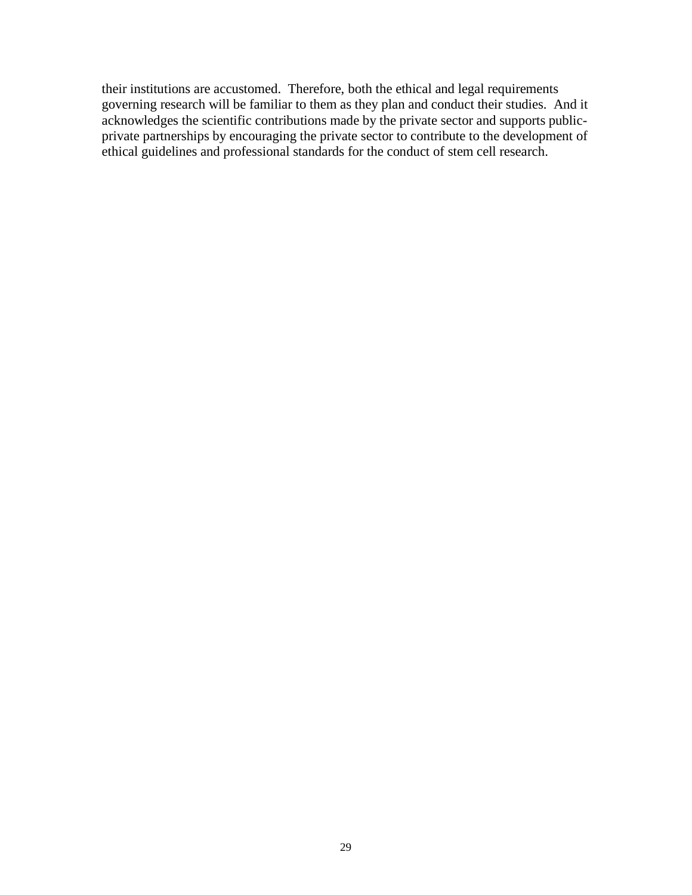their institutions are accustomed. Therefore, both the ethical and legal requirements governing research will be familiar to them as they plan and conduct their studies. And it acknowledges the scientific contributions made by the private sector and supports public-private partnerships by encouraging the private sector to contribute to the development of ethical guidelines and professional standards for the conduct of stem cell research.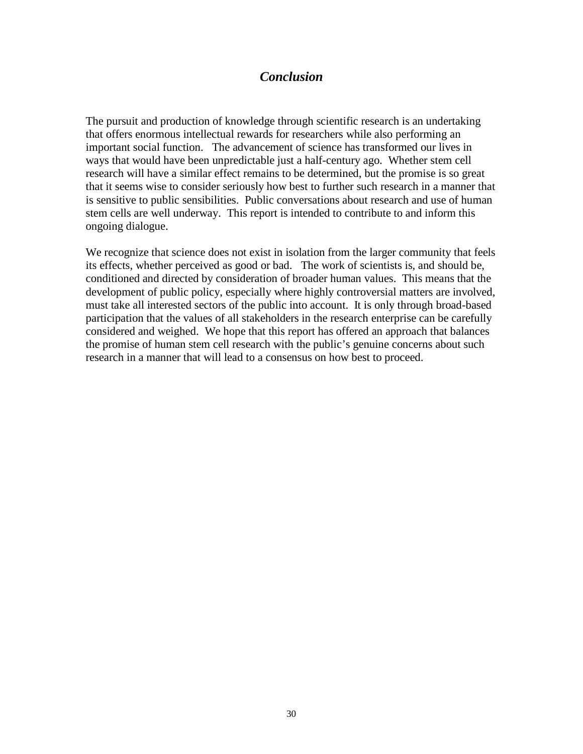## *Conclusion*

The pursuit and production of knowledge through scientific research is an undertaking that offers enormous intellectual rewards for researchers while also performing an important social function. The advancement of science has transformed our lives in ways that would have been unpredictable just a half-century ago. Whether stem cell research will have a similar effect remains to be determined, but the promise is so great that it seems wise to consider seriously how best to further such research in a manner that is sensitive to public sensibilities. Public conversations about research and use of human stem cells are well underway. This report is intended to contribute to and inform this ongoing dialogue.

We recognize that science does not exist in isolation from the larger community that feels its effects, whether perceived as good or bad. The work of scientists is, and should be, conditioned and directed by consideration of broader human values. This means that the development of public policy, especially where highly controversial matters are involved, must take all interested sectors of the public into account. It is only through broad-based participation that the values of all stakeholders in the research enterprise can be carefully considered and weighed. We hope that this report has offered an approach that balances the promise of human stem cell research with the public's genuine concerns about such research in a manner that will lead to a consensus on how best to proceed.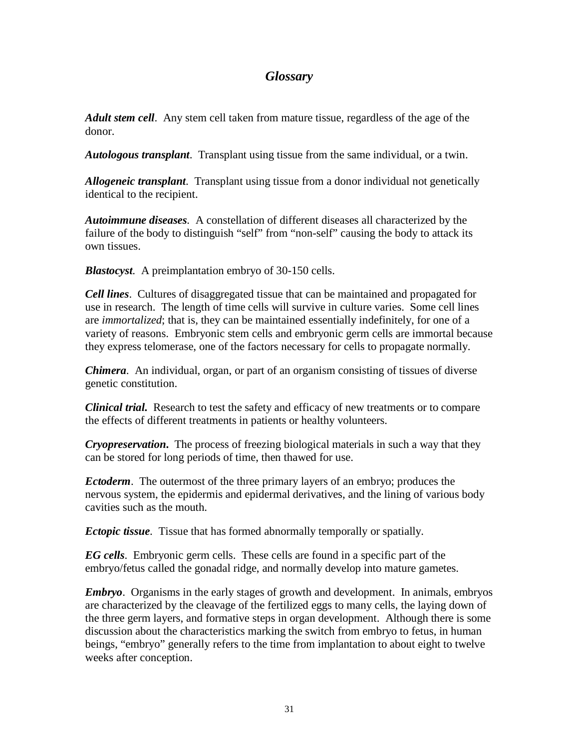## *Glossary*

***Adult stem cell***. Any stem cell taken from mature tissue, regardless of the age of the donor.

***Autologous transplant***. Transplant using tissue from the same individual, or a twin.

***Allogeneic transplant***. Transplant using tissue from a donor individual not genetically identical to the recipient.

***Autoimmune diseases***. A constellation of different diseases all characterized by the failure of the body to distinguish "self" from "non-self" causing the body to attack its own tissues.

***Blastocyst***. A preimplantation embryo of 30-150 cells.

***Cell lines***. Cultures of disaggregated tissue that can be maintained and propagated for use in research. The length of time cells will survive in culture varies. Some cell lines are *immortalized*; that is, they can be maintained essentially indefinitely, for one of a variety of reasons. Embryonic stem cells and embryonic germ cells are immortal because they express telomerase, one of the factors necessary for cells to propagate normally.

***Chimera***. An individual, organ, or part of an organism consisting of tissues of diverse genetic constitution.

***Clinical trial.*** Research to test the safety and efficacy of new treatments or to compare the effects of different treatments in patients or healthy volunteers.

***Cryopreservation.*** The process of freezing biological materials in such a way that they can be stored for long periods of time, then thawed for use.

***Ectoderm***. The outermost of the three primary layers of an embryo; produces the nervous system, the epidermis and epidermal derivatives, and the lining of various body cavities such as the mouth.

***Ectopic tissue***. Tissue that has formed abnormally temporally or spatially.

***EG cells***. Embryonic germ cells. These cells are found in a specific part of the embryo/fetus called the gonadal ridge, and normally develop into mature gametes.

***Embryo***. Organisms in the early stages of growth and development. In animals, embryos are characterized by the cleavage of the fertilized eggs to many cells, the laying down of the three germ layers, and formative steps in organ development. Although there is some discussion about the characteristics marking the switch from embryo to fetus, in human beings, "embryo" generally refers to the time from implantation to about eight to twelve weeks after conception.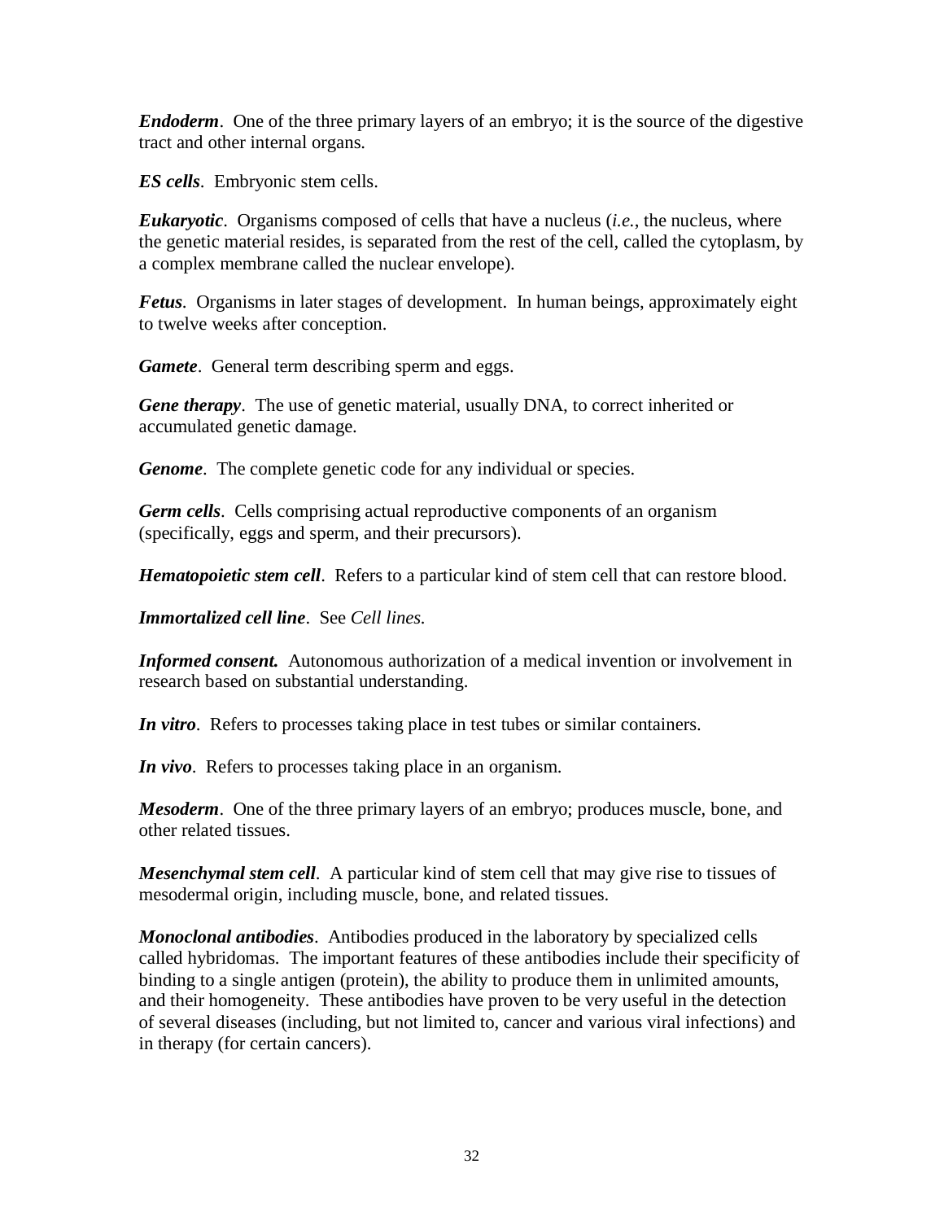***Endoderm***. One of the three primary layers of an embryo; it is the source of the digestive tract and other internal organs.

***ES cells***. Embryonic stem cells.

***Eukaryotic***. Organisms composed of cells that have a nucleus (*i.e.*, the nucleus, where the genetic material resides, is separated from the rest of the cell, called the cytoplasm, by a complex membrane called the nuclear envelope).

***Fetus***. Organisms in later stages of development. In human beings, approximately eight to twelve weeks after conception.

***Gamete***. General term describing sperm and eggs.

***Gene therapy***. The use of genetic material, usually DNA, to correct inherited or accumulated genetic damage.

***Genome***. The complete genetic code for any individual or species.

***Germ cells***. Cells comprising actual reproductive components of an organism (specifically, eggs and sperm, and their precursors).

***Hematopoietic stem cell***. Refers to a particular kind of stem cell that can restore blood.

***Immortalized cell line***. See *Cell lines.*

***Informed consent.*** Autonomous authorization of a medical invention or involvement in research based on substantial understanding.

***In vitro***. Refers to processes taking place in test tubes or similar containers.

***In vivo***. Refers to processes taking place in an organism.

***Mesoderm***. One of the three primary layers of an embryo; produces muscle, bone, and other related tissues.

***Mesenchymal stem cell***. A particular kind of stem cell that may give rise to tissues of mesodermal origin, including muscle, bone, and related tissues.

***Monoclonal antibodies***. Antibodies produced in the laboratory by specialized cells called hybridomas. The important features of these antibodies include their specificity of binding to a single antigen (protein), the ability to produce them in unlimited amounts, and their homogeneity. These antibodies have proven to be very useful in the detection of several diseases (including, but not limited to, cancer and various viral infections) and in therapy (for certain cancers).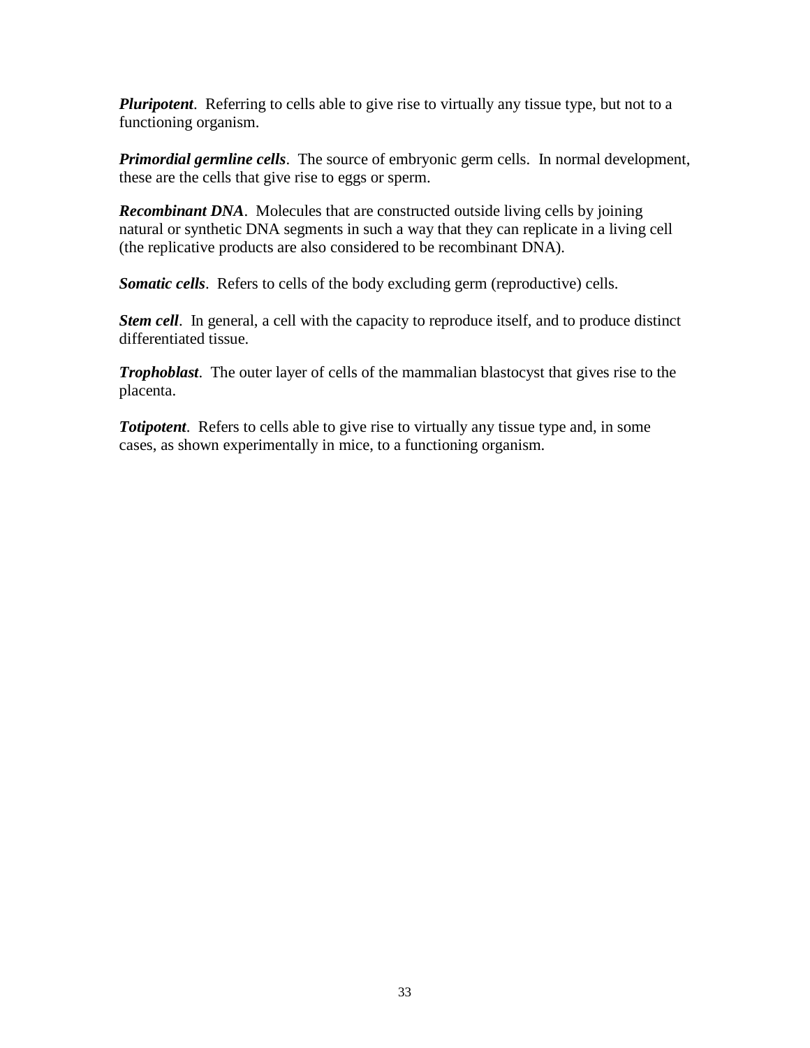***Pluripotent***. Referring to cells able to give rise to virtually any tissue type, but not to a functioning organism.

***Primordial germline cells***. The source of embryonic germ cells. In normal development, these are the cells that give rise to eggs or sperm.

***Recombinant DNA***. Molecules that are constructed outside living cells by joining natural or synthetic DNA segments in such a way that they can replicate in a living cell (the replicative products are also considered to be recombinant DNA).

***Somatic cells***. Refers to cells of the body excluding germ (reproductive) cells.

***Stem cell***. In general, a cell with the capacity to reproduce itself, and to produce distinct differentiated tissue.

***Trophoblast***. The outer layer of cells of the mammalian blastocyst that gives rise to the placenta.

***Totipotent***. Refers to cells able to give rise to virtually any tissue type and, in some cases, as shown experimentally in mice, to a functioning organism.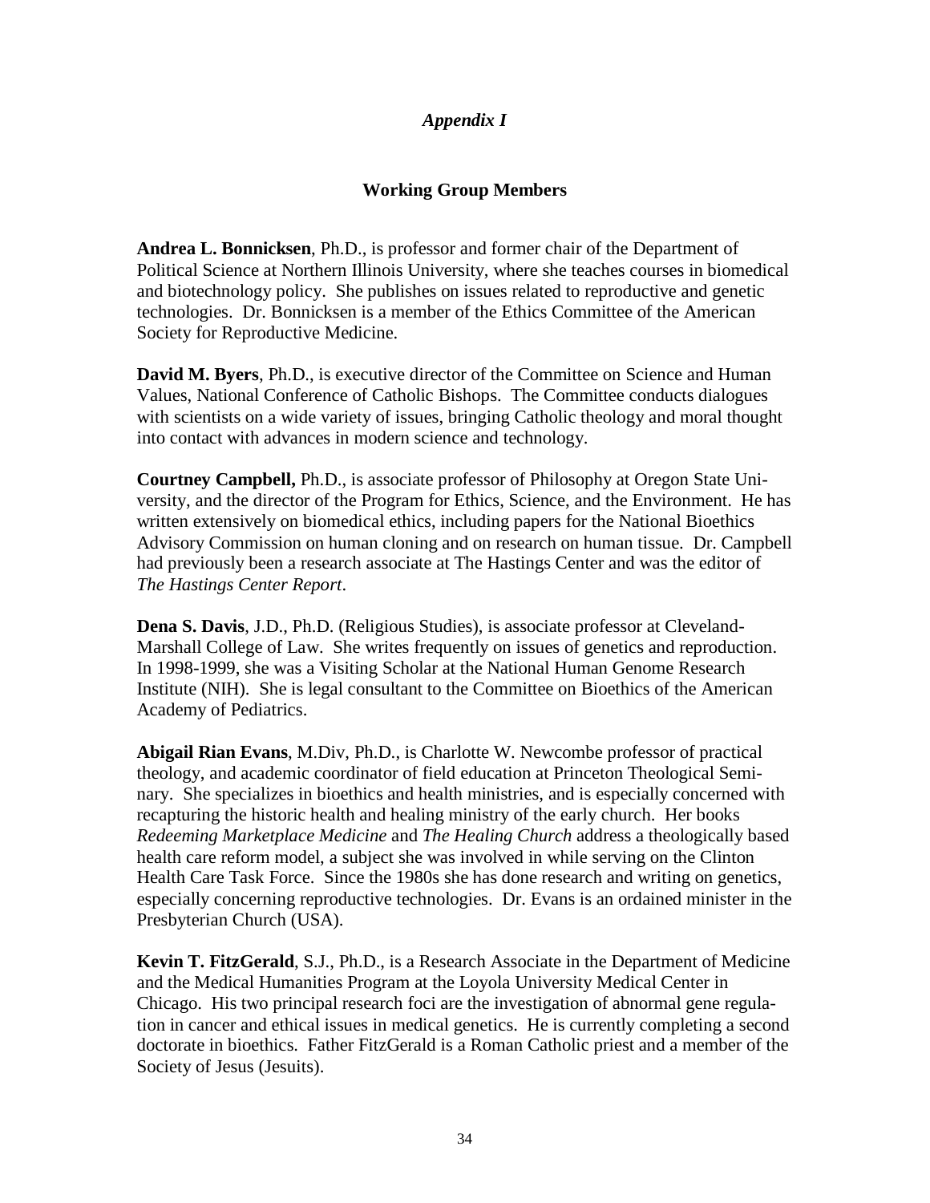*Appendix I*

## Working Group Members

**Andrea L. Bonnicksen**, Ph.D., is professor and former chair of the Department of Political Science at Northern Illinois University, where she teaches courses in biomedical and biotechnology policy. She publishes on issues related to reproductive and genetic technologies. Dr. Bonnicksen is a member of the Ethics Committee of the American Society for Reproductive Medicine.

**David M. Byers**, Ph.D., is executive director of the Committee on Science and Human Values, National Conference of Catholic Bishops. The Committee conducts dialogues with scientists on a wide variety of issues, bringing Catholic theology and moral thought into contact with advances in modern science and technology.

**Courtney Campbell,** Ph.D., is associate professor of Philosophy at Oregon State University, and the director of the Program for Ethics, Science, and the Environment. He has written extensively on biomedical ethics, including papers for the National Bioethics Advisory Commission on human cloning and on research on human tissue. Dr. Campbell had previously been a research associate at The Hastings Center and was the editor of *The Hastings Center Report*.

**Dena S. Davis**, J.D., Ph.D. (Religious Studies), is associate professor at Cleveland-Marshall College of Law. She writes frequently on issues of genetics and reproduction. In 1998-1999, she was a Visiting Scholar at the National Human Genome Research Institute (NIH). She is legal consultant to the Committee on Bioethics of the American Academy of Pediatrics.

**Abigail Rian Evans**, M.Div, Ph.D., is Charlotte W. Newcombe professor of practical theology, and academic coordinator of field education at Princeton Theological Seminary. She specializes in bioethics and health ministries, and is especially concerned with recapturing the historic health and healing ministry of the early church. Her books *Redeeming Marketplace Medicine* and *The Healing Church* address a theologically based health care reform model, a subject she was involved in while serving on the Clinton Health Care Task Force. Since the 1980s she has done research and writing on genetics, especially concerning reproductive technologies. Dr. Evans is an ordained minister in the Presbyterian Church (USA).

**Kevin T. FitzGerald**, S.J., Ph.D., is a Research Associate in the Department of Medicine and the Medical Humanities Program at the Loyola University Medical Center in Chicago. His two principal research foci are the investigation of abnormal gene regulation in cancer and ethical issues in medical genetics. He is currently completing a second doctorate in bioethics. Father FitzGerald is a Roman Catholic priest and a member of the Society of Jesus (Jesuits).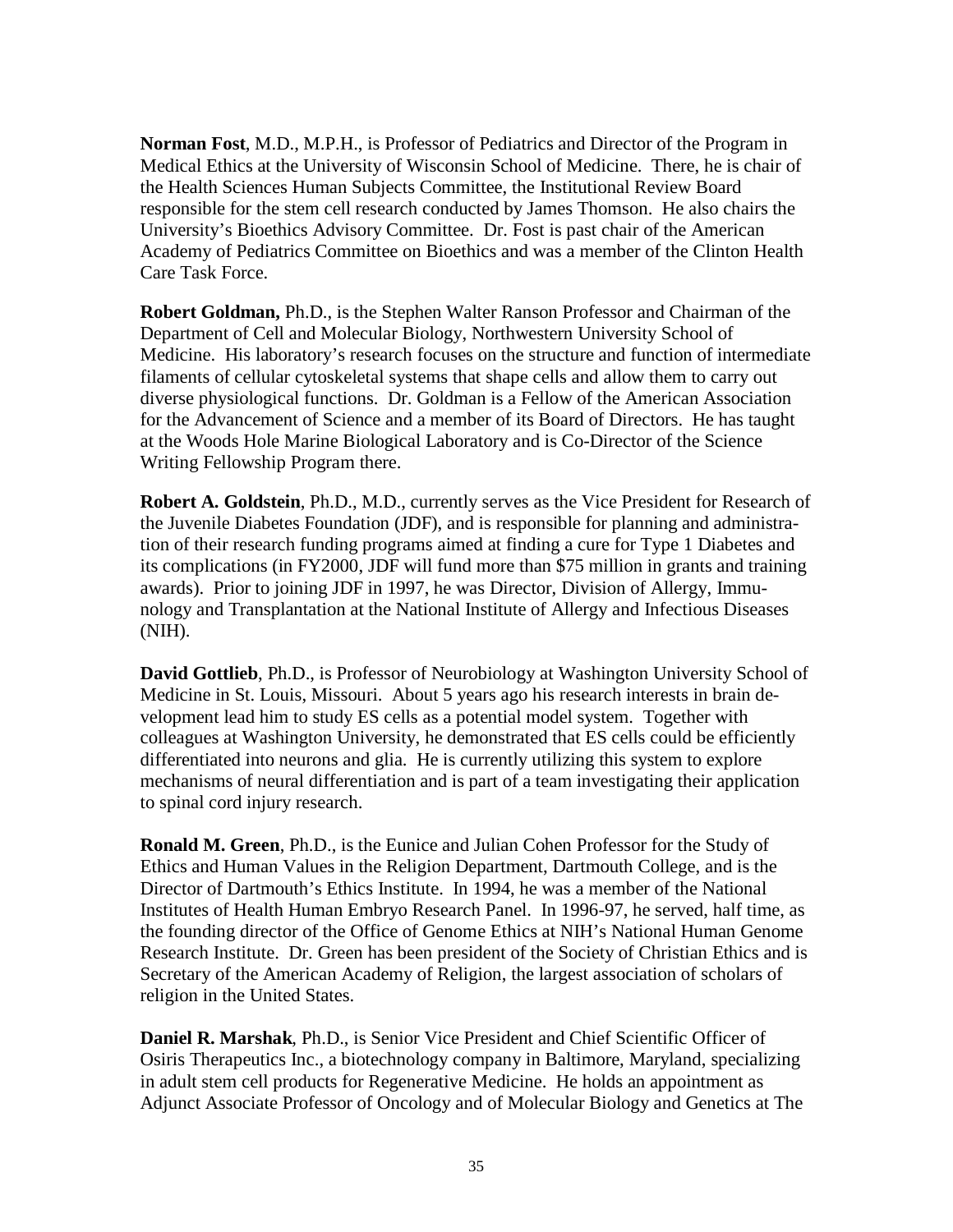**Norman Fost**, M.D., M.P.H., is Professor of Pediatrics and Director of the Program in Medical Ethics at the University of Wisconsin School of Medicine. There, he is chair of the Health Sciences Human Subjects Committee, the Institutional Review Board responsible for the stem cell research conducted by James Thomson. He also chairs the University's Bioethics Advisory Committee. Dr. Fost is past chair of the American Academy of Pediatrics Committee on Bioethics and was a member of the Clinton Health Care Task Force.

**Robert Goldman,** Ph.D., is the Stephen Walter Ranson Professor and Chairman of the Department of Cell and Molecular Biology, Northwestern University School of Medicine. His laboratory's research focuses on the structure and function of intermediate filaments of cellular cytoskeletal systems that shape cells and allow them to carry out diverse physiological functions. Dr. Goldman is a Fellow of the American Association for the Advancement of Science and a member of its Board of Directors. He has taught at the Woods Hole Marine Biological Laboratory and is Co-Director of the Science Writing Fellowship Program there.

**Robert A. Goldstein**, Ph.D., M.D., currently serves as the Vice President for Research of the Juvenile Diabetes Foundation (JDF), and is responsible for planning and administration of their research funding programs aimed at finding a cure for Type 1 Diabetes and its complications (in FY2000, JDF will fund more than $75 million in grants and training awards). Prior to joining JDF in 1997, he was Director, Division of Allergy, Immunology and Transplantation at the National Institute of Allergy and Infectious Diseases (NIH).

**David Gottlieb**, Ph.D., is Professor of Neurobiology at Washington University School of Medicine in St. Louis, Missouri. About 5 years ago his research interests in brain development lead him to study ES cells as a potential model system. Together with colleagues at Washington University, he demonstrated that ES cells could be efficiently differentiated into neurons and glia. He is currently utilizing this system to explore mechanisms of neural differentiation and is part of a team investigating their application to spinal cord injury research.

**Ronald M. Green**, Ph.D., is the Eunice and Julian Cohen Professor for the Study of Ethics and Human Values in the Religion Department, Dartmouth College, and is the Director of Dartmouth's Ethics Institute. In 1994, he was a member of the National Institutes of Health Human Embryo Research Panel. In 1996-97, he served, half time, as the founding director of the Office of Genome Ethics at NIH's National Human Genome Research Institute. Dr. Green has been president of the Society of Christian Ethics and is Secretary of the American Academy of Religion, the largest association of scholars of religion in the United States.

**Daniel R. Marshak**, Ph.D., is Senior Vice President and Chief Scientific Officer of Osiris Therapeutics Inc., a biotechnology company in Baltimore, Maryland, specializing in adult stem cell products for Regenerative Medicine. He holds an appointment as Adjunct Associate Professor of Oncology and of Molecular Biology and Genetics at The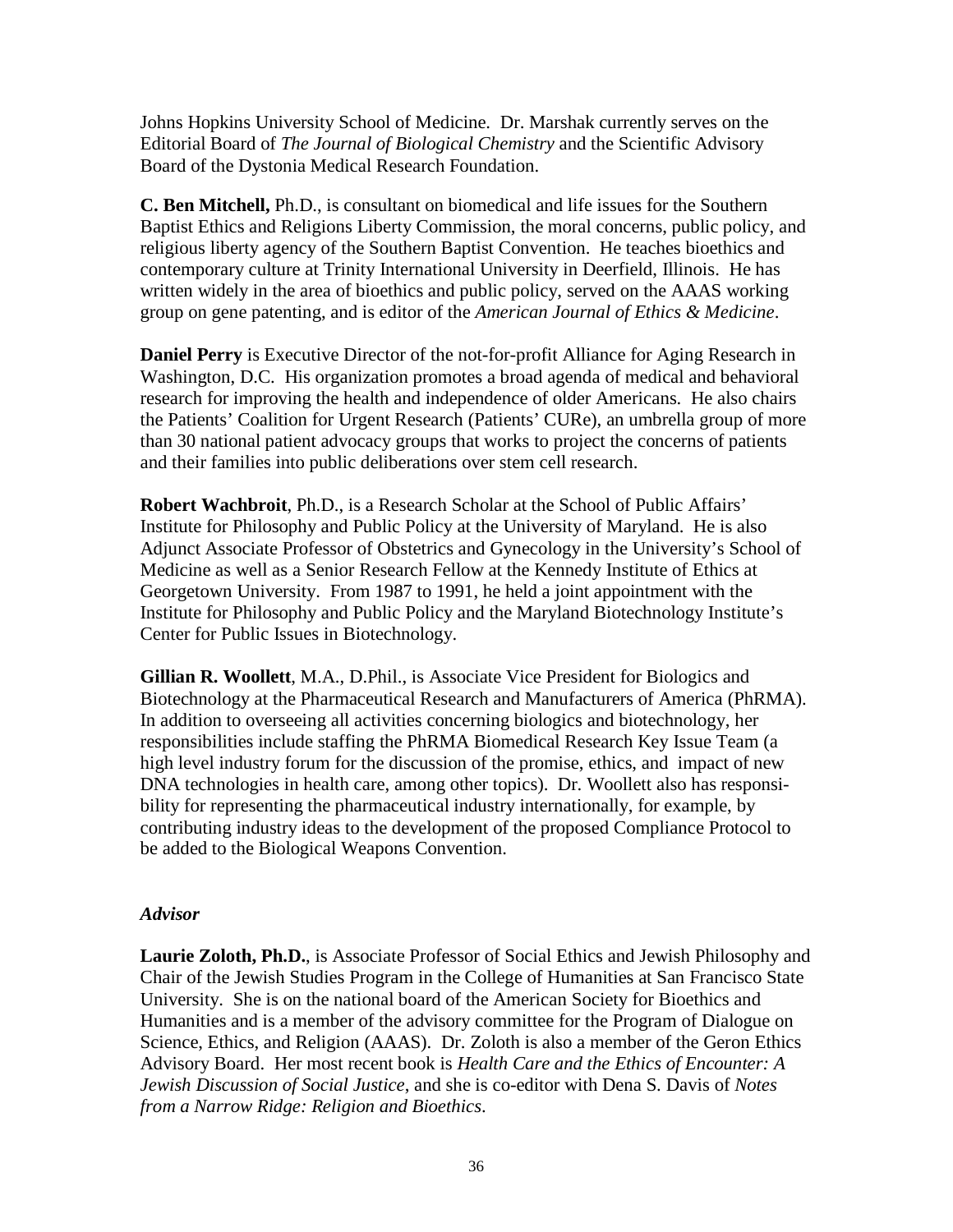Johns Hopkins University School of Medicine. Dr. Marshak currently serves on the Editorial Board of *The Journal of Biological Chemistry* and the Scientific Advisory Board of the Dystonia Medical Research Foundation.

**C. Ben Mitchell,** Ph.D., is consultant on biomedical and life issues for the Southern Baptist Ethics and Religions Liberty Commission, the moral concerns, public policy, and religious liberty agency of the Southern Baptist Convention. He teaches bioethics and contemporary culture at Trinity International University in Deerfield, Illinois. He has written widely in the area of bioethics and public policy, served on the AAAS working group on gene patenting, and is editor of the *American Journal of Ethics & Medicine*.

**Daniel Perry** is Executive Director of the not-for-profit Alliance for Aging Research in Washington, D.C. His organization promotes a broad agenda of medical and behavioral research for improving the health and independence of older Americans. He also chairs the Patients' Coalition for Urgent Research (Patients' CURe), an umbrella group of more than 30 national patient advocacy groups that works to project the concerns of patients and their families into public deliberations over stem cell research.

**Robert Wachbroit**, Ph.D., is a Research Scholar at the School of Public Affairs' Institute for Philosophy and Public Policy at the University of Maryland. He is also Adjunct Associate Professor of Obstetrics and Gynecology in the University's School of Medicine as well as a Senior Research Fellow at the Kennedy Institute of Ethics at Georgetown University. From 1987 to 1991, he held a joint appointment with the Institute for Philosophy and Public Policy and the Maryland Biotechnology Institute's Center for Public Issues in Biotechnology.

**Gillian R. Woollett**, M.A., D.Phil., is Associate Vice President for Biologics and Biotechnology at the Pharmaceutical Research and Manufacturers of America (PhRMA). In addition to overseeing all activities concerning biologics and biotechnology, her responsibilities include staffing the PhRMA Biomedical Research Key Issue Team (a high level industry forum for the discussion of the promise, ethics, and impact of new DNA technologies in health care, among other topics). Dr. Woollett also has responsibility for representing the pharmaceutical industry internationally, for example, by contributing industry ideas to the development of the proposed Compliance Protocol to be added to the Biological Weapons Convention.

### *Advisor*

**Laurie Zoloth, Ph.D.**, is Associate Professor of Social Ethics and Jewish Philosophy and Chair of the Jewish Studies Program in the College of Humanities at San Francisco State University. She is on the national board of the American Society for Bioethics and Humanities and is a member of the advisory committee for the Program of Dialogue on Science, Ethics, and Religion (AAAS). Dr. Zoloth is also a member of the Geron Ethics Advisory Board. Her most recent book is *Health Care and the Ethics of Encounter: A Jewish Discussion of Social Justice*, and she is co-editor with Dena S. Davis of *Notes from a Narrow Ridge: Religion and Bioethics*.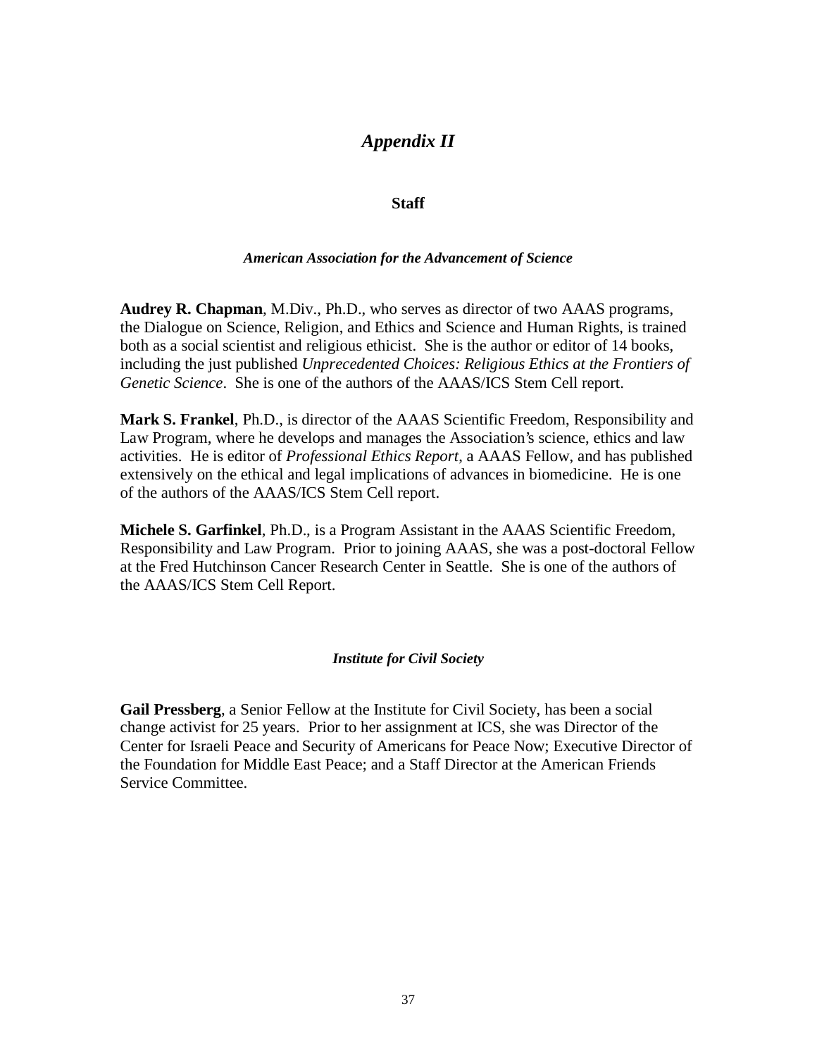# *Appendix II*

## Staff

### *American Association for the Advancement of Science*

**Audrey R. Chapman**, M.Div., Ph.D., who serves as director of two AAAS programs, the Dialogue on Science, Religion, and Ethics and Science and Human Rights, is trained both as a social scientist and religious ethicist. She is the author or editor of 14 books, including the just published *Unprecedented Choices: Religious Ethics at the Frontiers of Genetic Science*. She is one of the authors of the AAAS/ICS Stem Cell report.

**Mark S. Frankel**, Ph.D., is director of the AAAS Scientific Freedom, Responsibility and Law Program, where he develops and manages the Association's science, ethics and law activities. He is editor of *Professional Ethics Report*, a AAAS Fellow, and has published extensively on the ethical and legal implications of advances in biomedicine. He is one of the authors of the AAAS/ICS Stem Cell report.

**Michele S. Garfinkel**, Ph.D., is a Program Assistant in the AAAS Scientific Freedom, Responsibility and Law Program. Prior to joining AAAS, she was a post-doctoral Fellow at the Fred Hutchinson Cancer Research Center in Seattle. She is one of the authors of the AAAS/ICS Stem Cell Report.

### *Institute for Civil Society*

**Gail Pressberg**, a Senior Fellow at the Institute for Civil Society, has been a social change activist for 25 years. Prior to her assignment at ICS, she was Director of the Center for Israeli Peace and Security of Americans for Peace Now; Executive Director of the Foundation for Middle East Peace; and a Staff Director at the American Friends Service Committee.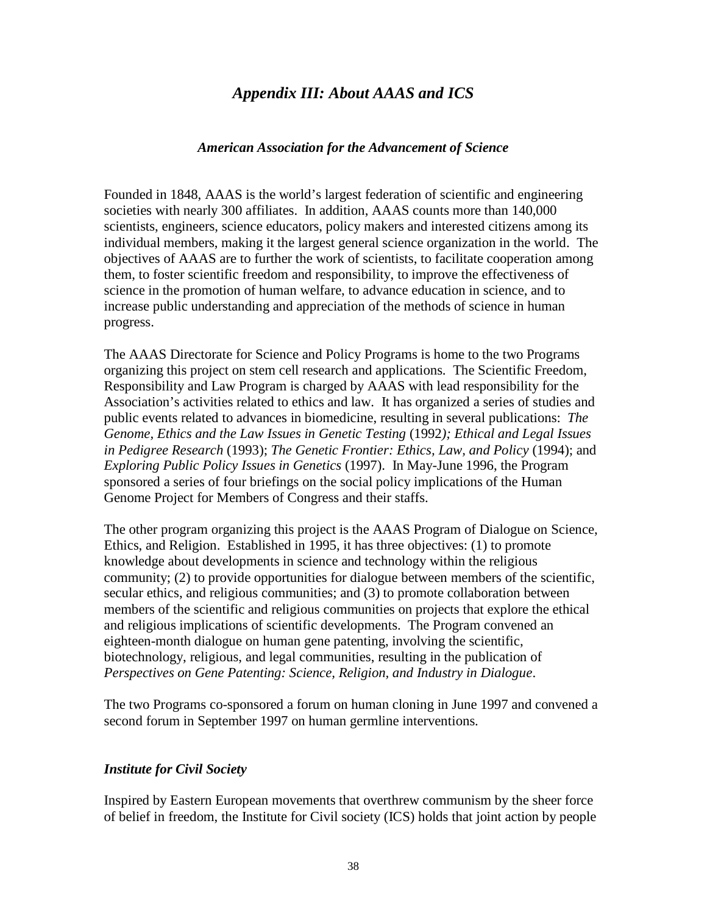# *Appendix III: About AAAS and ICS*

### *American Association for the Advancement of Science*

Founded in 1848, AAAS is the world's largest federation of scientific and engineering societies with nearly 300 affiliates. In addition, AAAS counts more than 140,000 scientists, engineers, science educators, policy makers and interested citizens among its individual members, making it the largest general science organization in the world. The objectives of AAAS are to further the work of scientists, to facilitate cooperation among them, to foster scientific freedom and responsibility, to improve the effectiveness of science in the promotion of human welfare, to advance education in science, and to increase public understanding and appreciation of the methods of science in human progress.

The AAAS Directorate for Science and Policy Programs is home to the two Programs organizing this project on stem cell research and applications. The Scientific Freedom, Responsibility and Law Program is charged by AAAS with lead responsibility for the Association's activities related to ethics and law. It has organized a series of studies and public events related to advances in biomedicine, resulting in several publications: *The Genome, Ethics and the Law Issues in Genetic Testing* (1992*); Ethical and Legal Issues in Pedigree Research* (1993); *The Genetic Frontier: Ethics, Law, and Policy* (1994); and *Exploring Public Policy Issues in Genetics* (1997). In May-June 1996, the Program sponsored a series of four briefings on the social policy implications of the Human Genome Project for Members of Congress and their staffs.

The other program organizing this project is the AAAS Program of Dialogue on Science, Ethics, and Religion. Established in 1995, it has three objectives: (1) to promote knowledge about developments in science and technology within the religious community; (2) to provide opportunities for dialogue between members of the scientific, secular ethics, and religious communities; and (3) to promote collaboration between members of the scientific and religious communities on projects that explore the ethical and religious implications of scientific developments. The Program convened an eighteen-month dialogue on human gene patenting, involving the scientific, biotechnology, religious, and legal communities, resulting in the publication of *Perspectives on Gene Patenting: Science, Religion, and Industry in Dialogue*.

The two Programs co-sponsored a forum on human cloning in June 1997 and convened a second forum in September 1997 on human germline interventions.

### *Institute for Civil Society*

Inspired by Eastern European movements that overthrew communism by the sheer force of belief in freedom, the Institute for Civil society (ICS) holds that joint action by people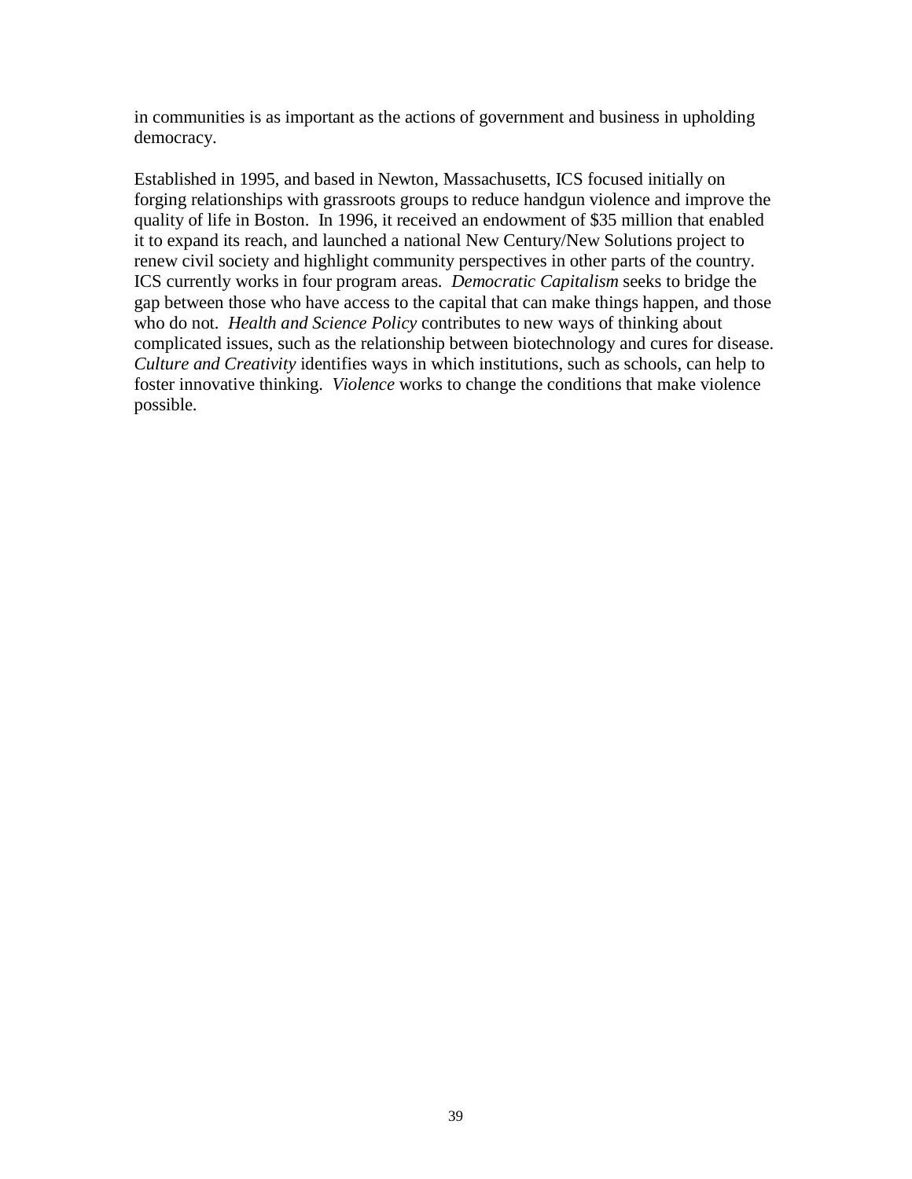in communities is as important as the actions of government and business in upholding democracy.

Established in 1995, and based in Newton, Massachusetts, ICS focused initially on forging relationships with grassroots groups to reduce handgun violence and improve the quality of life in Boston. In 1996, it received an endowment of $35 million that enabled it to expand its reach, and launched a national New Century/New Solutions project to renew civil society and highlight community perspectives in other parts of the country. ICS currently works in four program areas. *Democratic Capitalism* seeks to bridge the gap between those who have access to the capital that can make things happen, and those who do not. *Health and Science Policy* contributes to new ways of thinking about complicated issues, such as the relationship between biotechnology and cures for disease. *Culture and Creativity* identifies ways in which institutions, such as schools, can help to foster innovative thinking. *Violence* works to change the conditions that make violence possible.